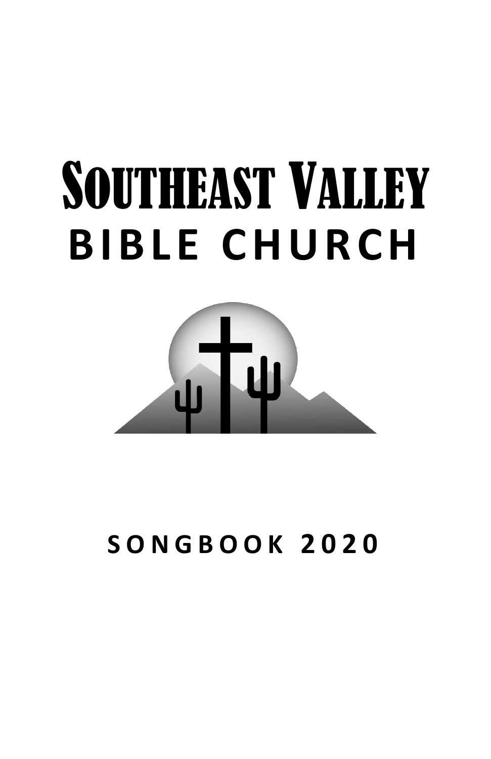# Southeast Valley
# BIBLE CHURCH

## SONGBOOK 2020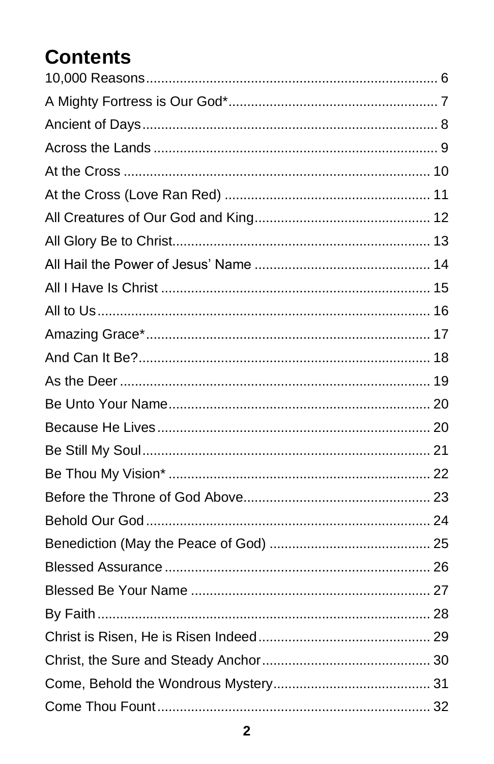# Contents

10,000 Reasons ............ 6
A Mighty Fortress is Our God* ............ 7
Ancient of Days ............ 8
Across the Lands ............ 9
At the Cross ............ 10
At the Cross (Love Ran Red) ............ 11
All Creatures of Our God and King ............ 12
All Glory Be to Christ ............ 13
All Hail the Power of Jesus’ Name ............ 14
All I Have Is Christ ............ 15
All to Us ............ 16
Amazing Grace* ............ 17
And Can It Be? ............ 18
As the Deer ............ 19
Be Unto Your Name ............ 20
Because He Lives ............ 20
Be Still My Soul ............ 21
Be Thou My Vision* ............ 22
Before the Throne of God Above ............ 23
Behold Our God ............ 24
Benediction (May the Peace of God) ............ 25
Blessed Assurance ............ 26
Blessed Be Your Name ............ 27
By Faith ............ 28
Christ is Risen, He is Risen Indeed ............ 29
Christ, the Sure and Steady Anchor ............ 30
Come, Behold the Wondrous Mystery ............ 31
Come Thou Fount ............ 32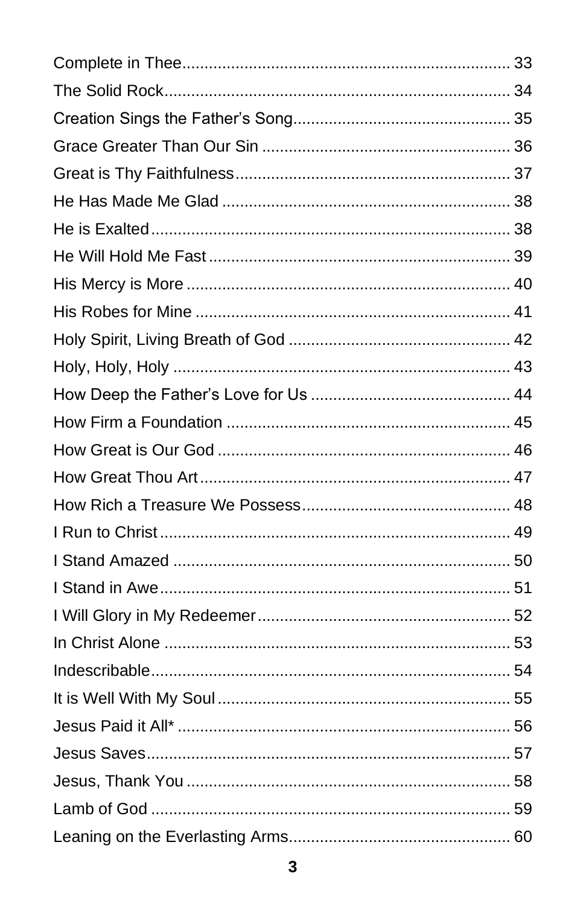Complete in Thee........................................................................ 33
The Solid Rock............................................................................ 34
Creation Sings the Father's Song................................................ 35
Grace Greater Than Our Sin ....................................................... 36
Great is Thy Faithfulness............................................................. 37
He Has Made Me Glad ................................................................ 38
He is Exalted................................................................................ 38
He Will Hold Me Fast ................................................................... 39
His Mercy is More ........................................................................ 40
His Robes for Mine ...................................................................... 41
Holy Spirit, Living Breath of God ................................................. 42
Holy, Holy, Holy ........................................................................... 43
How Deep the Father's Love for Us ............................................ 44
How Firm a Foundation ............................................................... 45
How Great is Our God ................................................................. 46
How Great Thou Art..................................................................... 47
How Rich a Treasure We Possess.............................................. 48
I Run to Christ.............................................................................. 49
I Stand Amazed ........................................................................... 50
I Stand in Awe.............................................................................. 51
I Will Glory in My Redeemer........................................................ 52
In Christ Alone ............................................................................. 53
Indescribable................................................................................ 54
It is Well With My Soul ................................................................. 55
Jesus Paid it All* .......................................................................... 56
Jesus Saves................................................................................. 57
Jesus, Thank You ........................................................................ 58
Lamb of God ................................................................................ 59
Leaning on the Everlasting Arms................................................. 60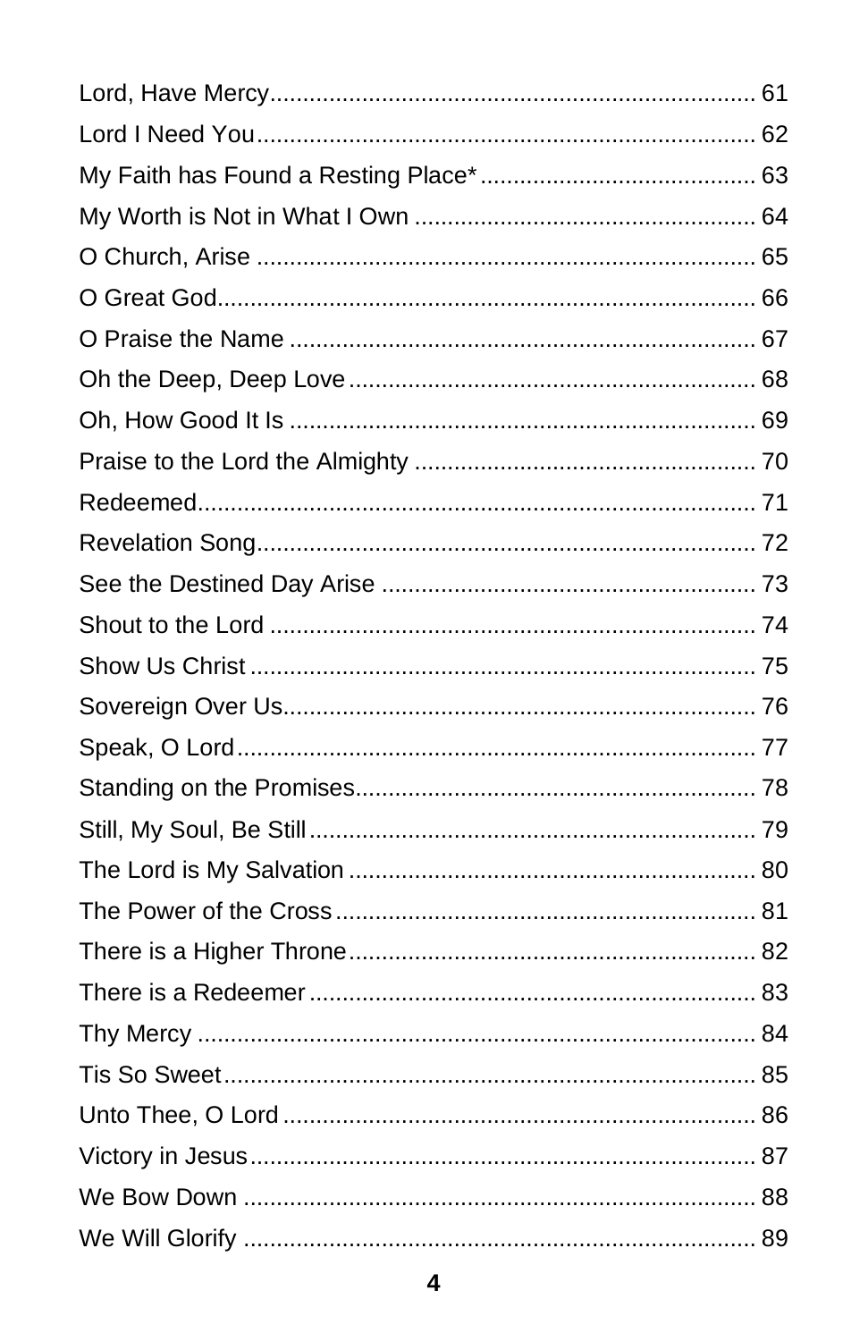Lord, Have Mercy........................................................................ 61
Lord I Need You.......................................................................... 62
My Faith has Found a Resting Place*.......................................... 63
My Worth is Not in What I Own .................................................... 64
O Church, Arise ........................................................................... 65
O Great God................................................................................. 66
O Praise the Name ...................................................................... 67
Oh the Deep, Deep Love............................................................. 68
Oh, How Good It Is ...................................................................... 69
Praise to the Lord the Almighty .................................................... 70
Redeemed.................................................................................... 71
Revelation Song........................................................................... 72
See the Destined Day Arise ......................................................... 73
Shout to the Lord ......................................................................... 74
Show Us Christ ............................................................................ 75
Sovereign Over Us....................................................................... 76
Speak, O Lord.............................................................................. 77
Standing on the Promises............................................................ 78
Still, My Soul, Be Still.................................................................... 79
The Lord is My Salvation ............................................................. 80
The Power of the Cross................................................................ 81
There is a Higher Throne............................................................. 82
There is a Redeemer................................................................... 83
Thy Mercy .................................................................................... 84
Tis So Sweet................................................................................ 85
Unto Thee, O Lord....................................................................... 86
Victory in Jesus............................................................................ 87
We Bow Down ............................................................................. 88
We Will Glorify ............................................................................. 89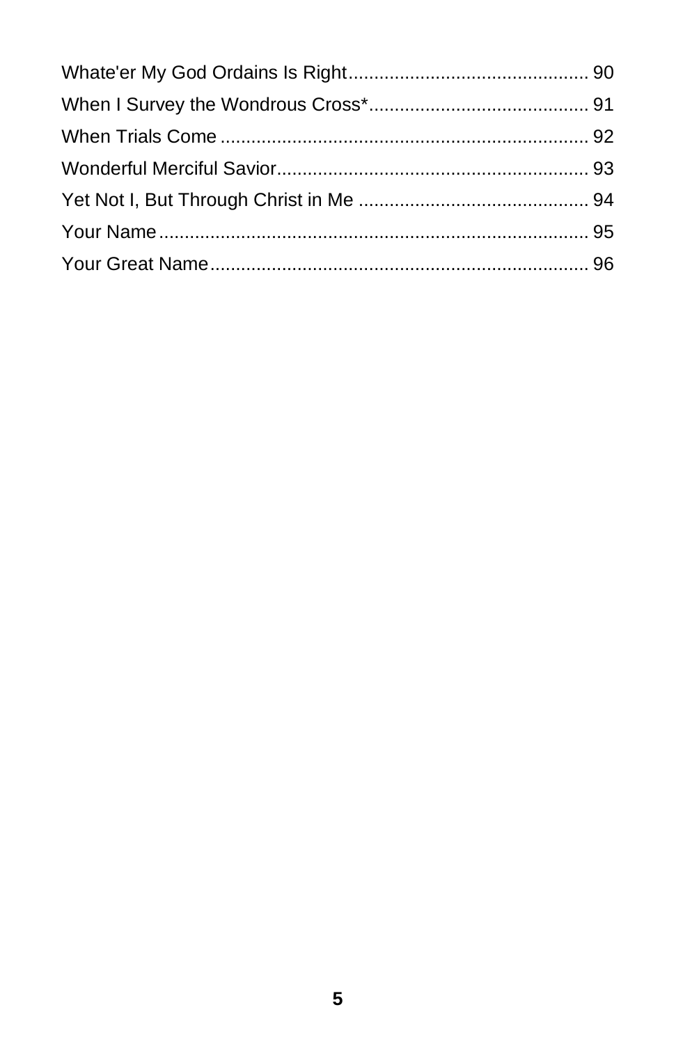Whate'er My God Ordains Is Right............................................... 90

When I Survey the Wondrous Cross*........................................... 91

When Trials Come ......................................................................... 92

Wonderful Merciful Savior............................................................. 93

Yet Not I, But Through Christ in Me ............................................. 94

Your Name..................................................................................... 95

Your Great Name........................................................................... 96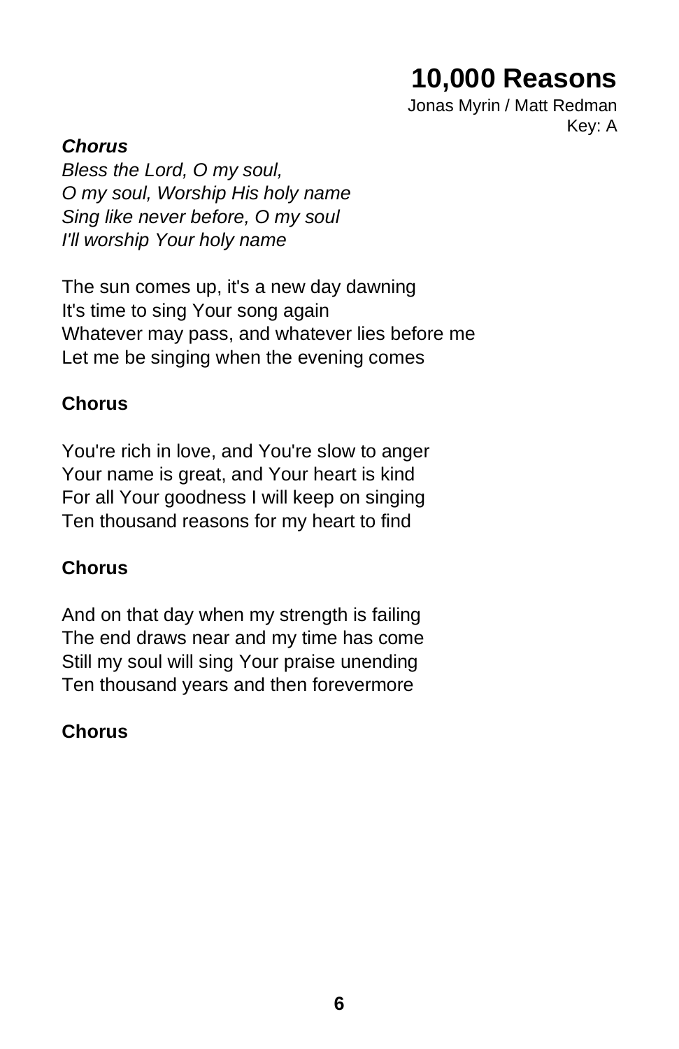# 10,000 Reasons

Jonas Myrin / Matt Redman
Key: A

***Chorus***
*Bless the Lord, O my soul,*
*O my soul, Worship His holy name*
*Sing like never before, O my soul*
*I'll worship Your holy name*

The sun comes up, it's a new day dawning
It's time to sing Your song again
Whatever may pass, and whatever lies before me
Let me be singing when the evening comes

**Chorus**

You're rich in love, and You're slow to anger
Your name is great, and Your heart is kind
For all Your goodness I will keep on singing
Ten thousand reasons for my heart to find

**Chorus**

And on that day when my strength is failing
The end draws near and my time has come
Still my soul will sing Your praise unending
Ten thousand years and then forevermore

**Chorus**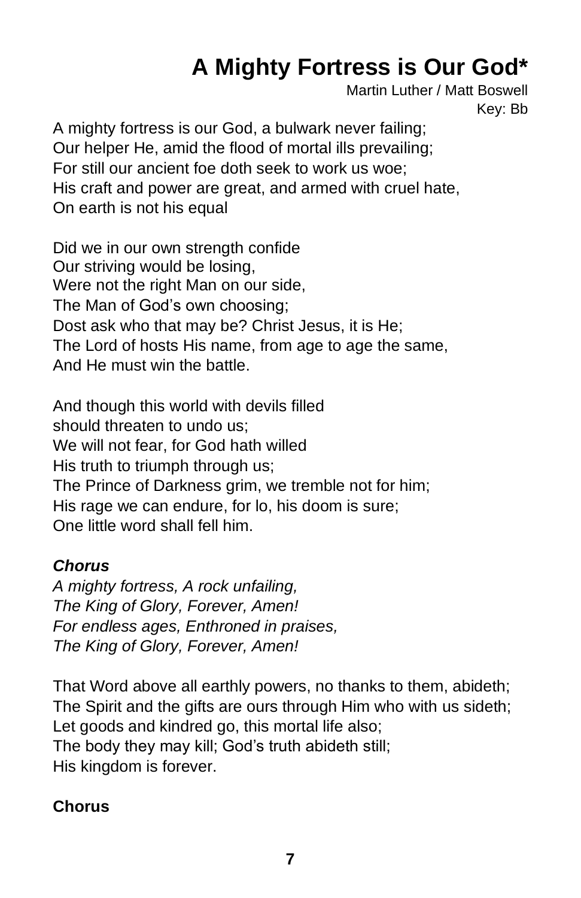# A Mighty Fortress is Our God*

Martin Luther / Matt Boswell
Key: Bb

A mighty fortress is our God, a bulwark never failing;
Our helper He, amid the flood of mortal ills prevailing;
For still our ancient foe doth seek to work us woe;
His craft and power are great, and armed with cruel hate,
On earth is not his equal

Did we in our own strength confide
Our striving would be losing,
Were not the right Man on our side,
The Man of God's own choosing;
Dost ask who that may be? Christ Jesus, it is He;
The Lord of hosts His name, from age to age the same,
And He must win the battle.

And though this world with devils filled
should threaten to undo us;
We will not fear, for God hath willed
His truth to triumph through us;
The Prince of Darkness grim, we tremble not for him;
His rage we can endure, for lo, his doom is sure;
One little word shall fell him.

***Chorus***
*A mighty fortress, A rock unfailing,*
*The King of Glory, Forever, Amen!*
*For endless ages, Enthroned in praises,*
*The King of Glory, Forever, Amen!*

That Word above all earthly powers, no thanks to them, abideth;
The Spirit and the gifts are ours through Him who with us sideth;
Let goods and kindred go, this mortal life also;
The body they may kill; God's truth abideth still;
His kingdom is forever.

**Chorus**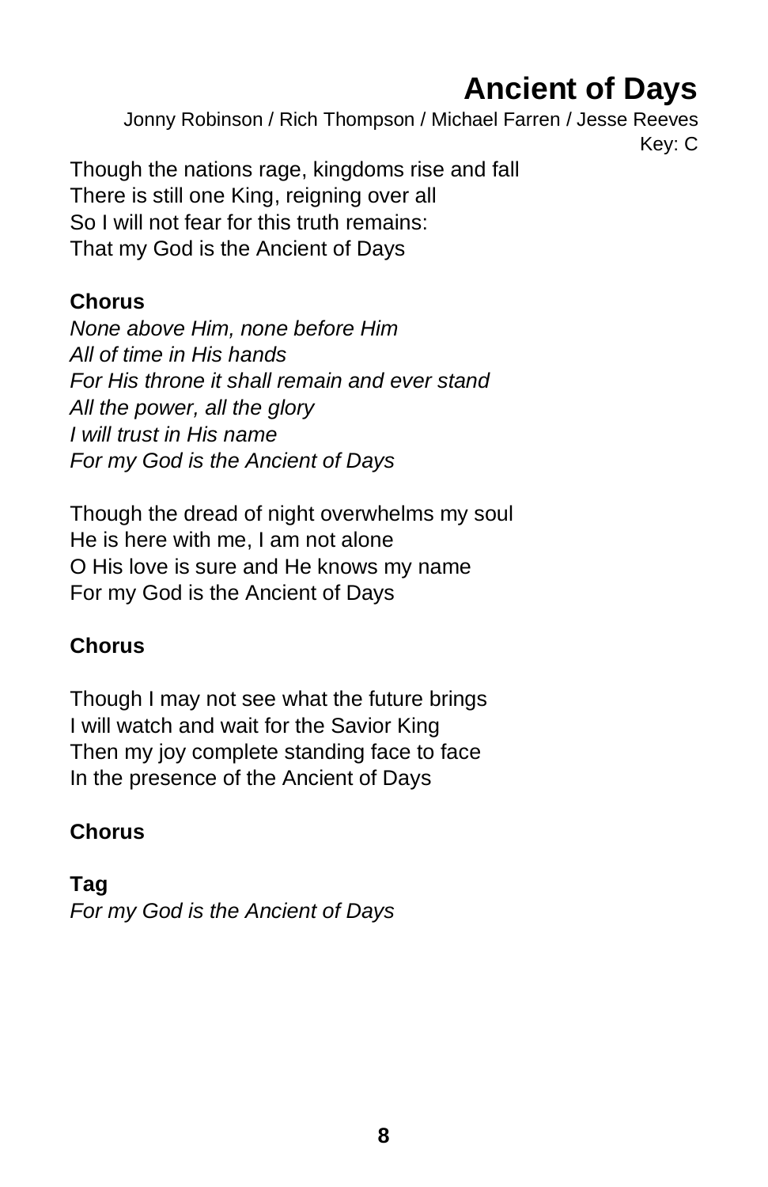# Ancient of Days

Jonny Robinson / Rich Thompson / Michael Farren / Jesse Reeves
Key: C

Though the nations rage, kingdoms rise and fall
There is still one King, reigning over all
So I will not fear for this truth remains:
That my God is the Ancient of Days

**Chorus**
*None above Him, none before Him*
*All of time in His hands*
*For His throne it shall remain and ever stand*
*All the power, all the glory*
*I will trust in His name*
*For my God is the Ancient of Days*

Though the dread of night overwhelms my soul
He is here with me, I am not alone
O His love is sure and He knows my name
For my God is the Ancient of Days

**Chorus**

Though I may not see what the future brings
I will watch and wait for the Savior King
Then my joy complete standing face to face
In the presence of the Ancient of Days

**Chorus**

**Tag**
*For my God is the Ancient of Days*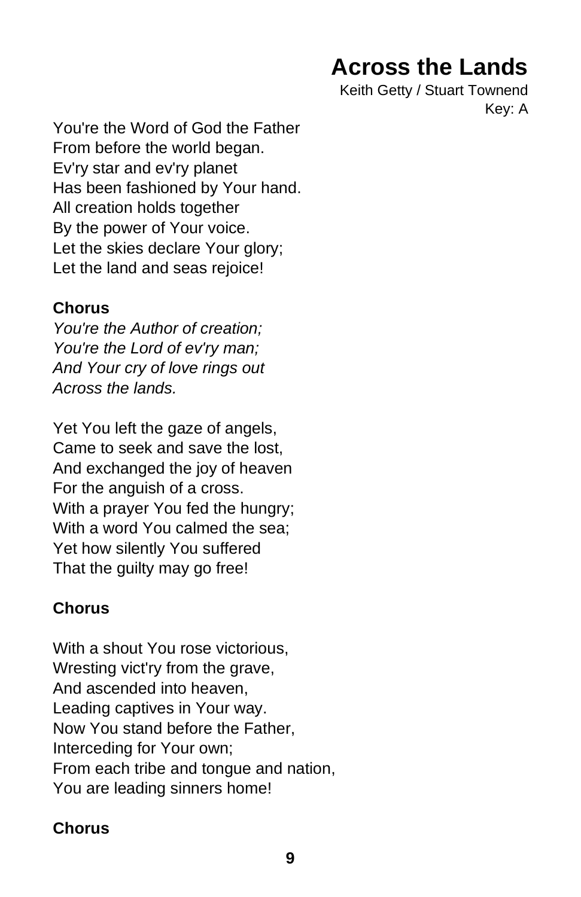# Across the Lands

Keith Getty / Stuart Townend
Key: A

You're the Word of God the Father
From before the world began.
Ev'ry star and ev'ry planet
Has been fashioned by Your hand.
All creation holds together
By the power of Your voice.
Let the skies declare Your glory;
Let the land and seas rejoice!

**Chorus**
*You're the Author of creation;*
*You're the Lord of ev'ry man;*
*And Your cry of love rings out*
*Across the lands.*

Yet You left the gaze of angels,
Came to seek and save the lost,
And exchanged the joy of heaven
For the anguish of a cross.
With a prayer You fed the hungry;
With a word You calmed the sea;
Yet how silently You suffered
That the guilty may go free!

**Chorus**

With a shout You rose victorious,
Wresting vict'ry from the grave,
And ascended into heaven,
Leading captives in Your way.
Now You stand before the Father,
Interceding for Your own;
From each tribe and tongue and nation,
You are leading sinners home!

**Chorus**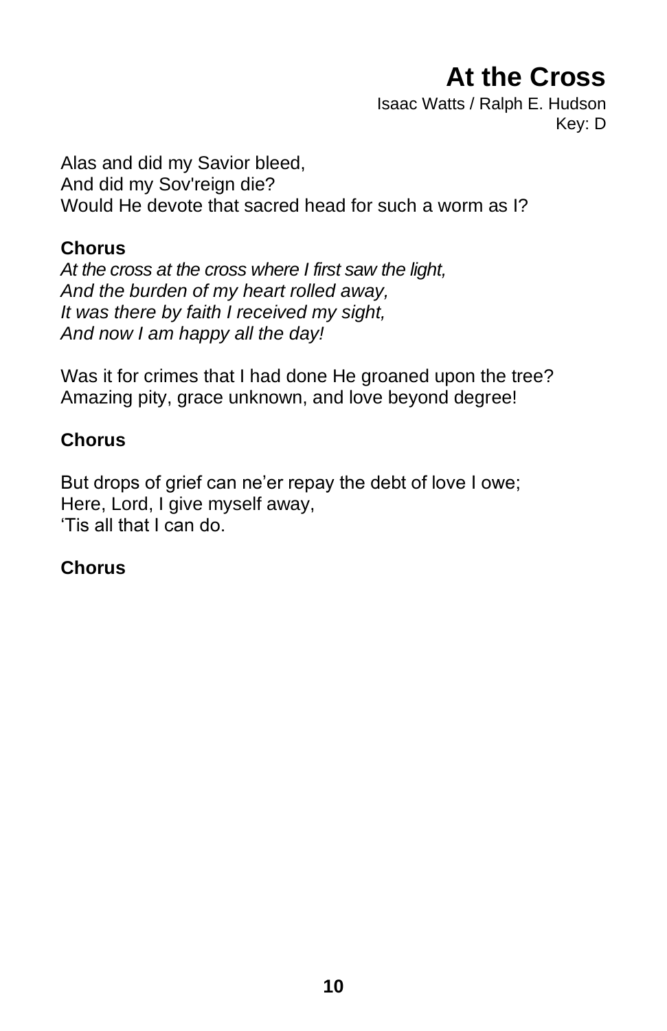# At the Cross

Isaac Watts / Ralph E. Hudson
Key: D

Alas and did my Savior bleed,
And did my Sov'reign die?
Would He devote that sacred head for such a worm as I?

**Chorus**
*At the cross at the cross where I first saw the light,*
*And the burden of my heart rolled away,*
*It was there by faith I received my sight,*
*And now I am happy all the day!*

Was it for crimes that I had done He groaned upon the tree?
Amazing pity, grace unknown, and love beyond degree!

**Chorus**

But drops of grief can ne'er repay the debt of love I owe;
Here, Lord, I give myself away,
'Tis all that I can do.

**Chorus**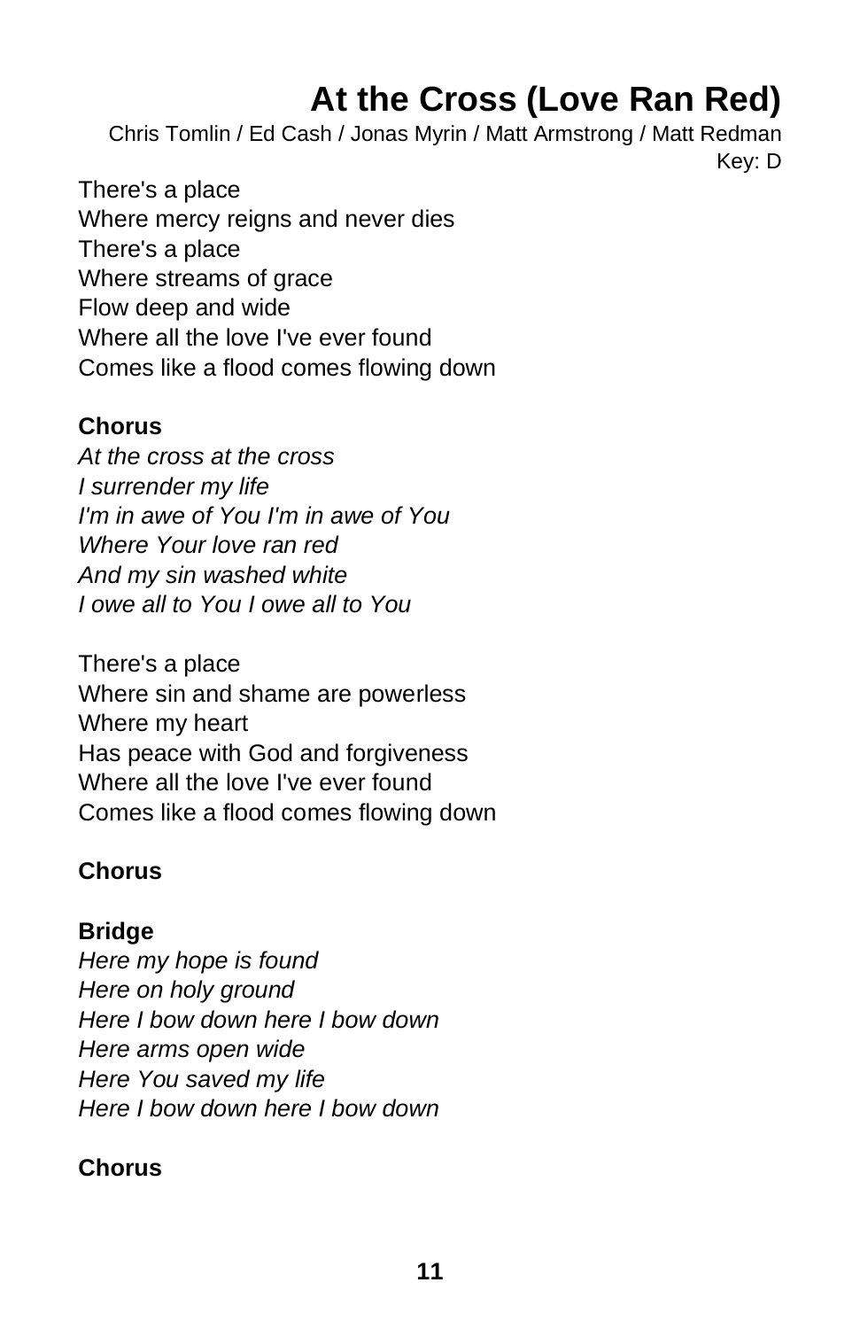# At the Cross (Love Ran Red)

Chris Tomlin / Ed Cash / Jonas Myrin / Matt Armstrong / Matt Redman

Key: D

There's a place
Where mercy reigns and never dies
There's a place
Where streams of grace
Flow deep and wide
Where all the love I've ever found
Comes like a flood comes flowing down

**Chorus**

*At the cross at the cross*
*I surrender my life*
*I'm in awe of You I'm in awe of You*
*Where Your love ran red*
*And my sin washed white*
*I owe all to You I owe all to You*

There's a place
Where sin and shame are powerless
Where my heart
Has peace with God and forgiveness
Where all the love I've ever found
Comes like a flood comes flowing down

**Chorus**

**Bridge**

*Here my hope is found*
*Here on holy ground*
*Here I bow down here I bow down*
*Here arms open wide*
*Here You saved my life*
*Here I bow down here I bow down*

**Chorus**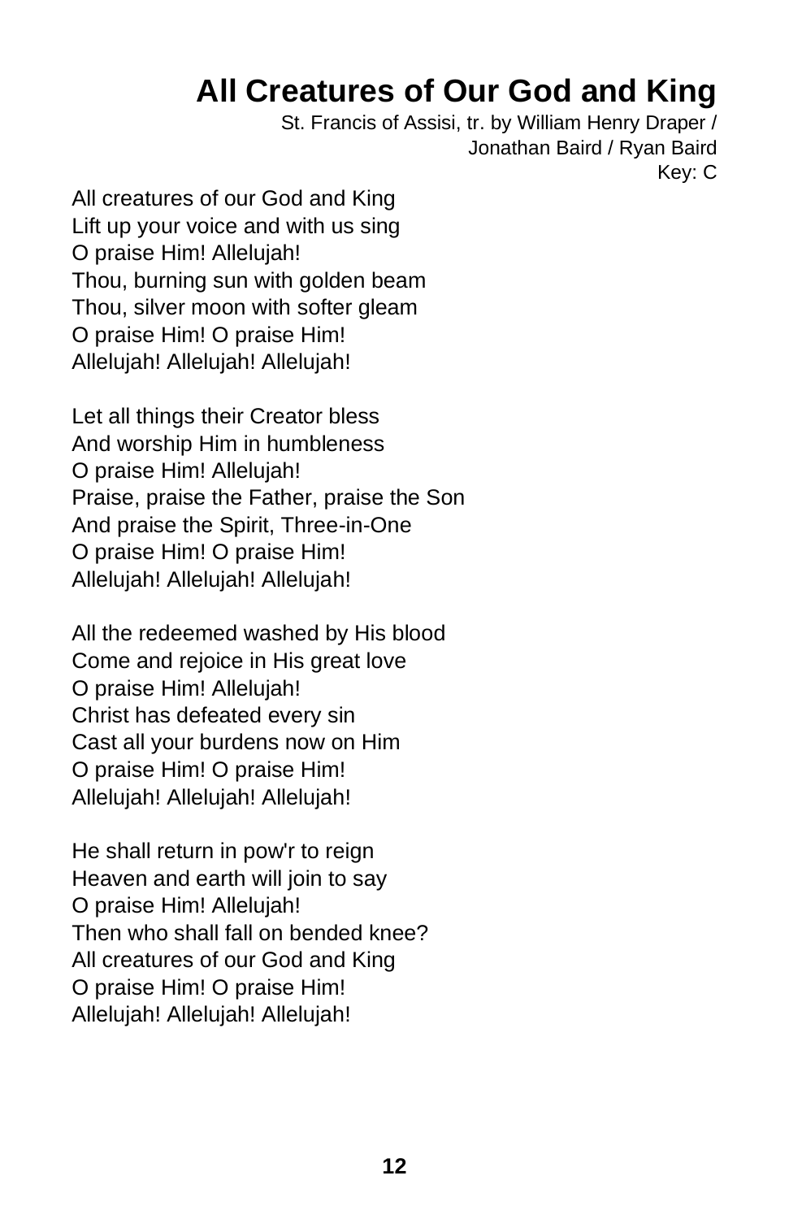# All Creatures of Our God and King

St. Francis of Assisi, tr. by William Henry Draper /
Jonathan Baird / Ryan Baird
Key: C

All creatures of our God and King
Lift up your voice and with us sing
O praise Him! Allelujah!
Thou, burning sun with golden beam
Thou, silver moon with softer gleam
O praise Him! O praise Him!
Allelujah! Allelujah! Allelujah!

Let all things their Creator bless
And worship Him in humbleness
O praise Him! Allelujah!
Praise, praise the Father, praise the Son
And praise the Spirit, Three-in-One
O praise Him! O praise Him!
Allelujah! Allelujah! Allelujah!

All the redeemed washed by His blood
Come and rejoice in His great love
O praise Him! Allelujah!
Christ has defeated every sin
Cast all your burdens now on Him
O praise Him! O praise Him!
Allelujah! Allelujah! Allelujah!

He shall return in pow'r to reign
Heaven and earth will join to say
O praise Him! Allelujah!
Then who shall fall on bended knee?
All creatures of our God and King
O praise Him! O praise Him!
Allelujah! Allelujah! Allelujah!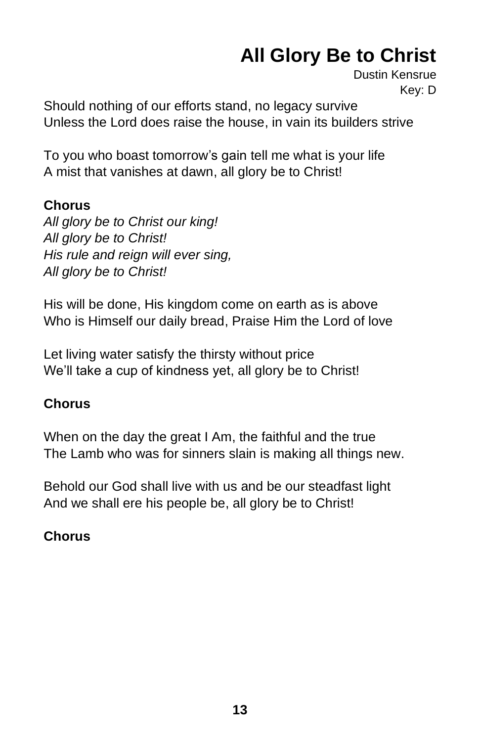# All Glory Be to Christ

Dustin Kensrue
Key: D

Should nothing of our efforts stand, no legacy survive
Unless the Lord does raise the house, in vain its builders strive

To you who boast tomorrow's gain tell me what is your life
A mist that vanishes at dawn, all glory be to Christ!

**Chorus**
*All glory be to Christ our king!*
*All glory be to Christ!*
*His rule and reign will ever sing,*
*All glory be to Christ!*

His will be done, His kingdom come on earth as is above
Who is Himself our daily bread, Praise Him the Lord of love

Let living water satisfy the thirsty without price
We'll take a cup of kindness yet, all glory be to Christ!

**Chorus**

When on the day the great I Am, the faithful and the true
The Lamb who was for sinners slain is making all things new.

Behold our God shall live with us and be our steadfast light
And we shall ere his people be, all glory be to Christ!

**Chorus**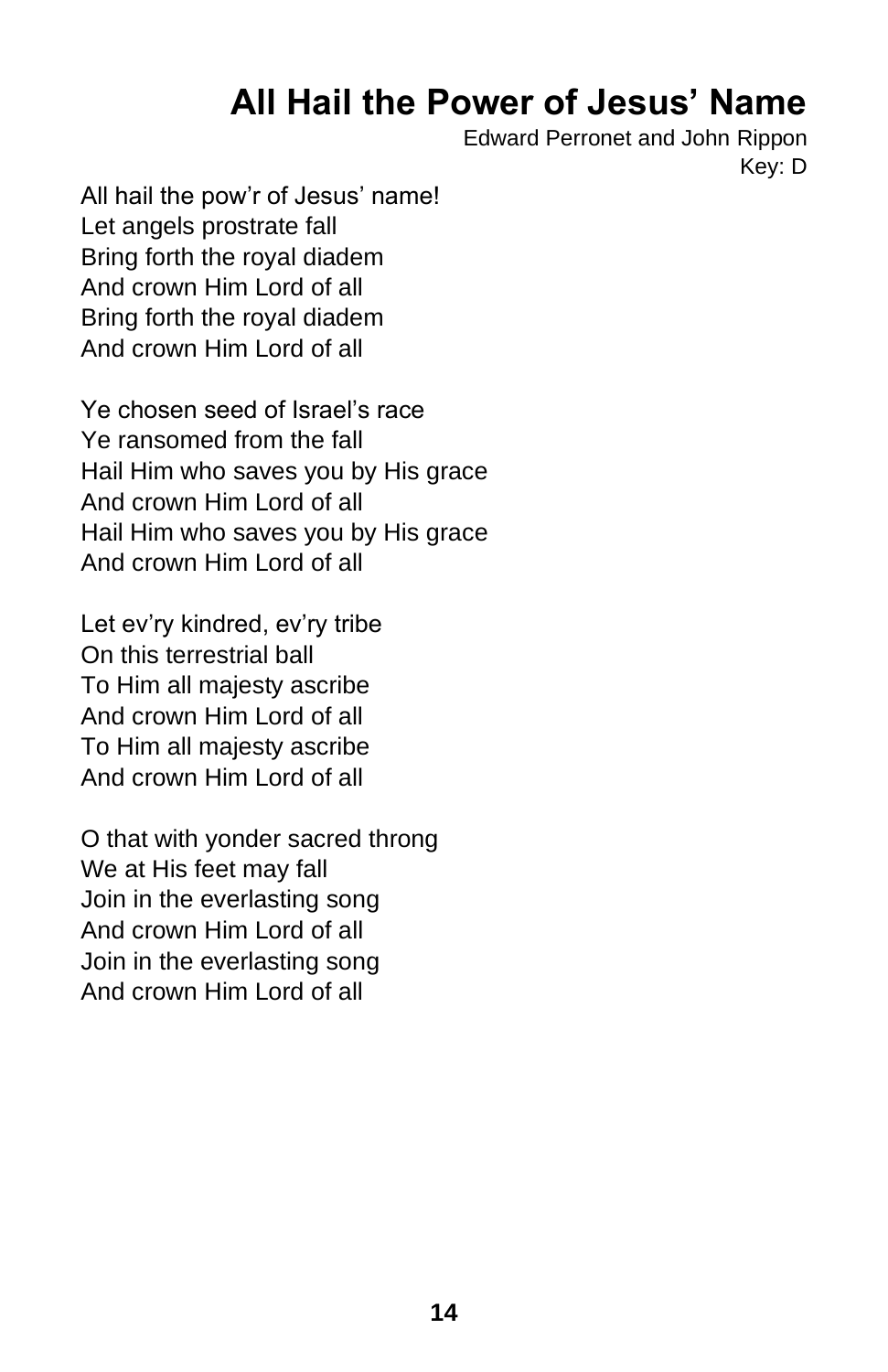# All Hail the Power of Jesus' Name

Edward Perronet and John Rippon
Key: D

All hail the pow'r of Jesus' name!
Let angels prostrate fall
Bring forth the royal diadem
And crown Him Lord of all
Bring forth the royal diadem
And crown Him Lord of all

Ye chosen seed of Israel's race
Ye ransomed from the fall
Hail Him who saves you by His grace
And crown Him Lord of all
Hail Him who saves you by His grace
And crown Him Lord of all

Let ev'ry kindred, ev'ry tribe
On this terrestrial ball
To Him all majesty ascribe
And crown Him Lord of all
To Him all majesty ascribe
And crown Him Lord of all

O that with yonder sacred throng
We at His feet may fall
Join in the everlasting song
And crown Him Lord of all
Join in the everlasting song
And crown Him Lord of all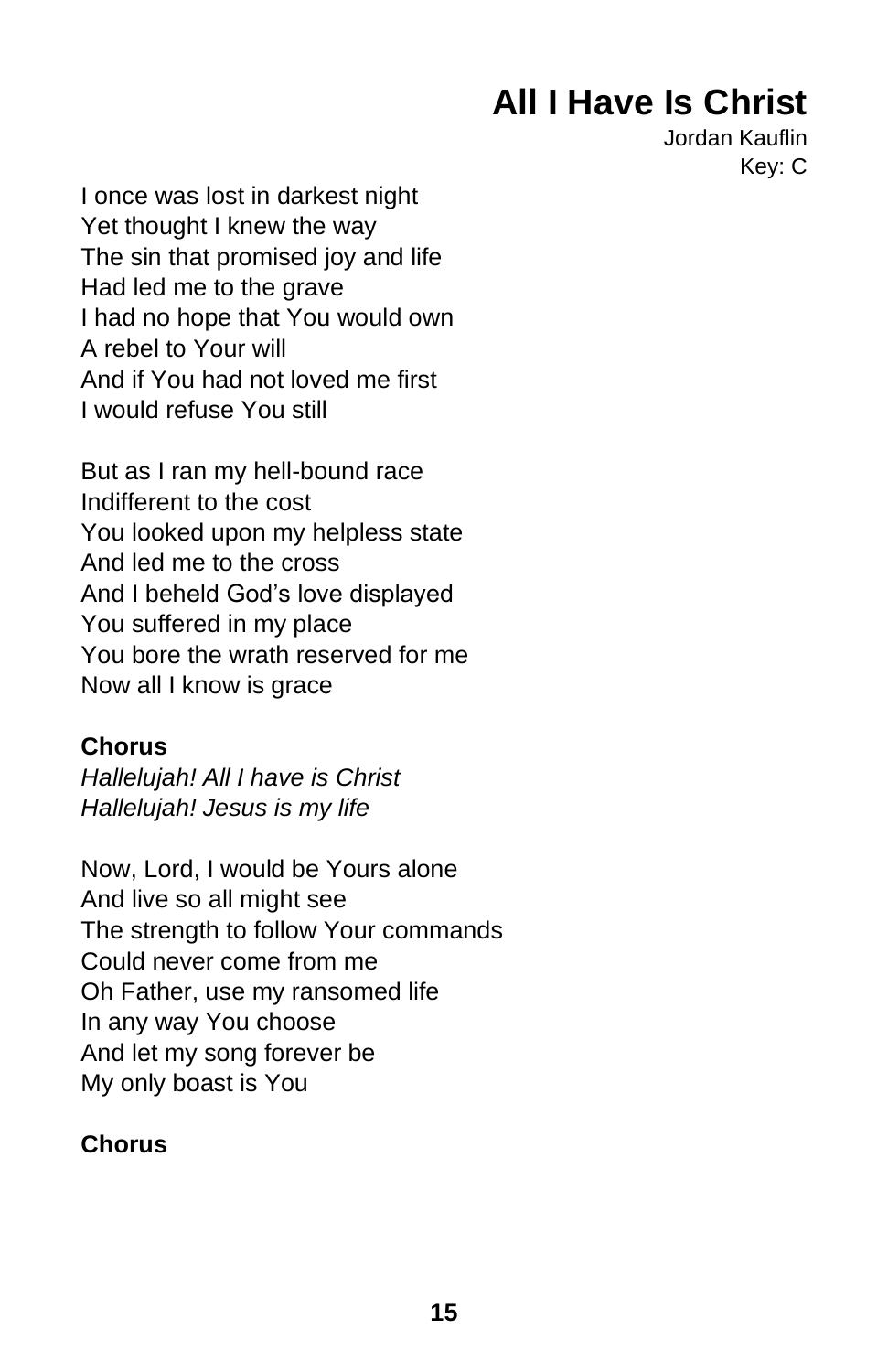# All I Have Is Christ

Jordan Kauflin
Key: C

I once was lost in darkest night
Yet thought I knew the way
The sin that promised joy and life
Had led me to the grave
I had no hope that You would own
A rebel to Your will
And if You had not loved me first
I would refuse You still

But as I ran my hell-bound race
Indifferent to the cost
You looked upon my helpless state
And led me to the cross
And I beheld God's love displayed
You suffered in my place
You bore the wrath reserved for me
Now all I know is grace

**Chorus**
*Hallelujah! All I have is Christ*
*Hallelujah! Jesus is my life*

Now, Lord, I would be Yours alone
And live so all might see
The strength to follow Your commands
Could never come from me
Oh Father, use my ransomed life
In any way You choose
And let my song forever be
My only boast is You

**Chorus**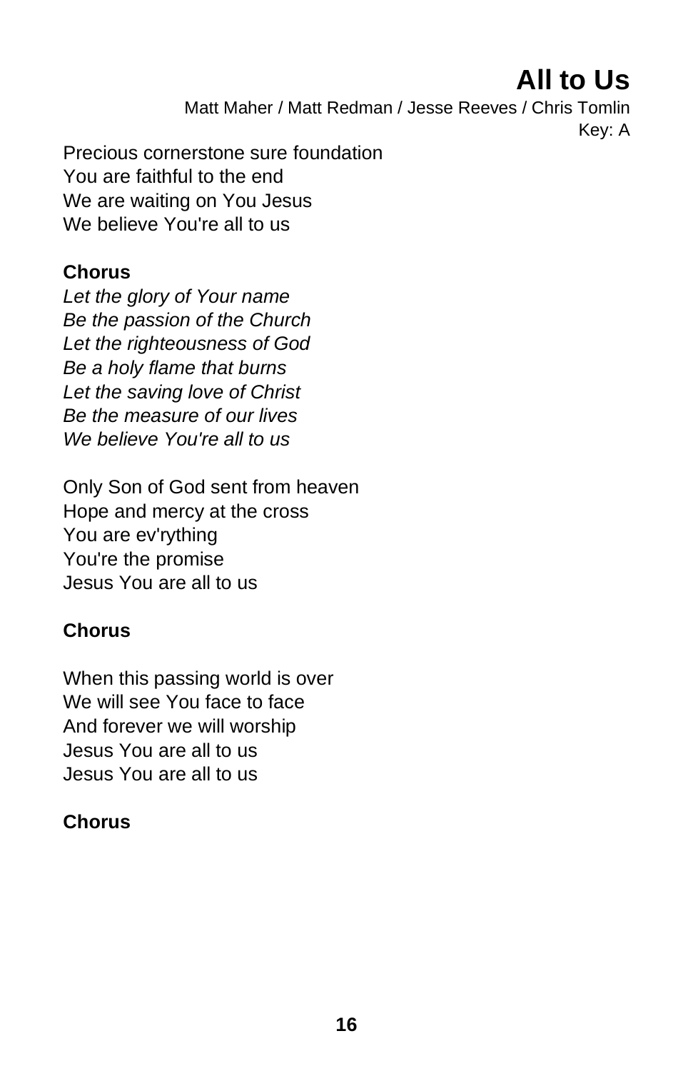# All to Us

Matt Maher / Matt Redman / Jesse Reeves / Chris Tomlin
Key: A

Precious cornerstone sure foundation
You are faithful to the end
We are waiting on You Jesus
We believe You're all to us

**Chorus**
*Let the glory of Your name*
*Be the passion of the Church*
*Let the righteousness of God*
*Be a holy flame that burns*
*Let the saving love of Christ*
*Be the measure of our lives*
*We believe You're all to us*

Only Son of God sent from heaven
Hope and mercy at the cross
You are ev'rything
You're the promise
Jesus You are all to us

**Chorus**

When this passing world is over
We will see You face to face
And forever we will worship
Jesus You are all to us
Jesus You are all to us

**Chorus**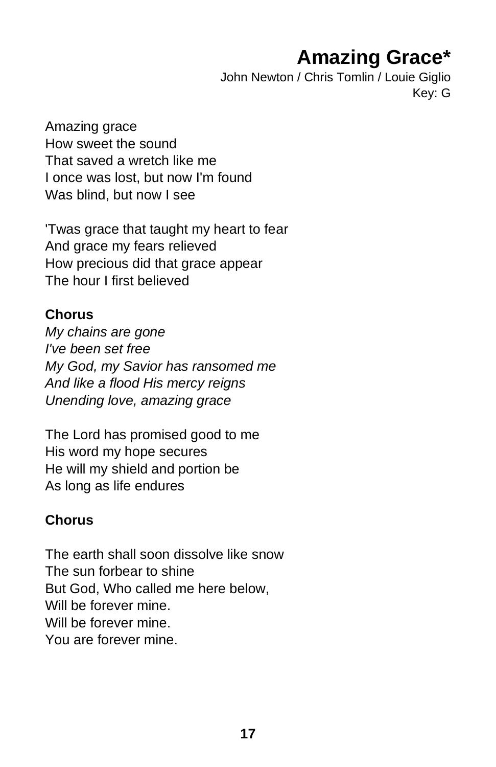# Amazing Grace*

John Newton / Chris Tomlin / Louie Giglio
Key: G

Amazing grace
How sweet the sound
That saved a wretch like me
I once was lost, but now I'm found
Was blind, but now I see

'Twas grace that taught my heart to fear
And grace my fears relieved
How precious did that grace appear
The hour I first believed

**Chorus**
*My chains are gone*
*I've been set free*
*My God, my Savior has ransomed me*
*And like a flood His mercy reigns*
*Unending love, amazing grace*

The Lord has promised good to me
His word my hope secures
He will my shield and portion be
As long as life endures

**Chorus**

The earth shall soon dissolve like snow
The sun forbear to shine
But God, Who called me here below,
Will be forever mine.
Will be forever mine.
You are forever mine.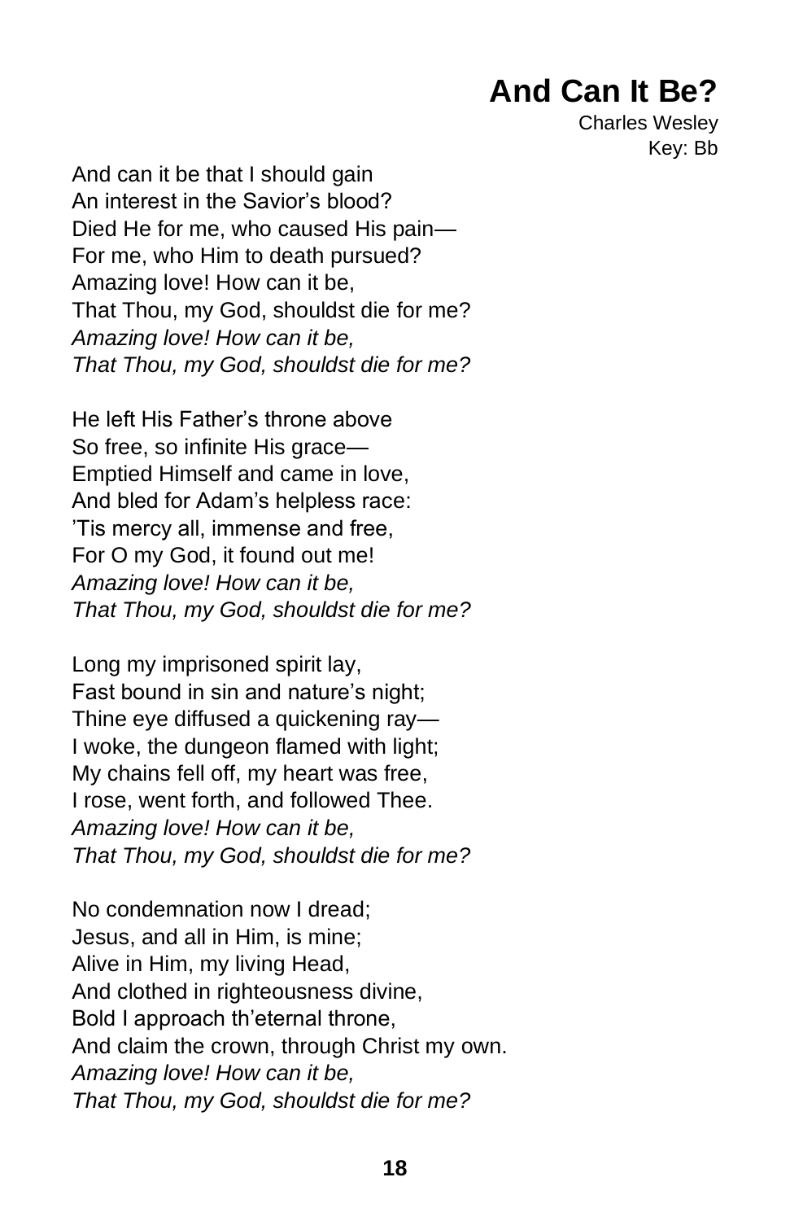# And Can It Be?

Charles Wesley
Key: Bb

And can it be that I should gain
An interest in the Savior's blood?
Died He for me, who caused His pain—
For me, who Him to death pursued?
Amazing love! How can it be,
That Thou, my God, shouldst die for me?
*Amazing love! How can it be,*
*That Thou, my God, shouldst die for me?*

He left His Father's throne above
So free, so infinite His grace—
Emptied Himself and came in love,
And bled for Adam's helpless race:
'Tis mercy all, immense and free,
For O my God, it found out me!
*Amazing love! How can it be,*
*That Thou, my God, shouldst die for me?*

Long my imprisoned spirit lay,
Fast bound in sin and nature's night;
Thine eye diffused a quickening ray—
I woke, the dungeon flamed with light;
My chains fell off, my heart was free,
I rose, went forth, and followed Thee.
*Amazing love! How can it be,*
*That Thou, my God, shouldst die for me?*

No condemnation now I dread;
Jesus, and all in Him, is mine;
Alive in Him, my living Head,
And clothed in righteousness divine,
Bold I approach th'eternal throne,
And claim the crown, through Christ my own.
*Amazing love! How can it be,*
*That Thou, my God, shouldst die for me?*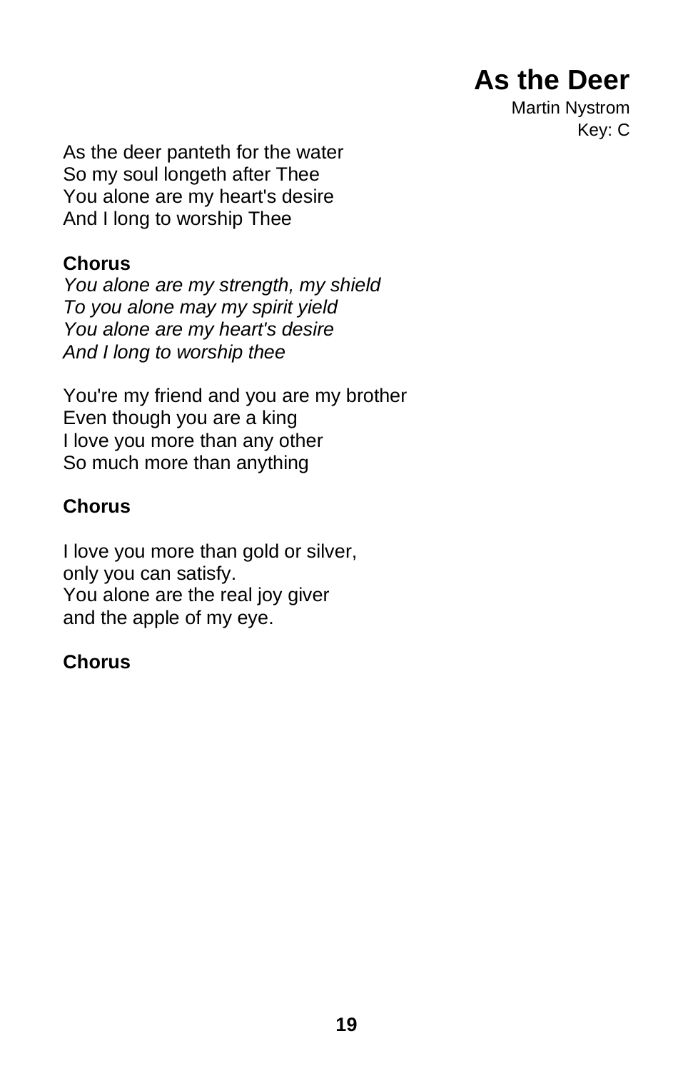# As the Deer

Martin Nystrom
Key: C

As the deer panteth for the water
So my soul longeth after Thee
You alone are my heart's desire
And I long to worship Thee

**Chorus**
*You alone are my strength, my shield*
*To you alone may my spirit yield*
*You alone are my heart's desire*
*And I long to worship thee*

You're my friend and you are my brother
Even though you are a king
I love you more than any other
So much more than anything

**Chorus**

I love you more than gold or silver,
only you can satisfy.
You alone are the real joy giver
and the apple of my eye.

**Chorus**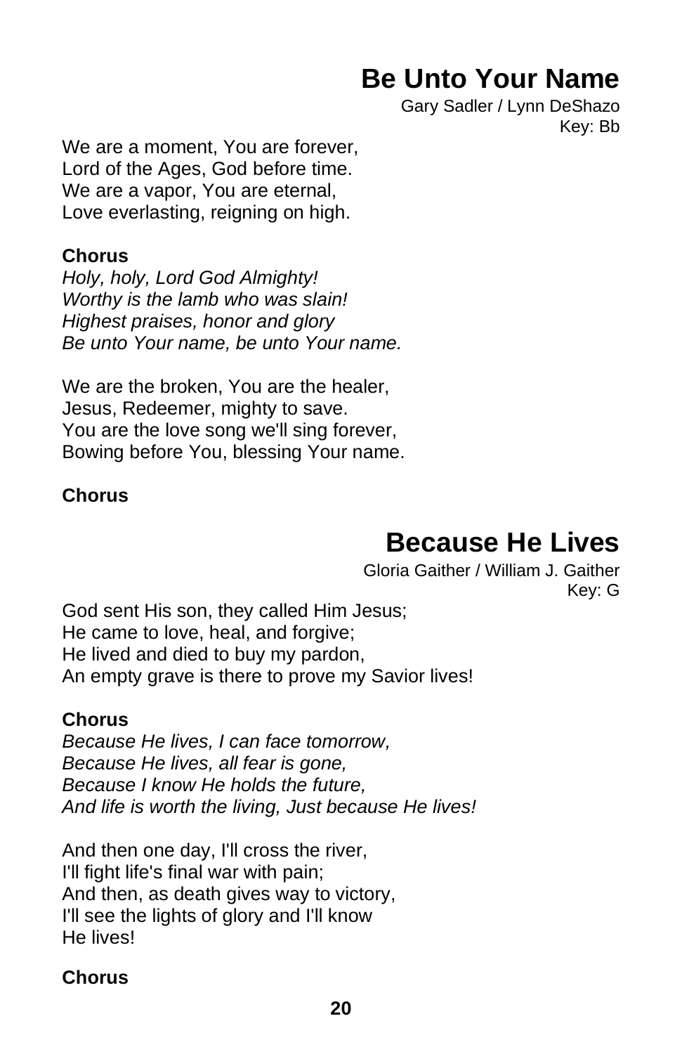# Be Unto Your Name

Gary Sadler / Lynn DeShazo
Key: Bb

We are a moment, You are forever,
Lord of the Ages, God before time.
We are a vapor, You are eternal,
Love everlasting, reigning on high.

**Chorus**
*Holy, holy, Lord God Almighty!*
*Worthy is the lamb who was slain!*
*Highest praises, honor and glory*
*Be unto Your name, be unto Your name.*

We are the broken, You are the healer,
Jesus, Redeemer, mighty to save.
You are the love song we'll sing forever,
Bowing before You, blessing Your name.

**Chorus**

# Because He Lives

Gloria Gaither / William J. Gaither
Key: G

God sent His son, they called Him Jesus;
He came to love, heal, and forgive;
He lived and died to buy my pardon,
An empty grave is there to prove my Savior lives!

**Chorus**
*Because He lives, I can face tomorrow,*
*Because He lives, all fear is gone,*
*Because I know He holds the future,*
*And life is worth the living, Just because He lives!*

And then one day, I'll cross the river,
I'll fight life's final war with pain;
And then, as death gives way to victory,
I'll see the lights of glory and I'll know
He lives!

**Chorus**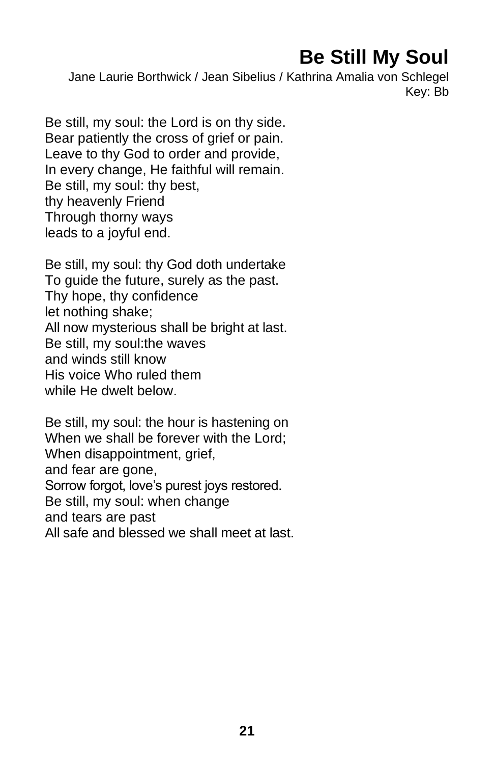# Be Still My Soul

Jane Laurie Borthwick / Jean Sibelius / Kathrina Amalia von Schlegel
Key: Bb

Be still, my soul: the Lord is on thy side.
Bear patiently the cross of grief or pain.
Leave to thy God to order and provide,
In every change, He faithful will remain.
Be still, my soul: thy best,
thy heavenly Friend
Through thorny ways
leads to a joyful end.

Be still, my soul: thy God doth undertake
To guide the future, surely as the past.
Thy hope, thy confidence
let nothing shake;
All now mysterious shall be bright at last.
Be still, my soul:the waves
and winds still know
His voice Who ruled them
while He dwelt below.

Be still, my soul: the hour is hastening on
When we shall be forever with the Lord;
When disappointment, grief,
and fear are gone,
Sorrow forgot, love's purest joys restored.
Be still, my soul: when change
and tears are past
All safe and blessed we shall meet at last.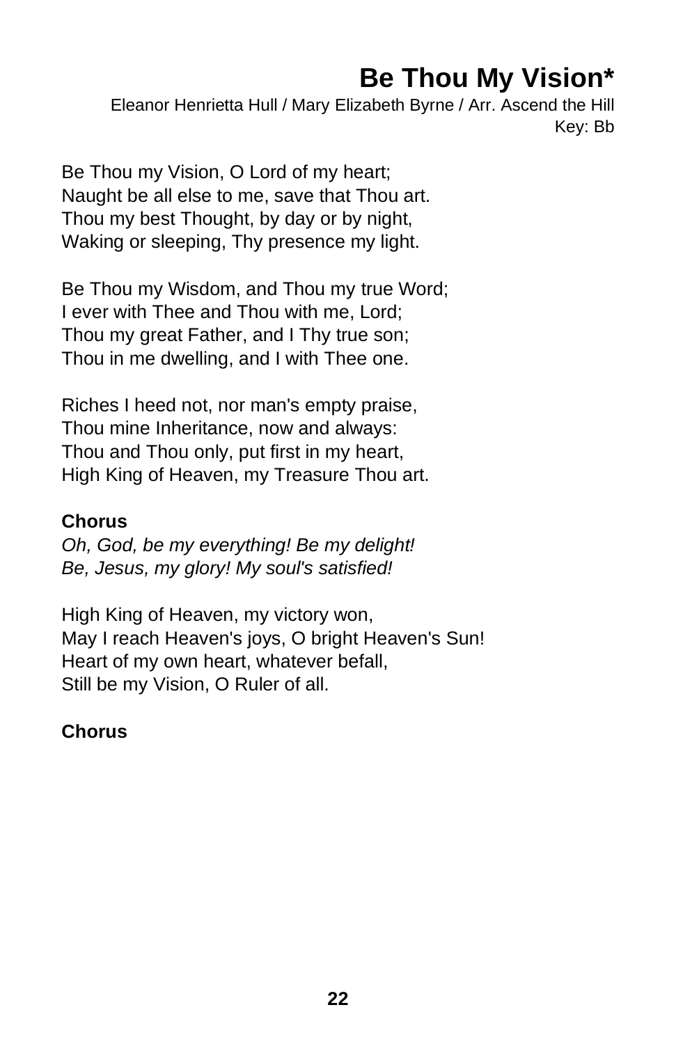# Be Thou My Vision*

Eleanor Henrietta Hull / Mary Elizabeth Byrne / Arr. Ascend the Hill
Key: Bb

Be Thou my Vision, O Lord of my heart;
Naught be all else to me, save that Thou art.
Thou my best Thought, by day or by night,
Waking or sleeping, Thy presence my light.

Be Thou my Wisdom, and Thou my true Word;
I ever with Thee and Thou with me, Lord;
Thou my great Father, and I Thy true son;
Thou in me dwelling, and I with Thee one.

Riches I heed not, nor man's empty praise,
Thou mine Inheritance, now and always:
Thou and Thou only, put first in my heart,
High King of Heaven, my Treasure Thou art.

**Chorus**
*Oh, God, be my everything! Be my delight!*
*Be, Jesus, my glory! My soul's satisfied!*

High King of Heaven, my victory won,
May I reach Heaven's joys, O bright Heaven's Sun!
Heart of my own heart, whatever befall,
Still be my Vision, O Ruler of all.

**Chorus**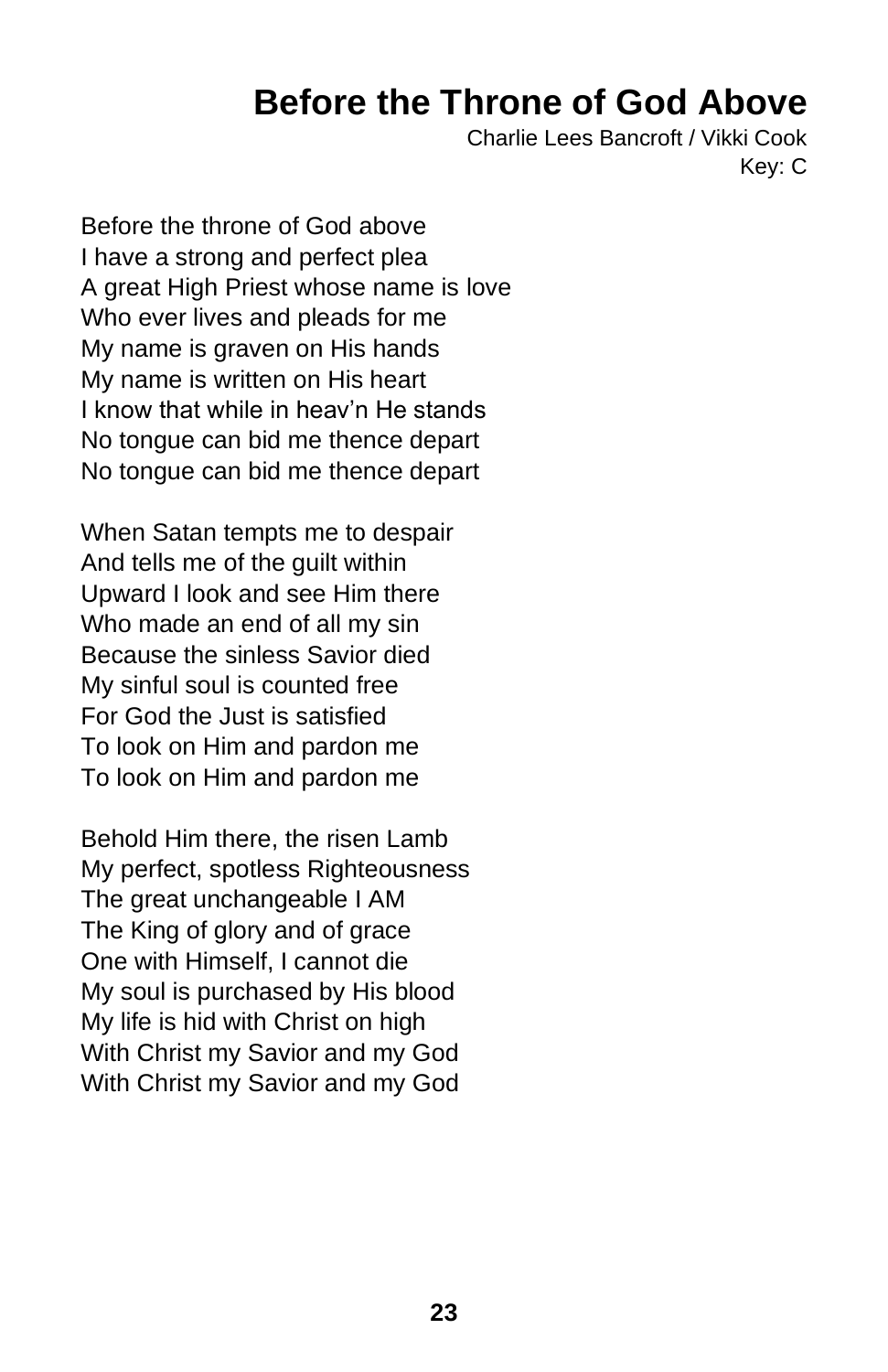# Before the Throne of God Above

Charlie Lees Bancroft / Vikki Cook
Key: C

Before the throne of God above
I have a strong and perfect plea
A great High Priest whose name is love
Who ever lives and pleads for me
My name is graven on His hands
My name is written on His heart
I know that while in heav'n He stands
No tongue can bid me thence depart
No tongue can bid me thence depart

When Satan tempts me to despair
And tells me of the guilt within
Upward I look and see Him there
Who made an end of all my sin
Because the sinless Savior died
My sinful soul is counted free
For God the Just is satisfied
To look on Him and pardon me
To look on Him and pardon me

Behold Him there, the risen Lamb
My perfect, spotless Righteousness
The great unchangeable I AM
The King of glory and of grace
One with Himself, I cannot die
My soul is purchased by His blood
My life is hid with Christ on high
With Christ my Savior and my God
With Christ my Savior and my God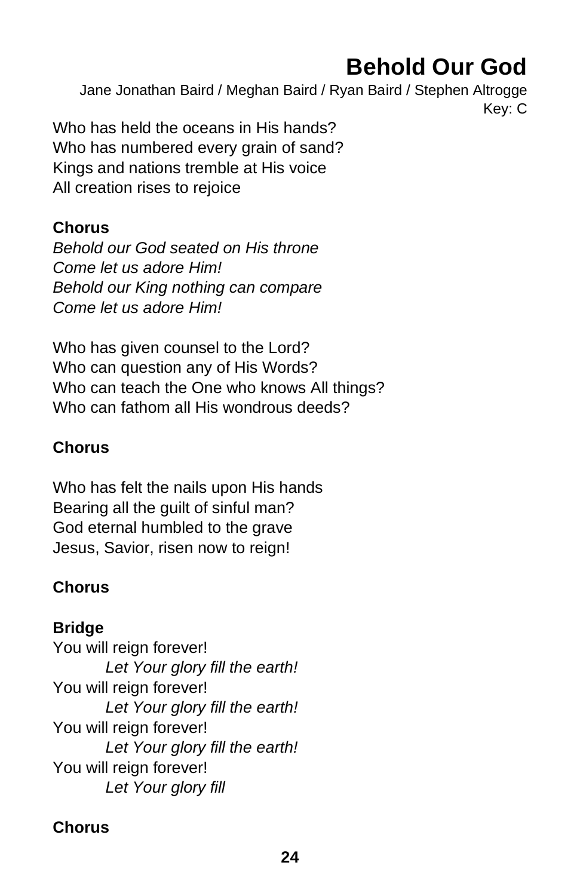# Behold Our God

Jane Jonathan Baird / Meghan Baird / Ryan Baird / Stephen Altrogge

Key: C

Who has held the oceans in His hands?
Who has numbered every grain of sand?
Kings and nations tremble at His voice
All creation rises to rejoice

**Chorus**

*Behold our God seated on His throne*
*Come let us adore Him!*
*Behold our King nothing can compare*
*Come let us adore Him!*

Who has given counsel to the Lord?
Who can question any of His Words?
Who can teach the One who knows All things?
Who can fathom all His wondrous deeds?

**Chorus**

Who has felt the nails upon His hands
Bearing all the guilt of sinful man?
God eternal humbled to the grave
Jesus, Savior, risen now to reign!

**Chorus**

**Bridge**

You will reign forever!
        *Let Your glory fill the earth!*
You will reign forever!
        *Let Your glory fill the earth!*
You will reign forever!
        *Let Your glory fill the earth!*
You will reign forever!
        *Let Your glory fill*

**Chorus**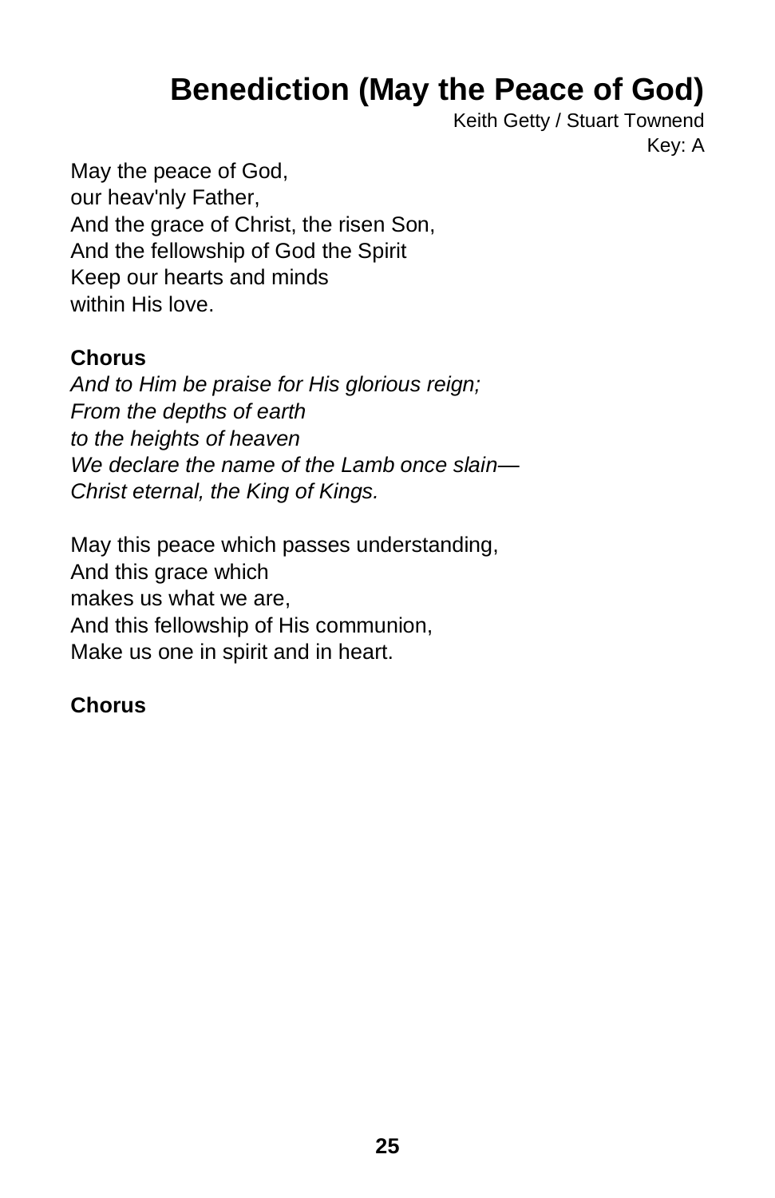# Benediction (May the Peace of God)

Keith Getty / Stuart Townend
Key: A

May the peace of God,
our heav'nly Father,
And the grace of Christ, the risen Son,
And the fellowship of God the Spirit
Keep our hearts and minds
within His love.

**Chorus**
*And to Him be praise for His glorious reign;*
*From the depths of earth*
*to the heights of heaven*
*We declare the name of the Lamb once slain—*
*Christ eternal, the King of Kings.*

May this peace which passes understanding,
And this grace which
makes us what we are,
And this fellowship of His communion,
Make us one in spirit and in heart.

**Chorus**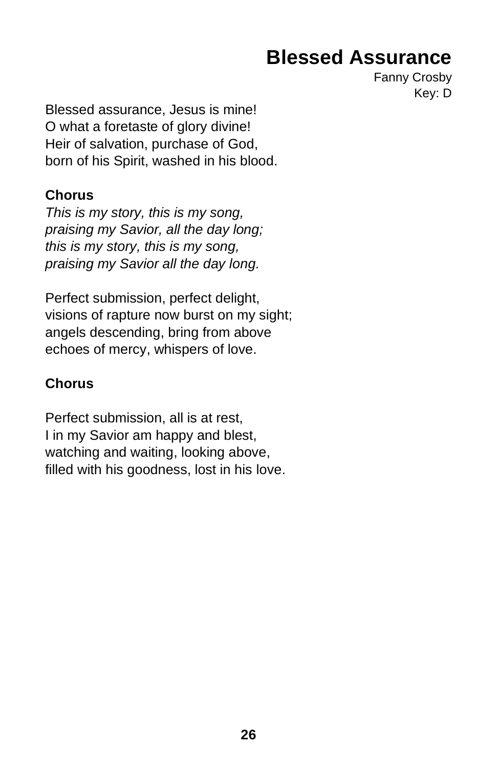# Blessed Assurance

Fanny Crosby
Key: D

Blessed assurance, Jesus is mine!
O what a foretaste of glory divine!
Heir of salvation, purchase of God,
born of his Spirit, washed in his blood.

**Chorus**
*This is my story, this is my song,*
*praising my Savior, all the day long;*
*this is my story, this is my song,*
*praising my Savior all the day long.*

Perfect submission, perfect delight,
visions of rapture now burst on my sight;
angels descending, bring from above
echoes of mercy, whispers of love.

**Chorus**

Perfect submission, all is at rest,
I in my Savior am happy and blest,
watching and waiting, looking above,
filled with his goodness, lost in his love.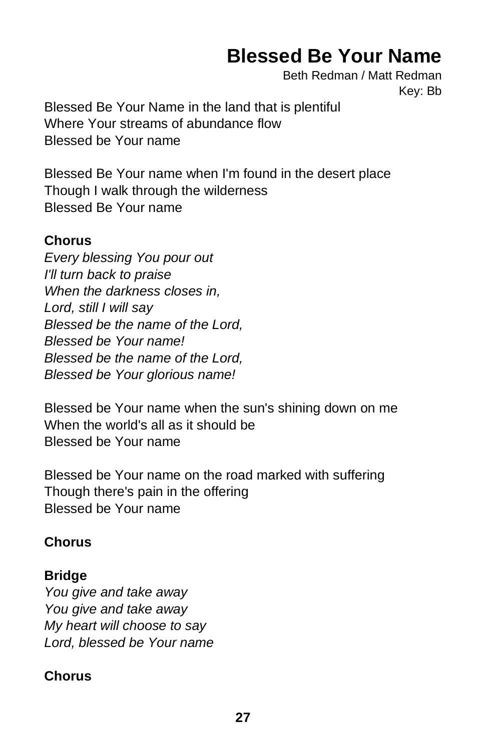# Blessed Be Your Name

Beth Redman / Matt Redman
Key: Bb

Blessed Be Your Name in the land that is plentiful
Where Your streams of abundance flow
Blessed be Your name

Blessed Be Your name when I'm found in the desert place
Though I walk through the wilderness
Blessed Be Your name

**Chorus**
*Every blessing You pour out*
*I'll turn back to praise*
*When the darkness closes in,*
*Lord, still I will say*
*Blessed be the name of the Lord,*
*Blessed be Your name!*
*Blessed be the name of the Lord,*
*Blessed be Your glorious name!*

Blessed be Your name when the sun's shining down on me
When the world's all as it should be
Blessed be Your name

Blessed be Your name on the road marked with suffering
Though there's pain in the offering
Blessed be Your name

**Chorus**

**Bridge**
*You give and take away*
*You give and take away*
*My heart will choose to say*
*Lord, blessed be Your name*

**Chorus**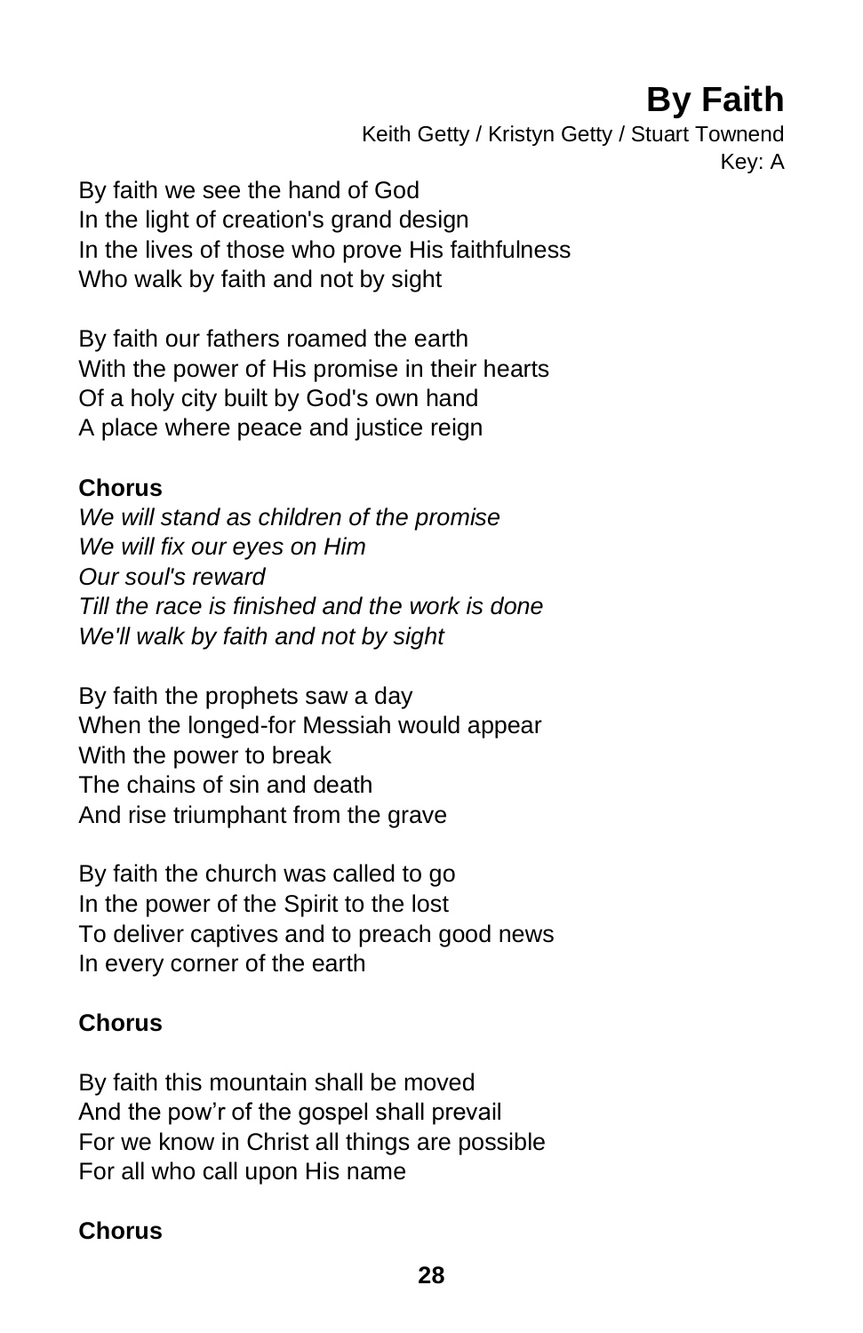# By Faith

Keith Getty / Kristyn Getty / Stuart Townend
Key: A

By faith we see the hand of God
In the light of creation's grand design
In the lives of those who prove His faithfulness
Who walk by faith and not by sight

By faith our fathers roamed the earth
With the power of His promise in their hearts
Of a holy city built by God's own hand
A place where peace and justice reign

**Chorus**
*We will stand as children of the promise*
*We will fix our eyes on Him*
*Our soul's reward*
*Till the race is finished and the work is done*
*We'll walk by faith and not by sight*

By faith the prophets saw a day
When the longed-for Messiah would appear
With the power to break
The chains of sin and death
And rise triumphant from the grave

By faith the church was called to go
In the power of the Spirit to the lost
To deliver captives and to preach good news
In every corner of the earth

**Chorus**

By faith this mountain shall be moved
And the pow'r of the gospel shall prevail
For we know in Christ all things are possible
For all who call upon His name

**Chorus**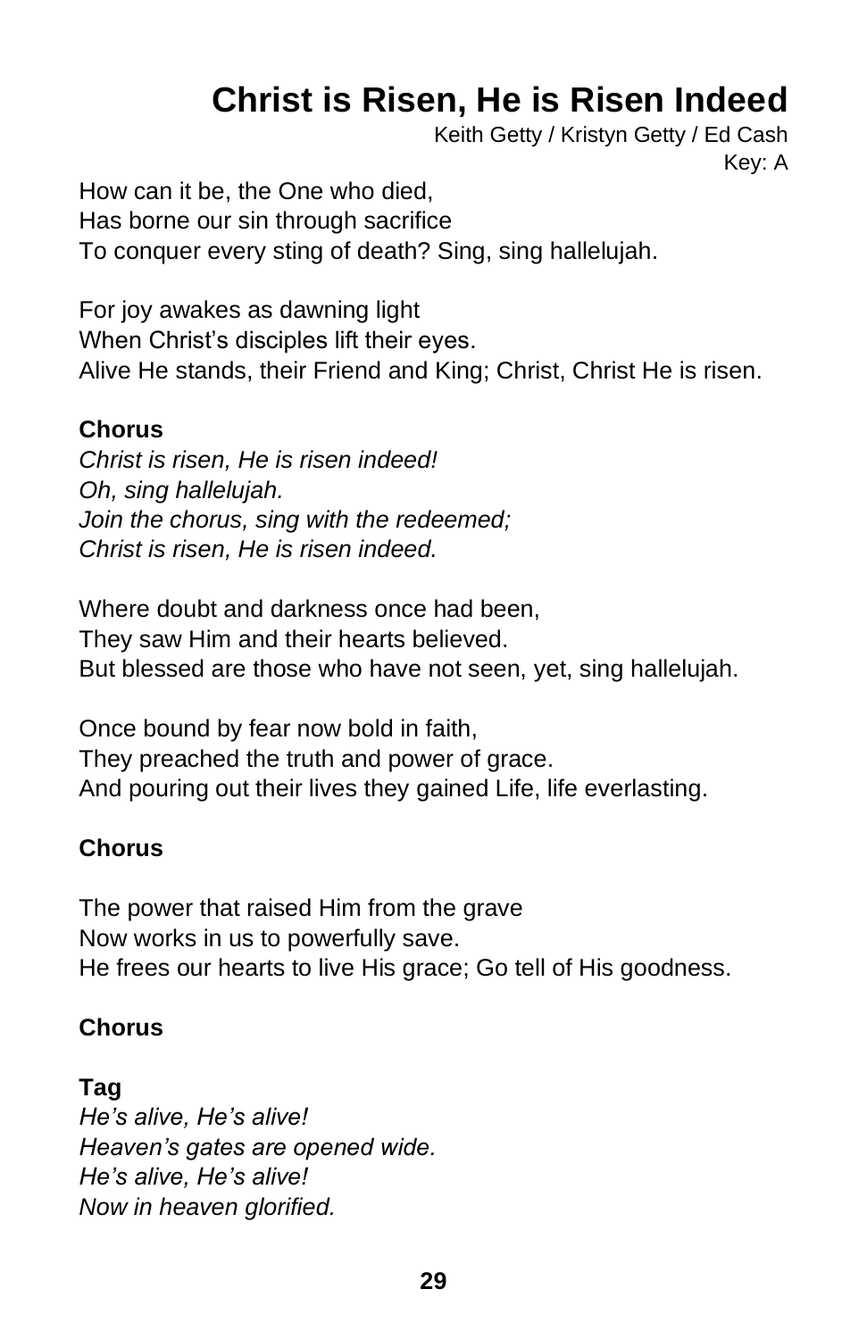# Christ is Risen, He is Risen Indeed

Keith Getty / Kristyn Getty / Ed Cash

Key: A

How can it be, the One who died,
Has borne our sin through sacrifice
To conquer every sting of death? Sing, sing hallelujah.

For joy awakes as dawning light
When Christ's disciples lift their eyes.
Alive He stands, their Friend and King; Christ, Christ He is risen.

**Chorus**

*Christ is risen, He is risen indeed!*
*Oh, sing hallelujah.*
*Join the chorus, sing with the redeemed;*
*Christ is risen, He is risen indeed.*

Where doubt and darkness once had been,
They saw Him and their hearts believed.
But blessed are those who have not seen, yet, sing hallelujah.

Once bound by fear now bold in faith,
They preached the truth and power of grace.
And pouring out their lives they gained Life, life everlasting.

**Chorus**

The power that raised Him from the grave
Now works in us to powerfully save.
He frees our hearts to live His grace; Go tell of His goodness.

**Chorus**

**Tag**

*He's alive, He's alive!*
*Heaven's gates are opened wide.*
*He's alive, He's alive!*
*Now in heaven glorified.*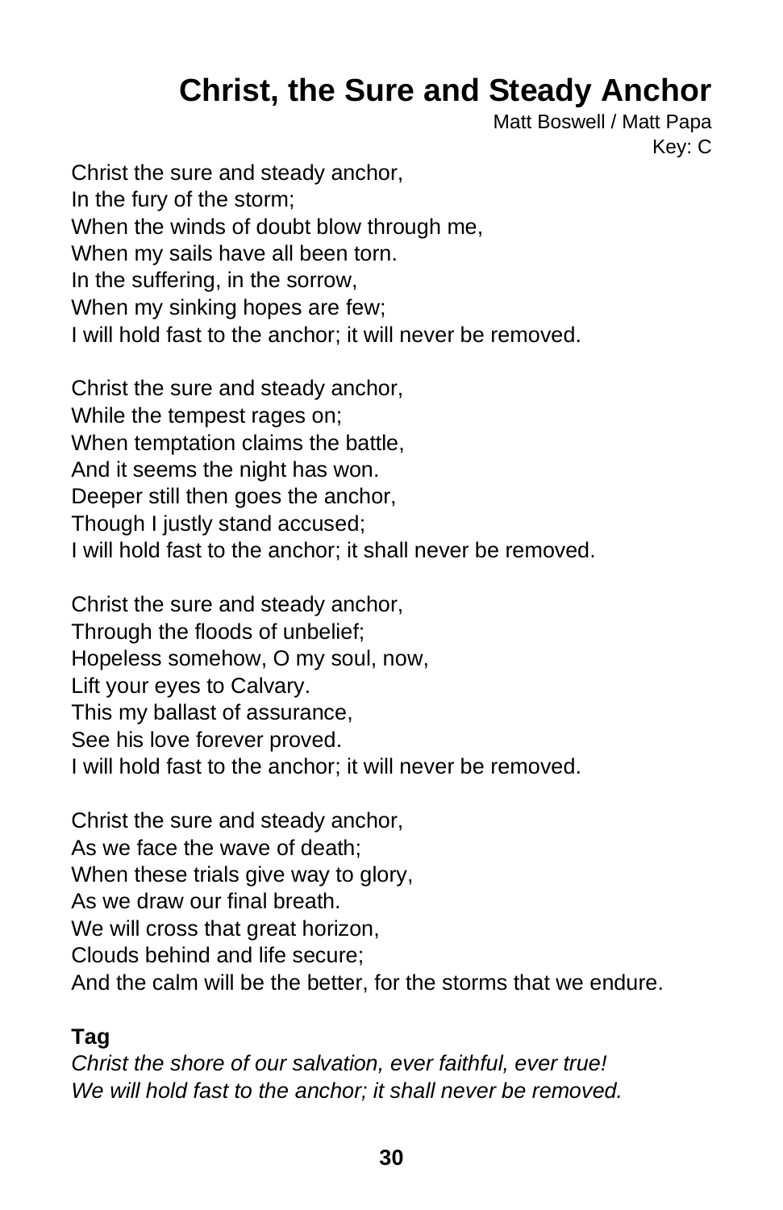# Christ, the Sure and Steady Anchor

Matt Boswell / Matt Papa
Key: C

Christ the sure and steady anchor,
In the fury of the storm;
When the winds of doubt blow through me,
When my sails have all been torn.
In the suffering, in the sorrow,
When my sinking hopes are few;
I will hold fast to the anchor; it will never be removed.

Christ the sure and steady anchor,
While the tempest rages on;
When temptation claims the battle,
And it seems the night has won.
Deeper still then goes the anchor,
Though I justly stand accused;
I will hold fast to the anchor; it shall never be removed.

Christ the sure and steady anchor,
Through the floods of unbelief;
Hopeless somehow, O my soul, now,
Lift your eyes to Calvary.
This my ballast of assurance,
See his love forever proved.
I will hold fast to the anchor; it will never be removed.

Christ the sure and steady anchor,
As we face the wave of death;
When these trials give way to glory,
As we draw our final breath.
We will cross that great horizon,
Clouds behind and life secure;
And the calm will be the better, for the storms that we endure.

**Tag**

*Christ the shore of our salvation, ever faithful, ever true!*
*We will hold fast to the anchor; it shall never be removed.*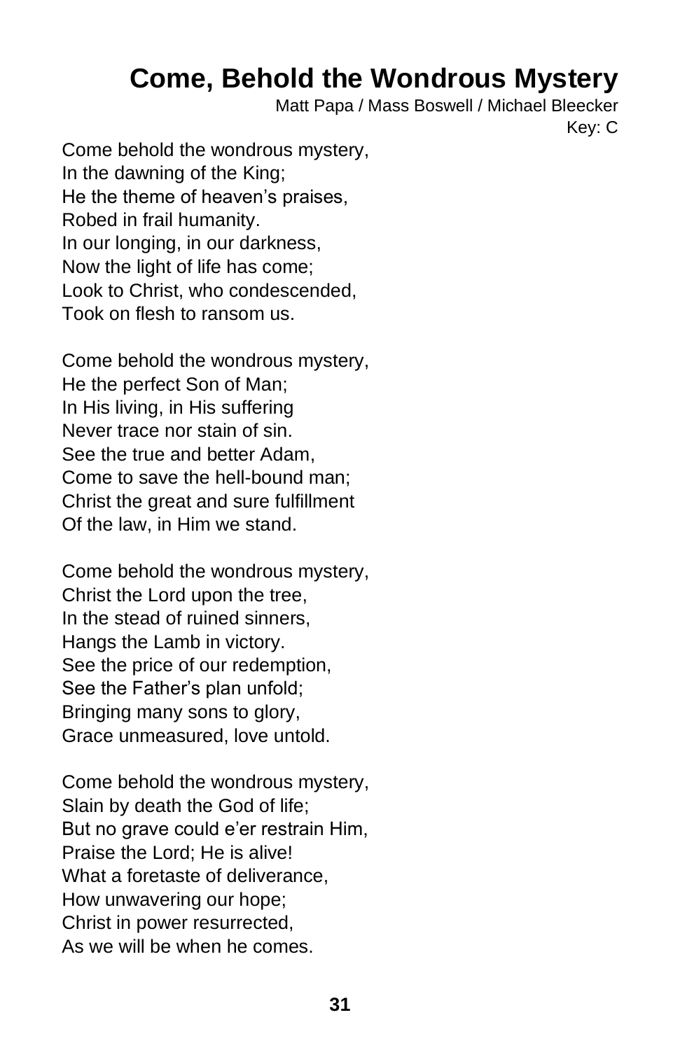# Come, Behold the Wondrous Mystery

Matt Papa / Mass Boswell / Michael Bleecker
Key: C

Come behold the wondrous mystery,
In the dawning of the King;
He the theme of heaven's praises,
Robed in frail humanity.
In our longing, in our darkness,
Now the light of life has come;
Look to Christ, who condescended,
Took on flesh to ransom us.

Come behold the wondrous mystery,
He the perfect Son of Man;
In His living, in His suffering
Never trace nor stain of sin.
See the true and better Adam,
Come to save the hell-bound man;
Christ the great and sure fulfillment
Of the law, in Him we stand.

Come behold the wondrous mystery,
Christ the Lord upon the tree,
In the stead of ruined sinners,
Hangs the Lamb in victory.
See the price of our redemption,
See the Father's plan unfold;
Bringing many sons to glory,
Grace unmeasured, love untold.

Come behold the wondrous mystery,
Slain by death the God of life;
But no grave could e'er restrain Him,
Praise the Lord; He is alive!
What a foretaste of deliverance,
How unwavering our hope;
Christ in power resurrected,
As we will be when he comes.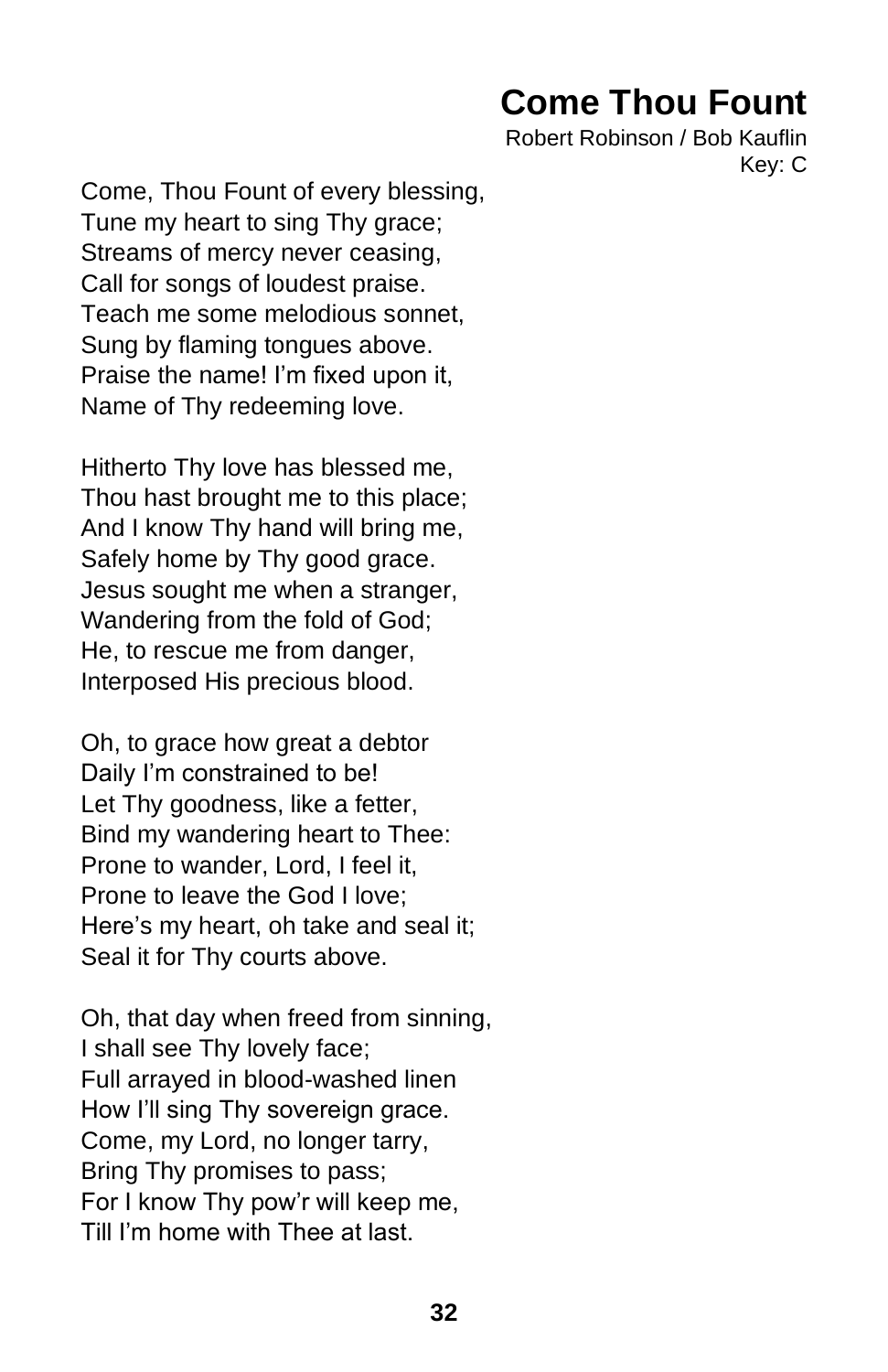# Come Thou Fount

Robert Robinson / Bob Kauflin
Key: C

Come, Thou Fount of every blessing,
Tune my heart to sing Thy grace;
Streams of mercy never ceasing,
Call for songs of loudest praise.
Teach me some melodious sonnet,
Sung by flaming tongues above.
Praise the name! I'm fixed upon it,
Name of Thy redeeming love.

Hitherto Thy love has blessed me,
Thou hast brought me to this place;
And I know Thy hand will bring me,
Safely home by Thy good grace.
Jesus sought me when a stranger,
Wandering from the fold of God;
He, to rescue me from danger,
Interposed His precious blood.

Oh, to grace how great a debtor
Daily I'm constrained to be!
Let Thy goodness, like a fetter,
Bind my wandering heart to Thee:
Prone to wander, Lord, I feel it,
Prone to leave the God I love;
Here's my heart, oh take and seal it;
Seal it for Thy courts above.

Oh, that day when freed from sinning,
I shall see Thy lovely face;
Full arrayed in blood-washed linen
How I'll sing Thy sovereign grace.
Come, my Lord, no longer tarry,
Bring Thy promises to pass;
For I know Thy pow'r will keep me,
Till I'm home with Thee at last.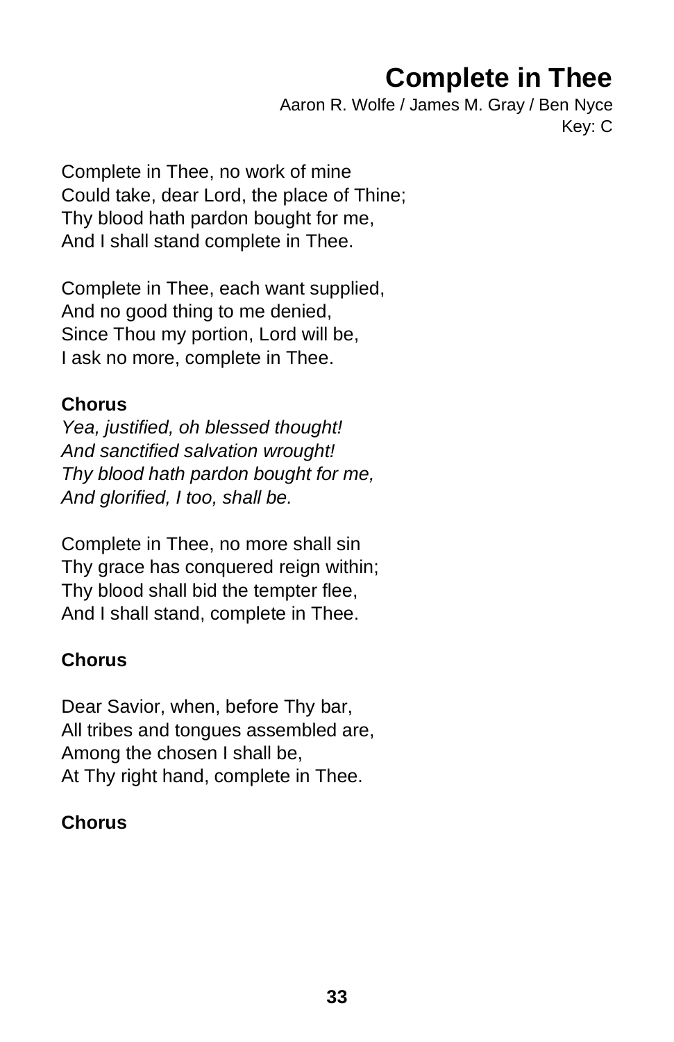# Complete in Thee

Aaron R. Wolfe / James M. Gray / Ben Nyce
Key: C

Complete in Thee, no work of mine
Could take, dear Lord, the place of Thine;
Thy blood hath pardon bought for me,
And I shall stand complete in Thee.

Complete in Thee, each want supplied,
And no good thing to me denied,
Since Thou my portion, Lord will be,
I ask no more, complete in Thee.

**Chorus**
*Yea, justified, oh blessed thought!*
*And sanctified salvation wrought!*
*Thy blood hath pardon bought for me,*
*And glorified, I too, shall be.*

Complete in Thee, no more shall sin
Thy grace has conquered reign within;
Thy blood shall bid the tempter flee,
And I shall stand, complete in Thee.

**Chorus**

Dear Savior, when, before Thy bar,
All tribes and tongues assembled are,
Among the chosen I shall be,
At Thy right hand, complete in Thee.

**Chorus**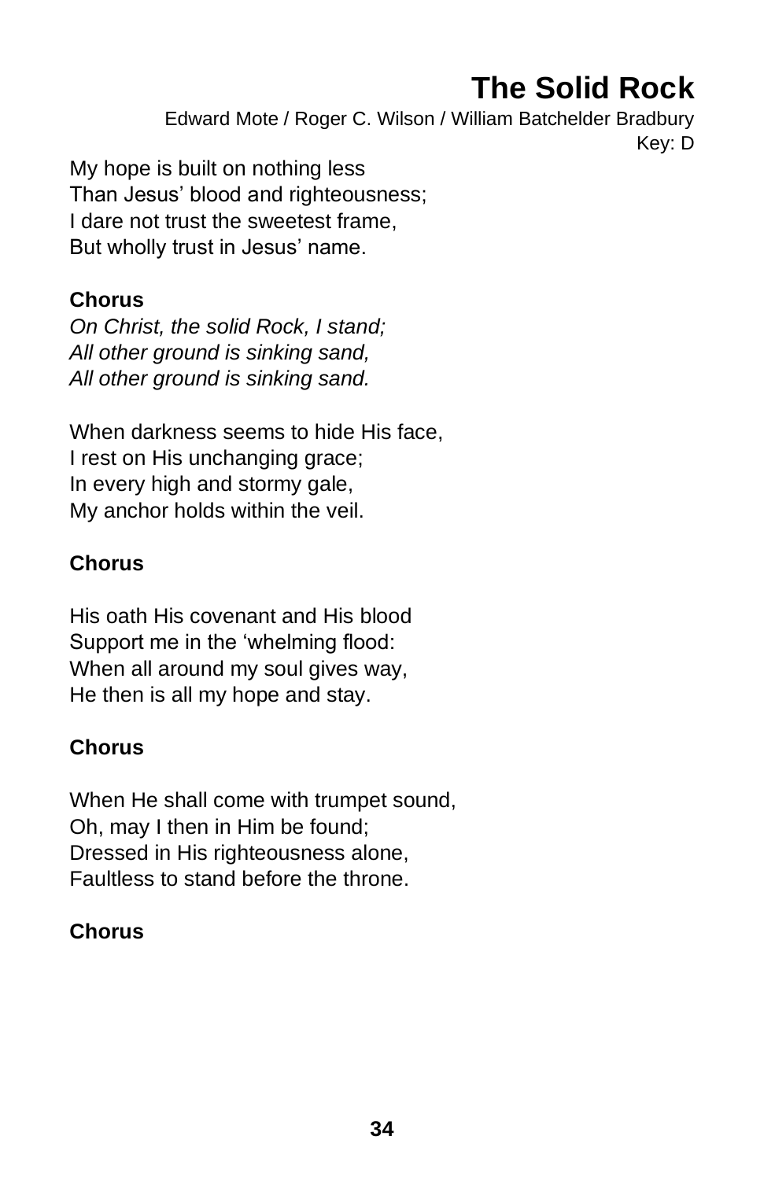# The Solid Rock

Edward Mote / Roger C. Wilson / William Batchelder Bradbury
Key: D

My hope is built on nothing less
Than Jesus' blood and righteousness;
I dare not trust the sweetest frame,
But wholly trust in Jesus' name.

**Chorus**
*On Christ, the solid Rock, I stand;*
*All other ground is sinking sand,*
*All other ground is sinking sand.*

When darkness seems to hide His face,
I rest on His unchanging grace;
In every high and stormy gale,
My anchor holds within the veil.

**Chorus**

His oath His covenant and His blood
Support me in the 'whelming flood:
When all around my soul gives way,
He then is all my hope and stay.

**Chorus**

When He shall come with trumpet sound,
Oh, may I then in Him be found;
Dressed in His righteousness alone,
Faultless to stand before the throne.

**Chorus**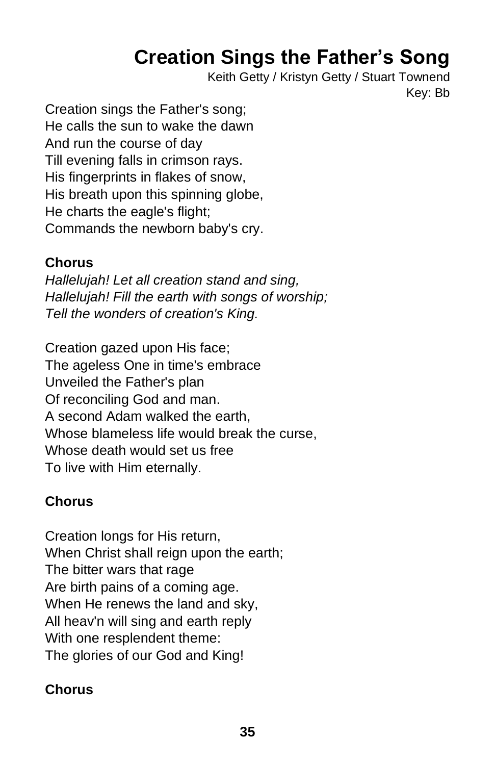# Creation Sings the Father's Song

Keith Getty / Kristyn Getty / Stuart Townend
Key: Bb

Creation sings the Father's song;
He calls the sun to wake the dawn
And run the course of day
Till evening falls in crimson rays.
His fingerprints in flakes of snow,
His breath upon this spinning globe,
He charts the eagle's flight;
Commands the newborn baby's cry.

**Chorus**
*Hallelujah! Let all creation stand and sing,*
*Hallelujah! Fill the earth with songs of worship;*
*Tell the wonders of creation's King.*

Creation gazed upon His face;
The ageless One in time's embrace
Unveiled the Father's plan
Of reconciling God and man.
A second Adam walked the earth,
Whose blameless life would break the curse,
Whose death would set us free
To live with Him eternally.

**Chorus**

Creation longs for His return,
When Christ shall reign upon the earth;
The bitter wars that rage
Are birth pains of a coming age.
When He renews the land and sky,
All heav'n will sing and earth reply
With one resplendent theme:
The glories of our God and King!

**Chorus**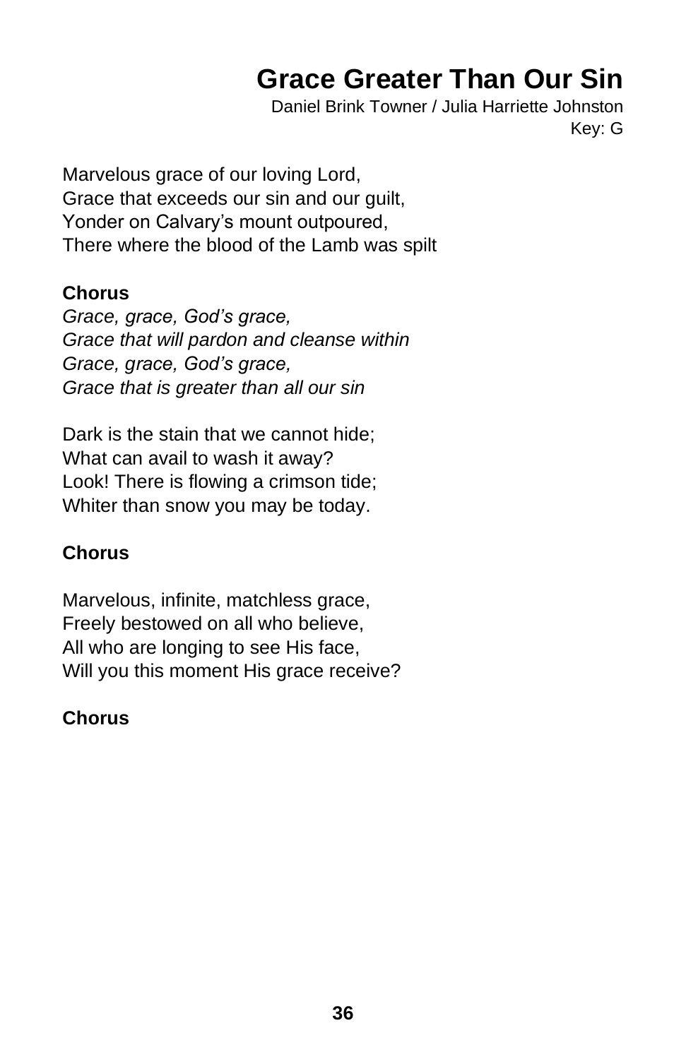# Grace Greater Than Our Sin

Daniel Brink Towner / Julia Harriette Johnston
Key: G

Marvelous grace of our loving Lord,
Grace that exceeds our sin and our guilt,
Yonder on Calvary's mount outpoured,
There where the blood of the Lamb was spilt

**Chorus**
*Grace, grace, God's grace,*
*Grace that will pardon and cleanse within*
*Grace, grace, God's grace,*
*Grace that is greater than all our sin*

Dark is the stain that we cannot hide;
What can avail to wash it away?
Look! There is flowing a crimson tide;
Whiter than snow you may be today.

**Chorus**

Marvelous, infinite, matchless grace,
Freely bestowed on all who believe,
All who are longing to see His face,
Will you this moment His grace receive?

**Chorus**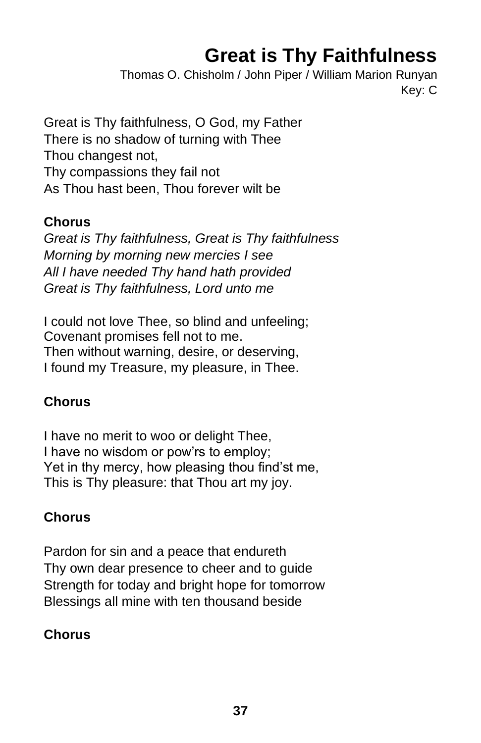# Great is Thy Faithfulness

Thomas O. Chisholm / John Piper / William Marion Runyan
Key: C

Great is Thy faithfulness, O God, my Father
There is no shadow of turning with Thee
Thou changest not,
Thy compassions they fail not
As Thou hast been, Thou forever wilt be

**Chorus**
*Great is Thy faithfulness, Great is Thy faithfulness*
*Morning by morning new mercies I see*
*All I have needed Thy hand hath provided*
*Great is Thy faithfulness, Lord unto me*

I could not love Thee, so blind and unfeeling;
Covenant promises fell not to me.
Then without warning, desire, or deserving,
I found my Treasure, my pleasure, in Thee.

**Chorus**

I have no merit to woo or delight Thee,
I have no wisdom or pow'rs to employ;
Yet in thy mercy, how pleasing thou find'st me,
This is Thy pleasure: that Thou art my joy.

**Chorus**

Pardon for sin and a peace that endureth
Thy own dear presence to cheer and to guide
Strength for today and bright hope for tomorrow
Blessings all mine with ten thousand beside

**Chorus**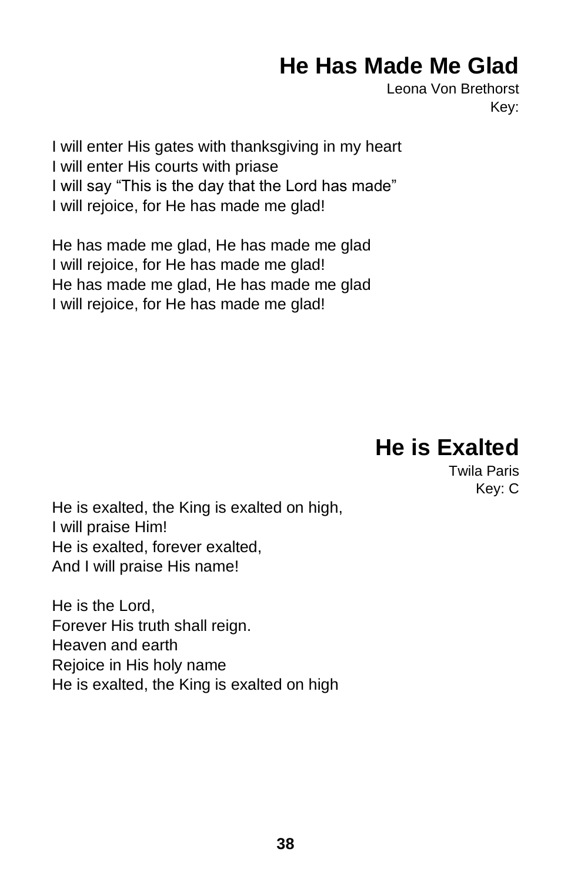# He Has Made Me Glad

Leona Von Brethorst
Key:

I will enter His gates with thanksgiving in my heart
I will enter His courts with priase
I will say “This is the day that the Lord has made”
I will rejoice, for He has made me glad!

He has made me glad, He has made me glad
I will rejoice, for He has made me glad!
He has made me glad, He has made me glad
I will rejoice, for He has made me glad!

# He is Exalted

Twila Paris
Key: C

He is exalted, the King is exalted on high,
I will praise Him!
He is exalted, forever exalted,
And I will praise His name!

He is the Lord,
Forever His truth shall reign.
Heaven and earth
Rejoice in His holy name
He is exalted, the King is exalted on high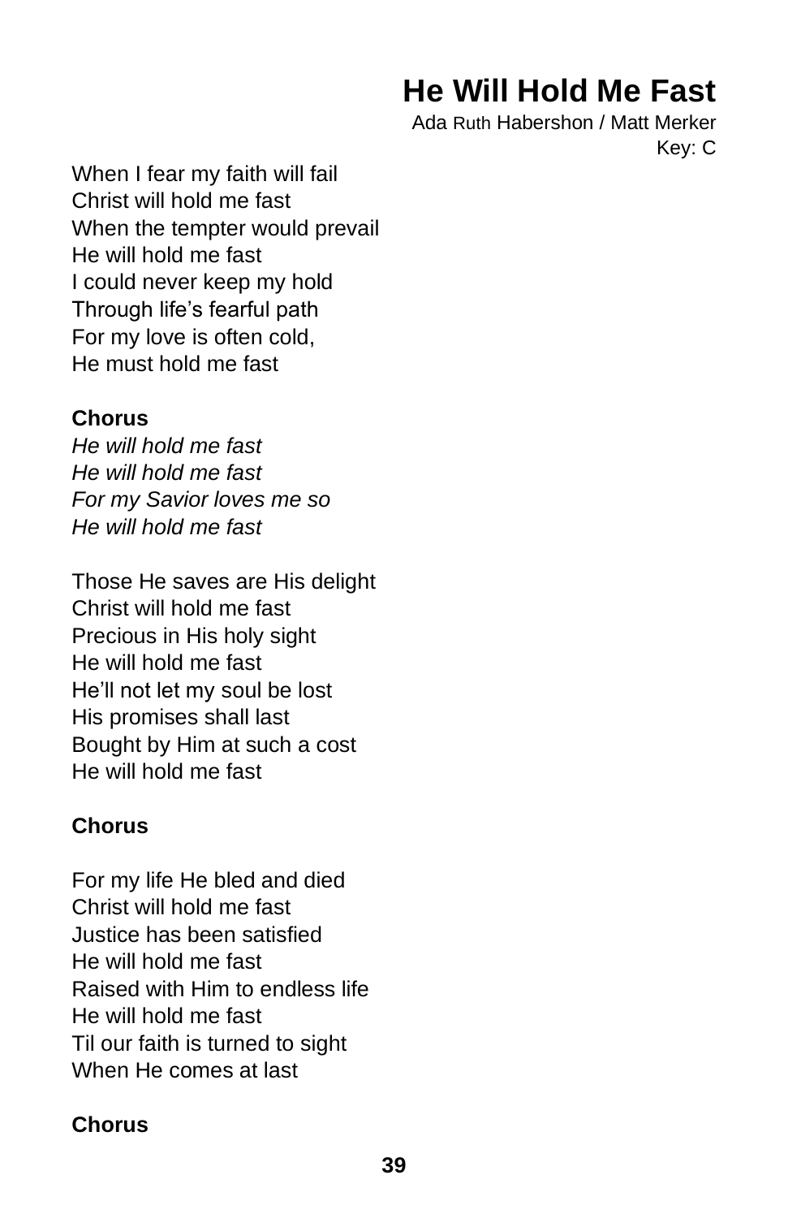# He Will Hold Me Fast

Ada Ruth Habershon / Matt Merker
Key: C

When I fear my faith will fail
Christ will hold me fast
When the tempter would prevail
He will hold me fast
I could never keep my hold
Through life's fearful path
For my love is often cold,
He must hold me fast

**Chorus**
*He will hold me fast*
*He will hold me fast*
*For my Savior loves me so*
*He will hold me fast*

Those He saves are His delight
Christ will hold me fast
Precious in His holy sight
He will hold me fast
He'll not let my soul be lost
His promises shall last
Bought by Him at such a cost
He will hold me fast

**Chorus**

For my life He bled and died
Christ will hold me fast
Justice has been satisfied
He will hold me fast
Raised with Him to endless life
He will hold me fast
Til our faith is turned to sight
When He comes at last

**Chorus**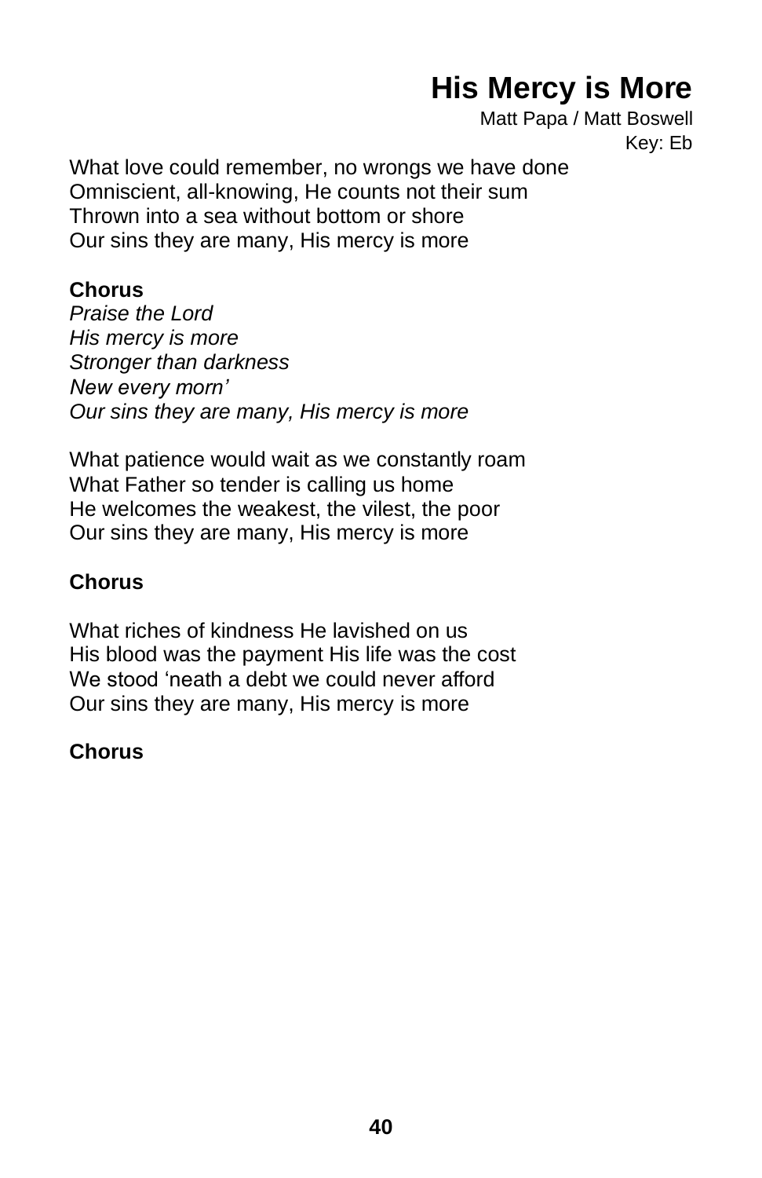# His Mercy is More

Matt Papa / Matt Boswell
Key: Eb

What love could remember, no wrongs we have done
Omniscient, all-knowing, He counts not their sum
Thrown into a sea without bottom or shore
Our sins they are many, His mercy is more

**Chorus**
*Praise the Lord*
*His mercy is more*
*Stronger than darkness*
*New every morn'*
*Our sins they are many, His mercy is more*

What patience would wait as we constantly roam
What Father so tender is calling us home
He welcomes the weakest, the vilest, the poor
Our sins they are many, His mercy is more

**Chorus**

What riches of kindness He lavished on us
His blood was the payment His life was the cost
We stood 'neath a debt we could never afford
Our sins they are many, His mercy is more

**Chorus**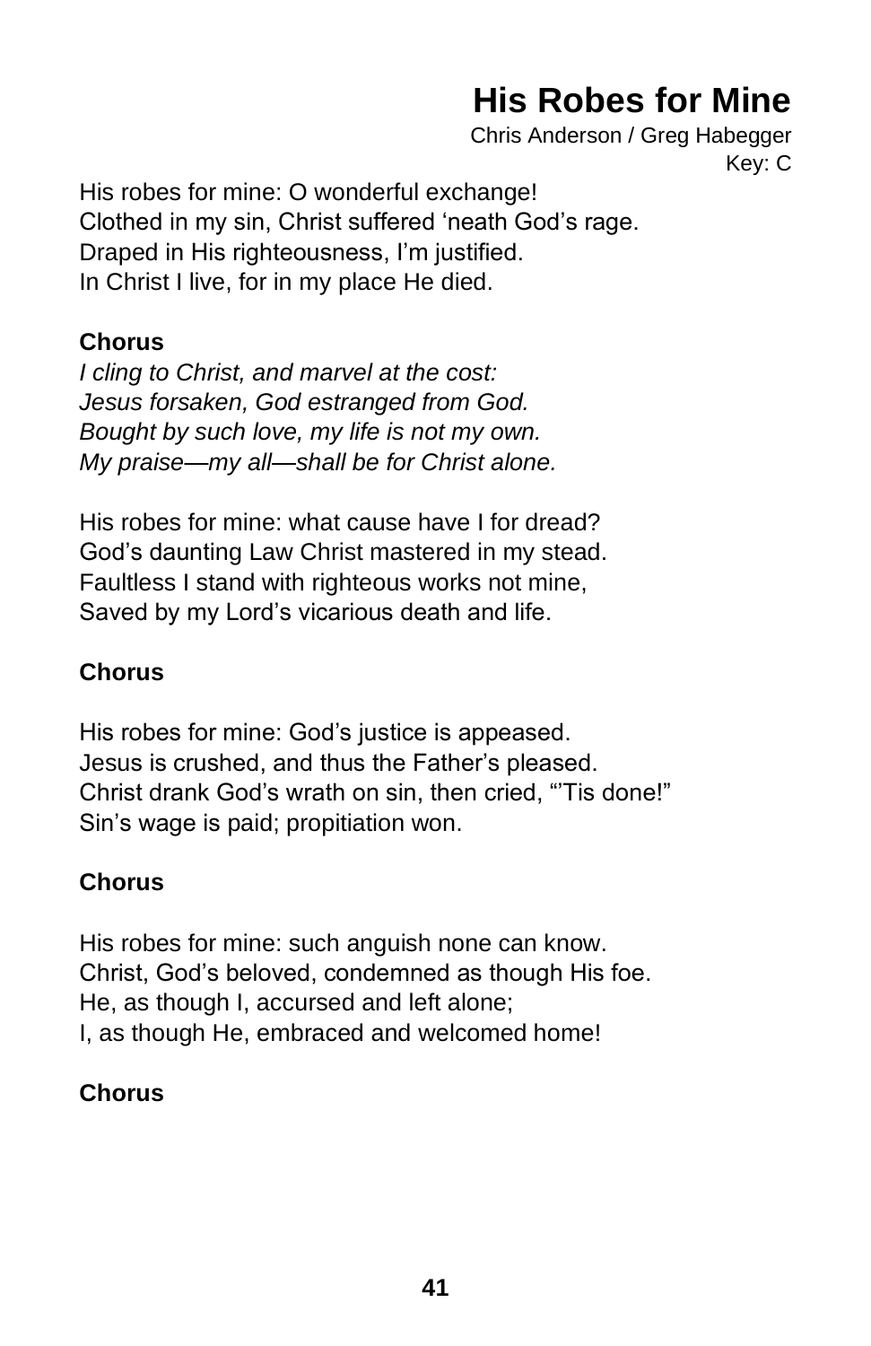# His Robes for Mine

Chris Anderson / Greg Habegger

Key: C

His robes for mine: O wonderful exchange!
Clothed in my sin, Christ suffered 'neath God's rage.
Draped in His righteousness, I'm justified.
In Christ I live, for in my place He died.

**Chorus**

*I cling to Christ, and marvel at the cost:*
*Jesus forsaken, God estranged from God.*
*Bought by such love, my life is not my own.*
*My praise—my all—shall be for Christ alone.*

His robes for mine: what cause have I for dread?
God's daunting Law Christ mastered in my stead.
Faultless I stand with righteous works not mine,
Saved by my Lord's vicarious death and life.

**Chorus**

His robes for mine: God's justice is appeased.
Jesus is crushed, and thus the Father's pleased.
Christ drank God's wrath on sin, then cried, "'Tis done!"
Sin's wage is paid; propitiation won.

**Chorus**

His robes for mine: such anguish none can know.
Christ, God's beloved, condemned as though His foe.
He, as though I, accursed and left alone;
I, as though He, embraced and welcomed home!

**Chorus**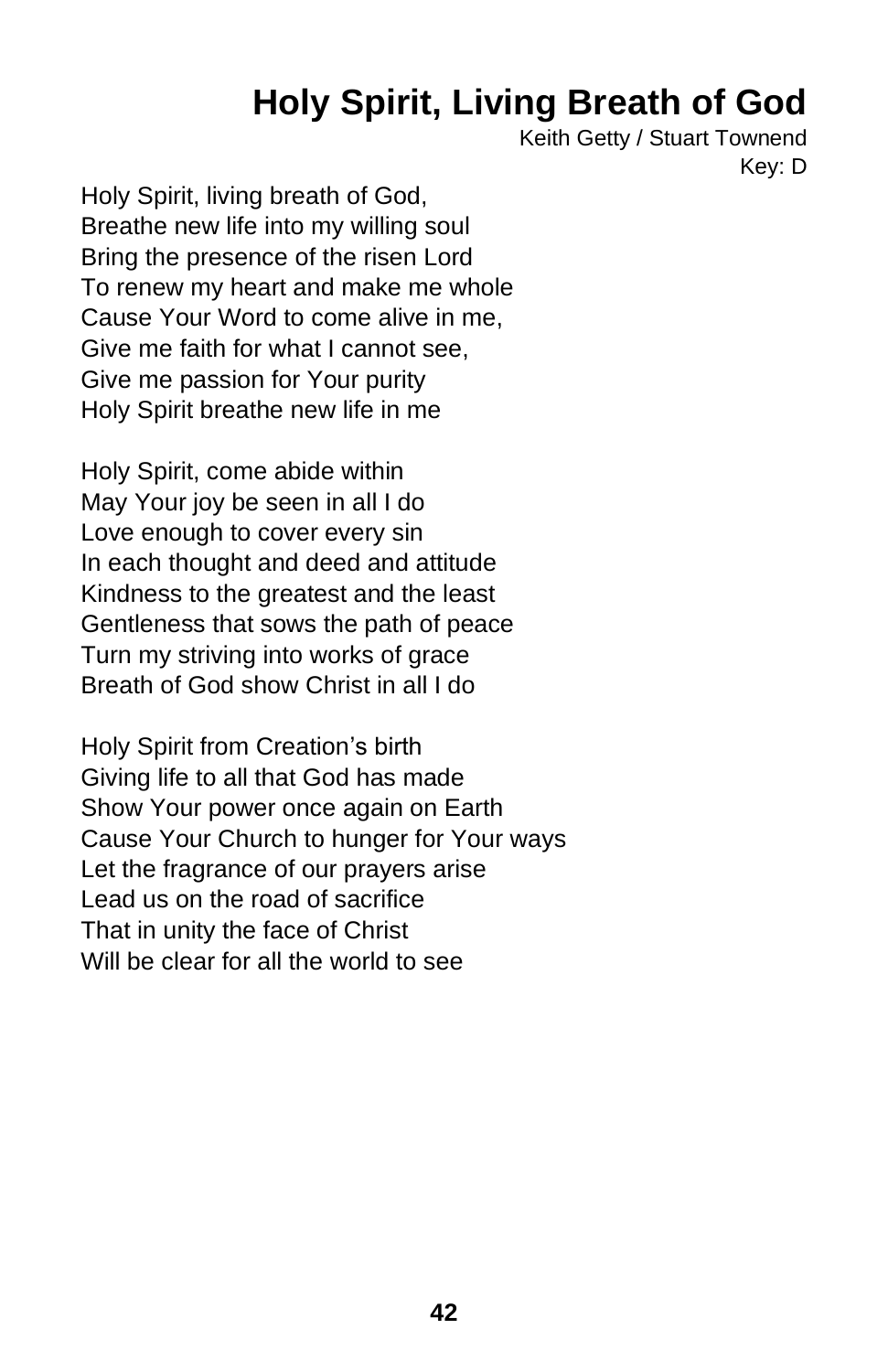# Holy Spirit, Living Breath of God

Keith Getty / Stuart Townend
Key: D

Holy Spirit, living breath of God,
Breathe new life into my willing soul
Bring the presence of the risen Lord
To renew my heart and make me whole
Cause Your Word to come alive in me,
Give me faith for what I cannot see,
Give me passion for Your purity
Holy Spirit breathe new life in me

Holy Spirit, come abide within
May Your joy be seen in all I do
Love enough to cover every sin
In each thought and deed and attitude
Kindness to the greatest and the least
Gentleness that sows the path of peace
Turn my striving into works of grace
Breath of God show Christ in all I do

Holy Spirit from Creation's birth
Giving life to all that God has made
Show Your power once again on Earth
Cause Your Church to hunger for Your ways
Let the fragrance of our prayers arise
Lead us on the road of sacrifice
That in unity the face of Christ
Will be clear for all the world to see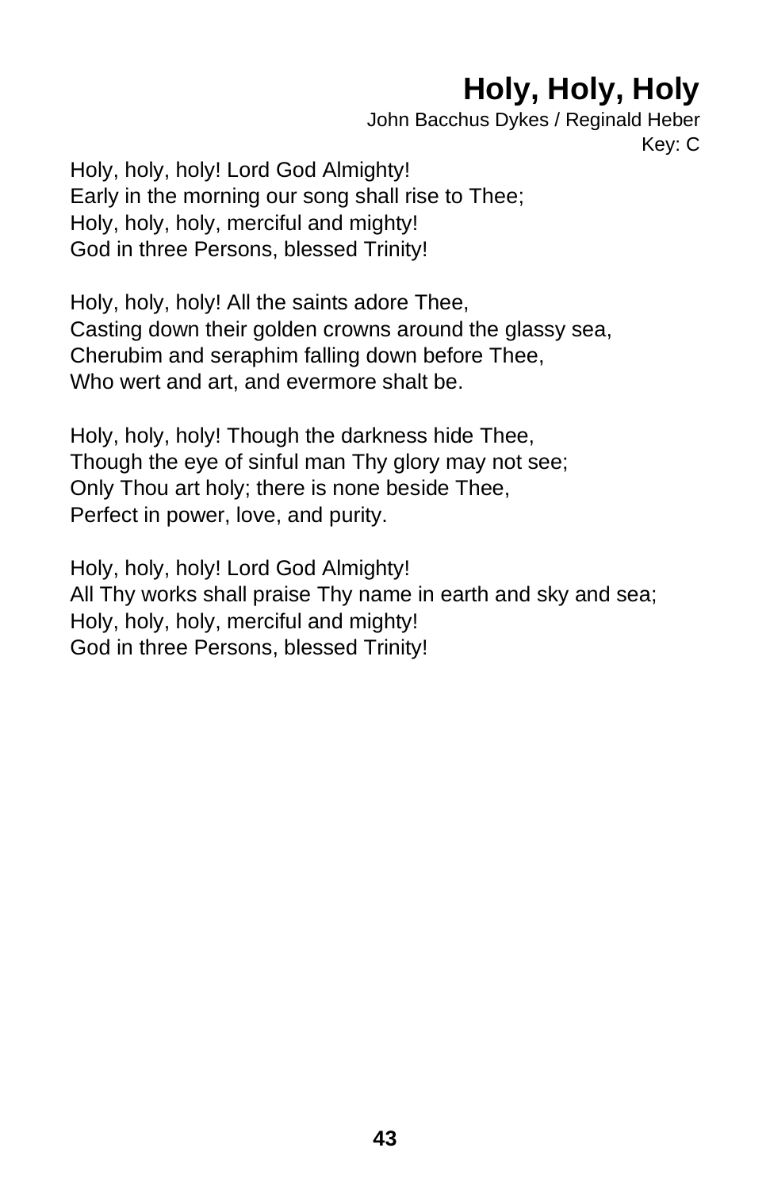# Holy, Holy, Holy

John Bacchus Dykes / Reginald Heber
Key: C

Holy, holy, holy! Lord God Almighty!
Early in the morning our song shall rise to Thee;
Holy, holy, holy, merciful and mighty!
God in three Persons, blessed Trinity!

Holy, holy, holy! All the saints adore Thee,
Casting down their golden crowns around the glassy sea,
Cherubim and seraphim falling down before Thee,
Who wert and art, and evermore shalt be.

Holy, holy, holy! Though the darkness hide Thee,
Though the eye of sinful man Thy glory may not see;
Only Thou art holy; there is none beside Thee,
Perfect in power, love, and purity.

Holy, holy, holy! Lord God Almighty!
All Thy works shall praise Thy name in earth and sky and sea;
Holy, holy, holy, merciful and mighty!
God in three Persons, blessed Trinity!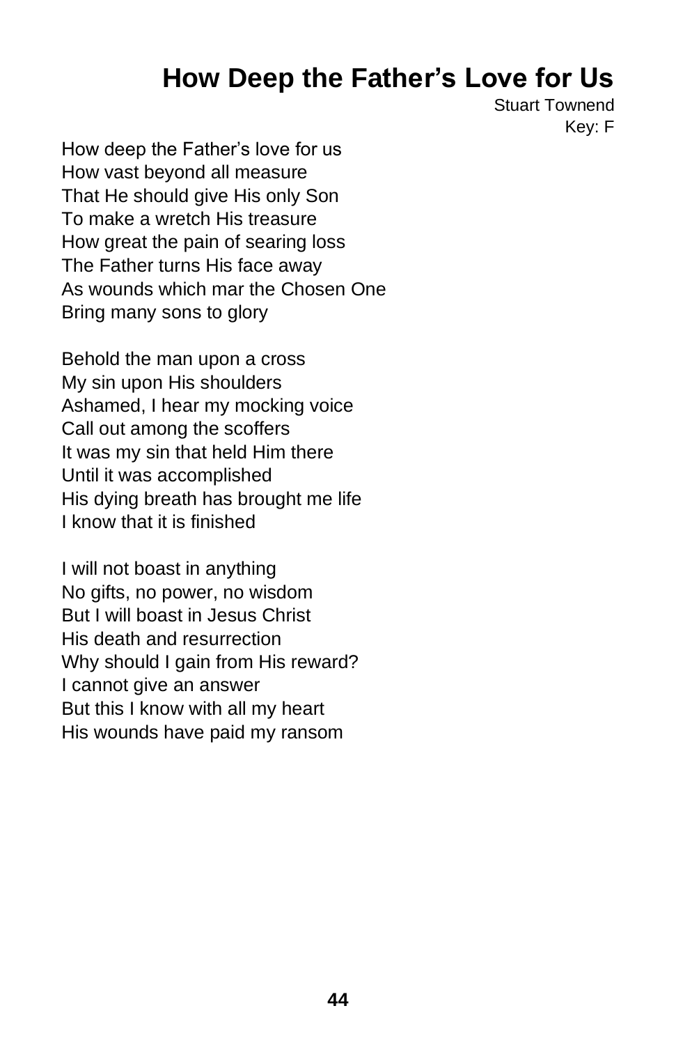# How Deep the Father's Love for Us

Stuart Townend
Key: F

How deep the Father's love for us
How vast beyond all measure
That He should give His only Son
To make a wretch His treasure
How great the pain of searing loss
The Father turns His face away
As wounds which mar the Chosen One
Bring many sons to glory

Behold the man upon a cross
My sin upon His shoulders
Ashamed, I hear my mocking voice
Call out among the scoffers
It was my sin that held Him there
Until it was accomplished
His dying breath has brought me life
I know that it is finished

I will not boast in anything
No gifts, no power, no wisdom
But I will boast in Jesus Christ
His death and resurrection
Why should I gain from His reward?
I cannot give an answer
But this I know with all my heart
His wounds have paid my ransom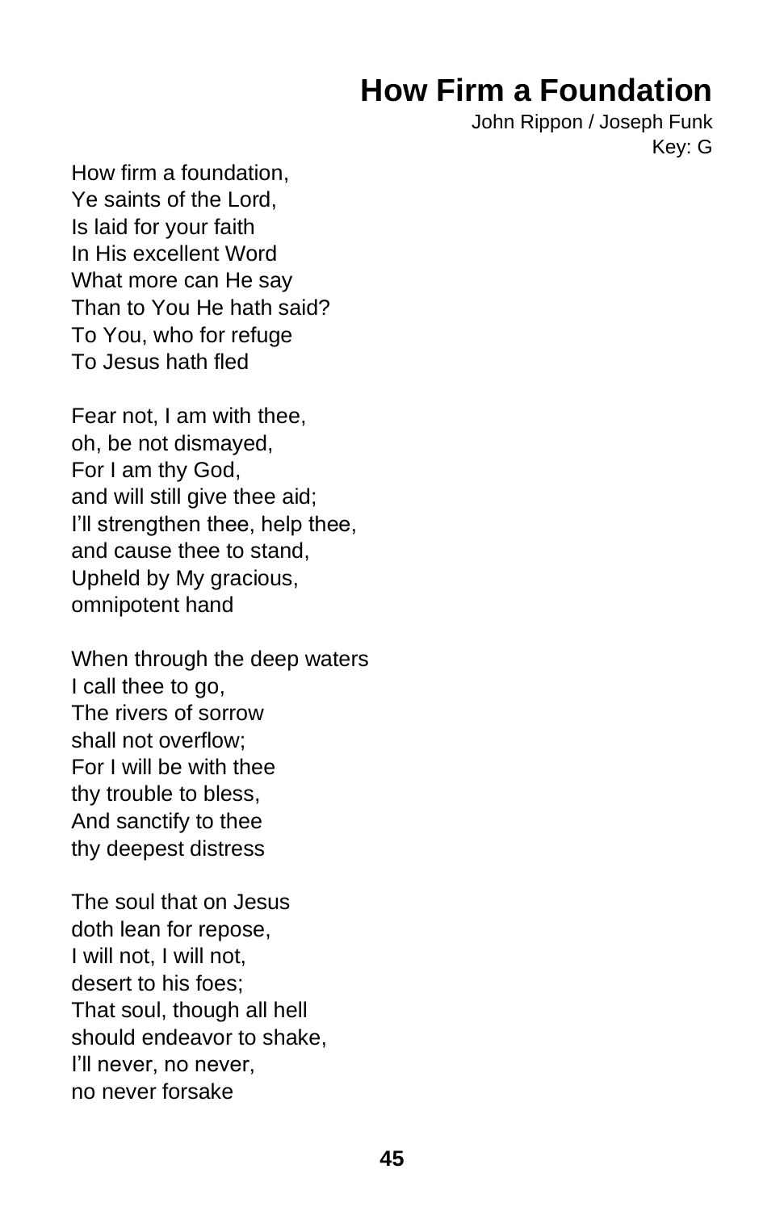# How Firm a Foundation

John Rippon / Joseph Funk
Key: G

How firm a foundation,
Ye saints of the Lord,
Is laid for your faith
In His excellent Word
What more can He say
Than to You He hath said?
To You, who for refuge
To Jesus hath fled

Fear not, I am with thee,
oh, be not dismayed,
For I am thy God,
and will still give thee aid;
I'll strengthen thee, help thee,
and cause thee to stand,
Upheld by My gracious,
omnipotent hand

When through the deep waters
I call thee to go,
The rivers of sorrow
shall not overflow;
For I will be with thee
thy trouble to bless,
And sanctify to thee
thy deepest distress

The soul that on Jesus
doth lean for repose,
I will not, I will not,
desert to his foes;
That soul, though all hell
should endeavor to shake,
I'll never, no never,
no never forsake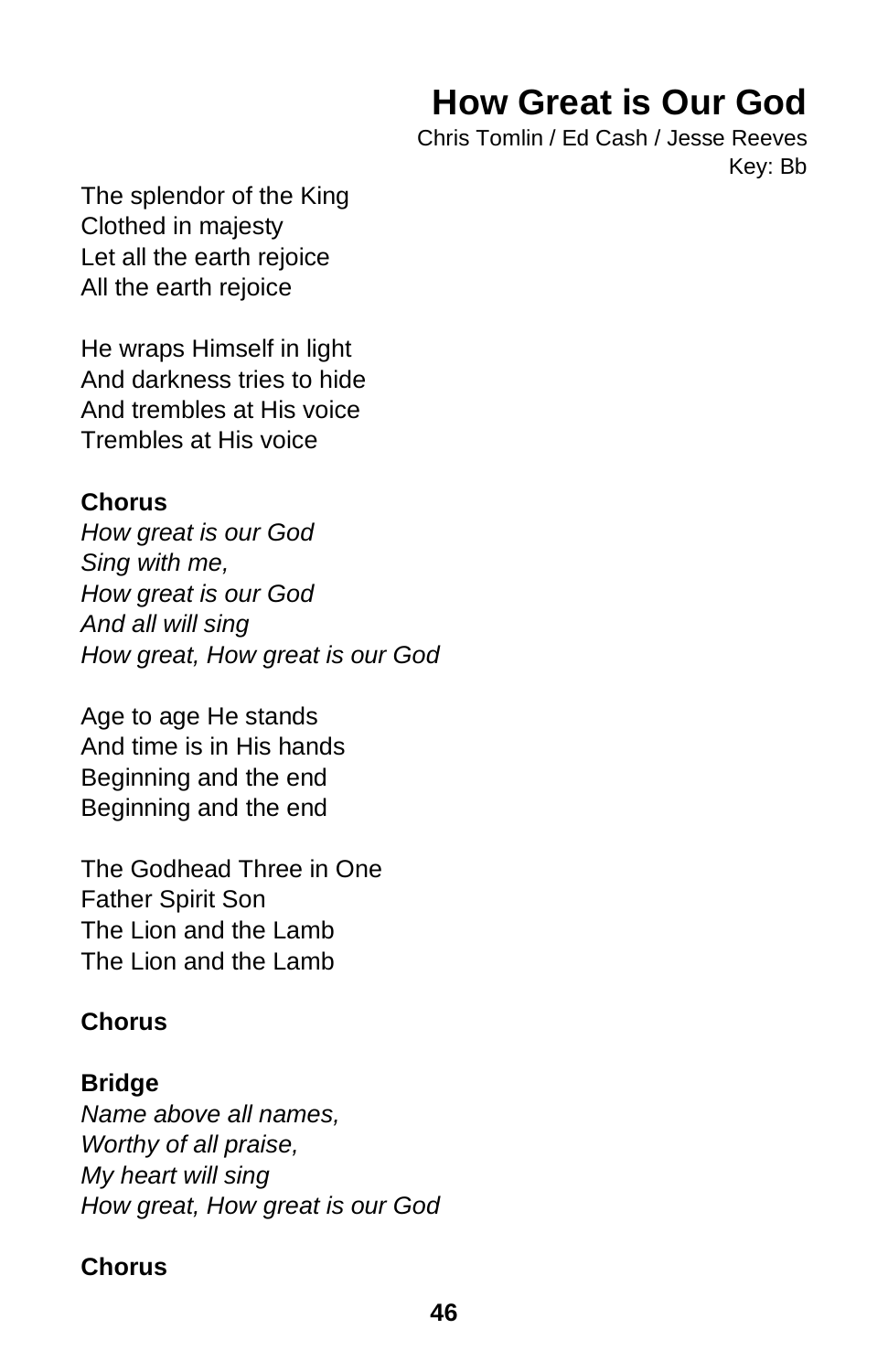# How Great is Our God

Chris Tomlin / Ed Cash / Jesse Reeves
Key: Bb

The splendor of the King
Clothed in majesty
Let all the earth rejoice
All the earth rejoice

He wraps Himself in light
And darkness tries to hide
And trembles at His voice
Trembles at His voice

**Chorus**
*How great is our God*
*Sing with me,*
*How great is our God*
*And all will sing*
*How great, How great is our God*

Age to age He stands
And time is in His hands
Beginning and the end
Beginning and the end

The Godhead Three in One
Father Spirit Son
The Lion and the Lamb
The Lion and the Lamb

**Chorus**

**Bridge**
*Name above all names,*
*Worthy of all praise,*
*My heart will sing*
*How great, How great is our God*

**Chorus**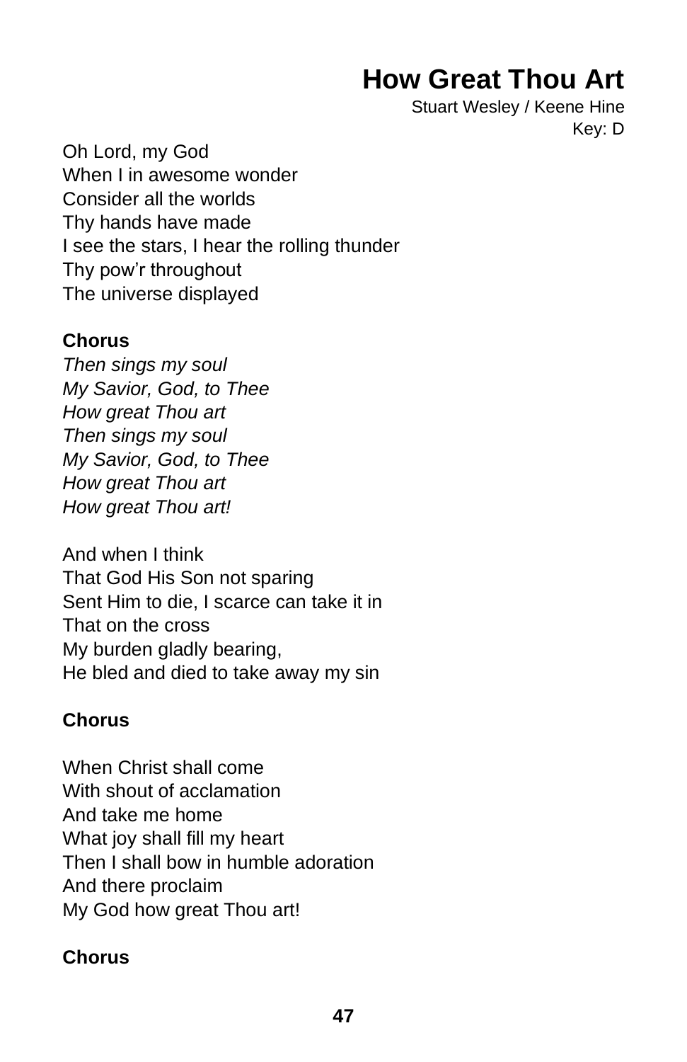# How Great Thou Art

Stuart Wesley / Keene Hine
Key: D

Oh Lord, my God
When I in awesome wonder
Consider all the worlds
Thy hands have made
I see the stars, I hear the rolling thunder
Thy pow’r throughout
The universe displayed

**Chorus**
*Then sings my soul*
*My Savior, God, to Thee*
*How great Thou art*
*Then sings my soul*
*My Savior, God, to Thee*
*How great Thou art*
*How great Thou art!*

And when I think
That God His Son not sparing
Sent Him to die, I scarce can take it in
That on the cross
My burden gladly bearing,
He bled and died to take away my sin

**Chorus**

When Christ shall come
With shout of acclamation
And take me home
What joy shall fill my heart
Then I shall bow in humble adoration
And there proclaim
My God how great Thou art!

**Chorus**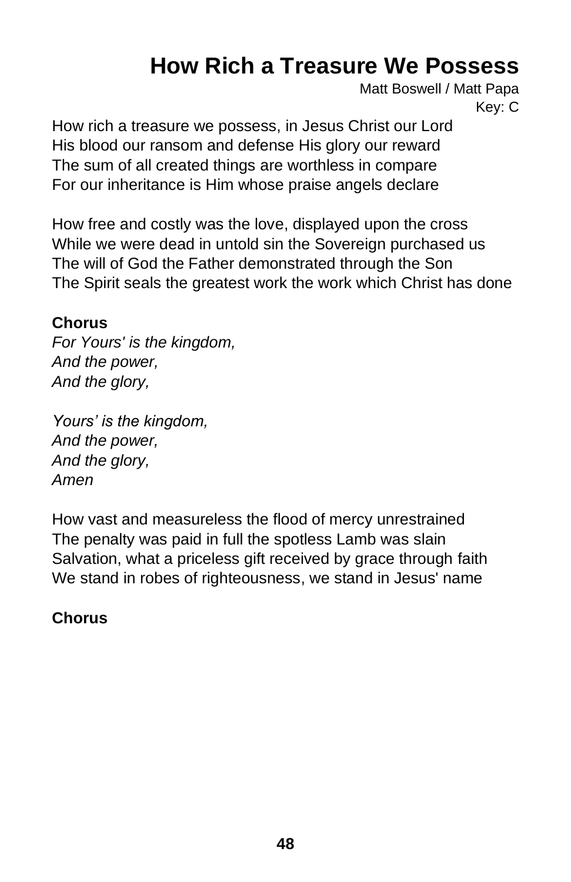# How Rich a Treasure We Possess

Matt Boswell / Matt Papa

Key: C

How rich a treasure we possess, in Jesus Christ our Lord
His blood our ransom and defense His glory our reward
The sum of all created things are worthless in compare
For our inheritance is Him whose praise angels declare

How free and costly was the love, displayed upon the cross
While we were dead in untold sin the Sovereign purchased us
The will of God the Father demonstrated through the Son
The Spirit seals the greatest work the work which Christ has done

**Chorus**
*For Yours' is the kingdom,*
*And the power,*
*And the glory,*

*Yours' is the kingdom,*
*And the power,*
*And the glory,*
*Amen*

How vast and measureless the flood of mercy unrestrained
The penalty was paid in full the spotless Lamb was slain
Salvation, what a priceless gift received by grace through faith
We stand in robes of righteousness, we stand in Jesus' name

**Chorus**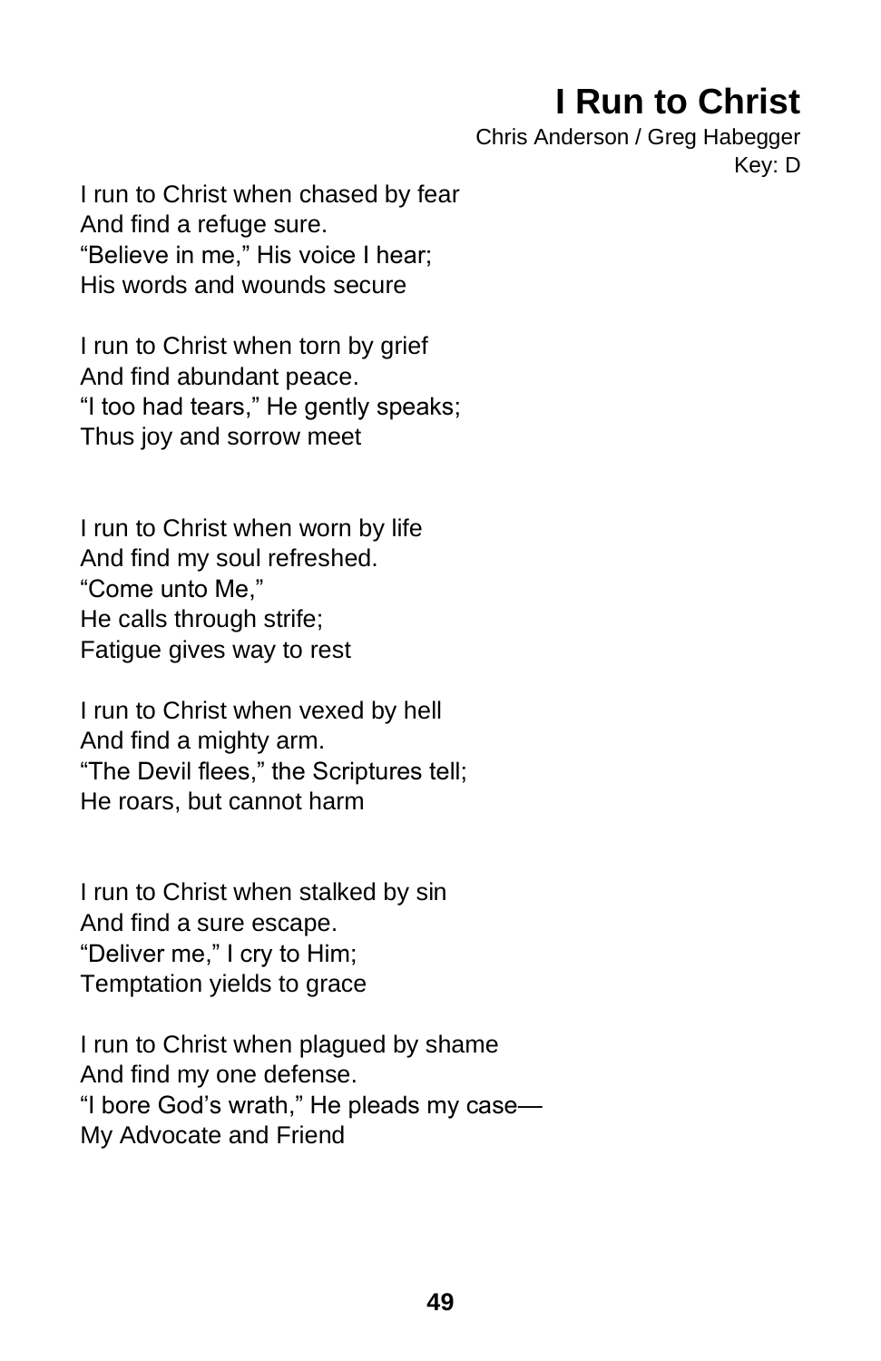# I Run to Christ

Chris Anderson / Greg Habegger
Key: D

I run to Christ when chased by fear
And find a refuge sure.
“Believe in me,” His voice I hear;
His words and wounds secure

I run to Christ when torn by grief
And find abundant peace.
“I too had tears,” He gently speaks;
Thus joy and sorrow meet

I run to Christ when worn by life
And find my soul refreshed.
“Come unto Me,”
He calls through strife;
Fatigue gives way to rest

I run to Christ when vexed by hell
And find a mighty arm.
“The Devil flees,” the Scriptures tell;
He roars, but cannot harm

I run to Christ when stalked by sin
And find a sure escape.
“Deliver me,” I cry to Him;
Temptation yields to grace

I run to Christ when plagued by shame
And find my one defense.
“I bore God’s wrath,” He pleads my case—
My Advocate and Friend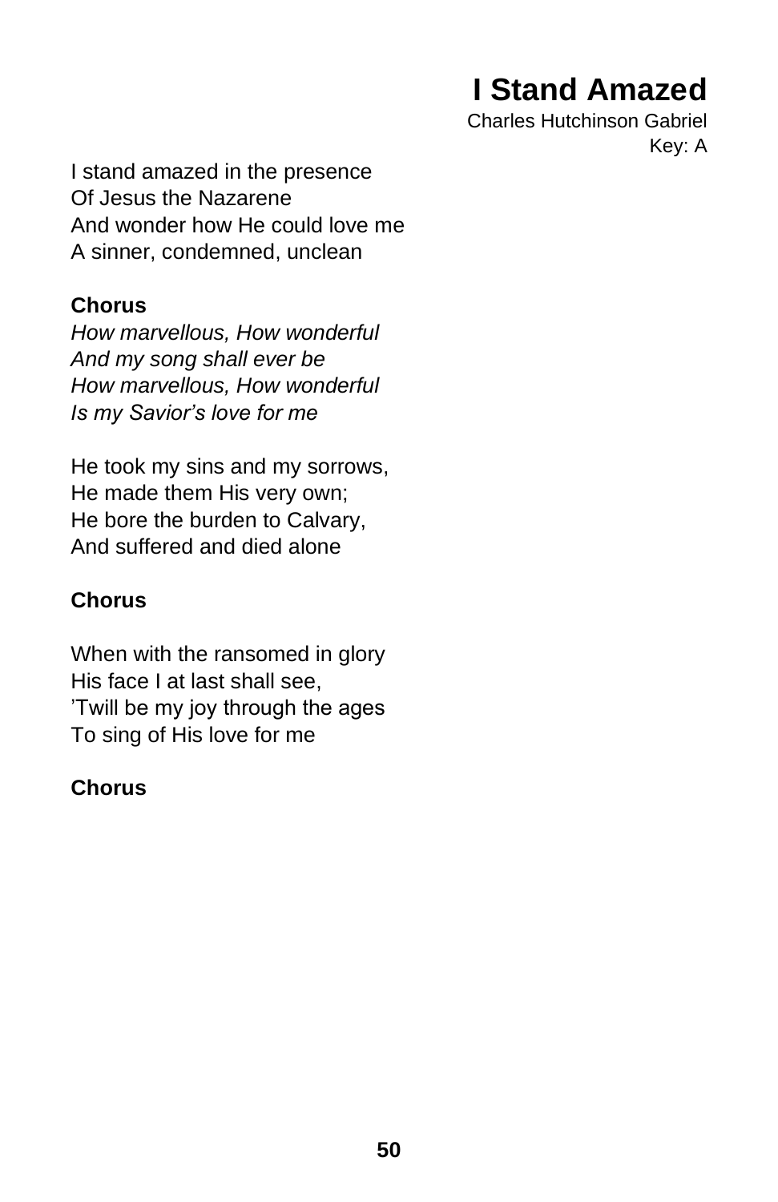# I Stand Amazed

Charles Hutchinson Gabriel
Key: A

I stand amazed in the presence
Of Jesus the Nazarene
And wonder how He could love me
A sinner, condemned, unclean

**Chorus**

*How marvellous, How wonderful*
*And my song shall ever be*
*How marvellous, How wonderful*
*Is my Savior's love for me*

He took my sins and my sorrows,
He made them His very own;
He bore the burden to Calvary,
And suffered and died alone

**Chorus**

When with the ransomed in glory
His face I at last shall see,
'Twill be my joy through the ages
To sing of His love for me

**Chorus**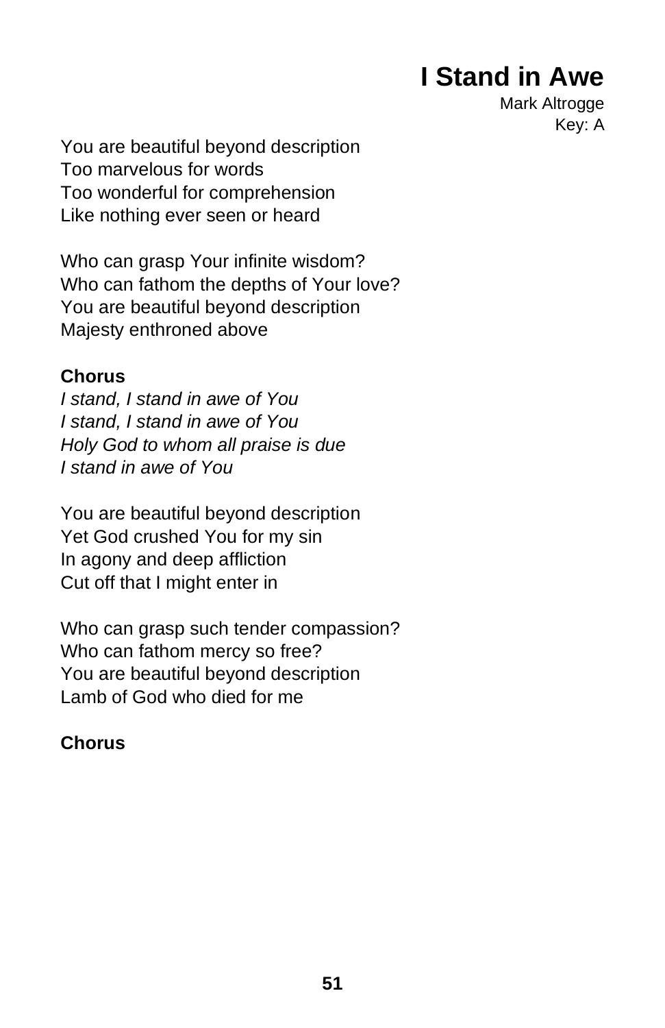# I Stand in Awe

Mark Altrogge
Key: A

You are beautiful beyond description
Too marvelous for words
Too wonderful for comprehension
Like nothing ever seen or heard

Who can grasp Your infinite wisdom?
Who can fathom the depths of Your love?
You are beautiful beyond description
Majesty enthroned above

**Chorus**
*I stand, I stand in awe of You*
*I stand, I stand in awe of You*
*Holy God to whom all praise is due*
*I stand in awe of You*

You are beautiful beyond description
Yet God crushed You for my sin
In agony and deep affliction
Cut off that I might enter in

Who can grasp such tender compassion?
Who can fathom mercy so free?
You are beautiful beyond description
Lamb of God who died for me

**Chorus**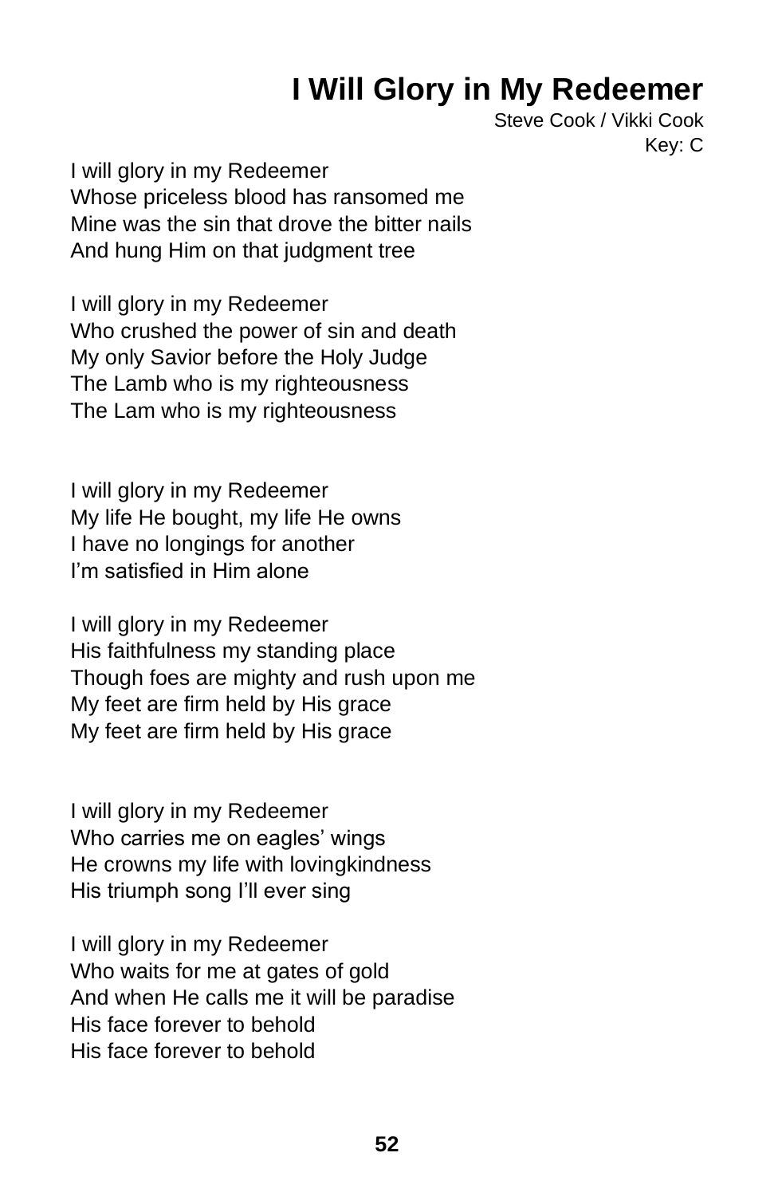# I Will Glory in My Redeemer

Steve Cook / Vikki Cook
Key: C

I will glory in my Redeemer
Whose priceless blood has ransomed me
Mine was the sin that drove the bitter nails
And hung Him on that judgment tree

I will glory in my Redeemer
Who crushed the power of sin and death
My only Savior before the Holy Judge
The Lamb who is my righteousness
The Lam who is my righteousness

I will glory in my Redeemer
My life He bought, my life He owns
I have no longings for another
I'm satisfied in Him alone

I will glory in my Redeemer
His faithfulness my standing place
Though foes are mighty and rush upon me
My feet are firm held by His grace
My feet are firm held by His grace

I will glory in my Redeemer
Who carries me on eagles' wings
He crowns my life with lovingkindness
His triumph song I'll ever sing

I will glory in my Redeemer
Who waits for me at gates of gold
And when He calls me it will be paradise
His face forever to behold
His face forever to behold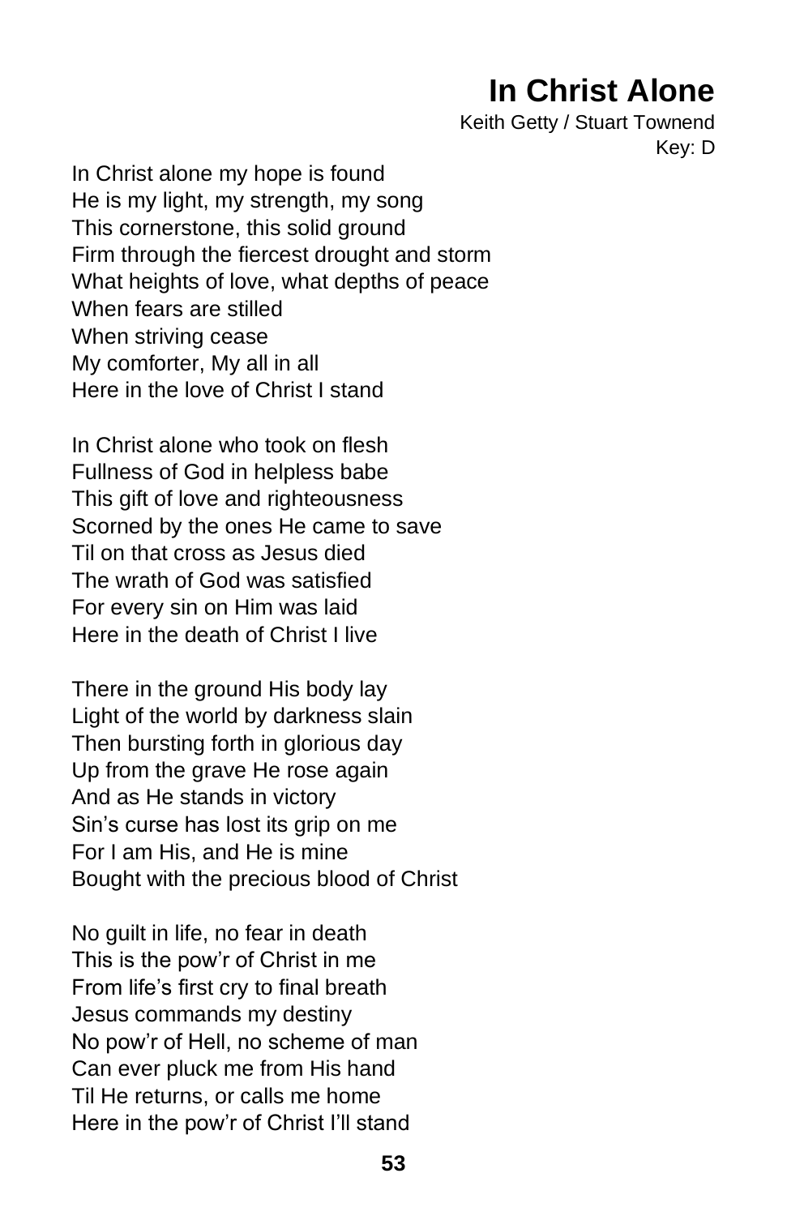# In Christ Alone

Keith Getty / Stuart Townend
Key: D

In Christ alone my hope is found
He is my light, my strength, my song
This cornerstone, this solid ground
Firm through the fiercest drought and storm
What heights of love, what depths of peace
When fears are stilled
When striving cease
My comforter, My all in all
Here in the love of Christ I stand

In Christ alone who took on flesh
Fullness of God in helpless babe
This gift of love and righteousness
Scorned by the ones He came to save
Til on that cross as Jesus died
The wrath of God was satisfied
For every sin on Him was laid
Here in the death of Christ I live

There in the ground His body lay
Light of the world by darkness slain
Then bursting forth in glorious day
Up from the grave He rose again
And as He stands in victory
Sin's curse has lost its grip on me
For I am His, and He is mine
Bought with the precious blood of Christ

No guilt in life, no fear in death
This is the pow'r of Christ in me
From life's first cry to final breath
Jesus commands my destiny
No pow'r of Hell, no scheme of man
Can ever pluck me from His hand
Til He returns, or calls me home
Here in the pow'r of Christ I'll stand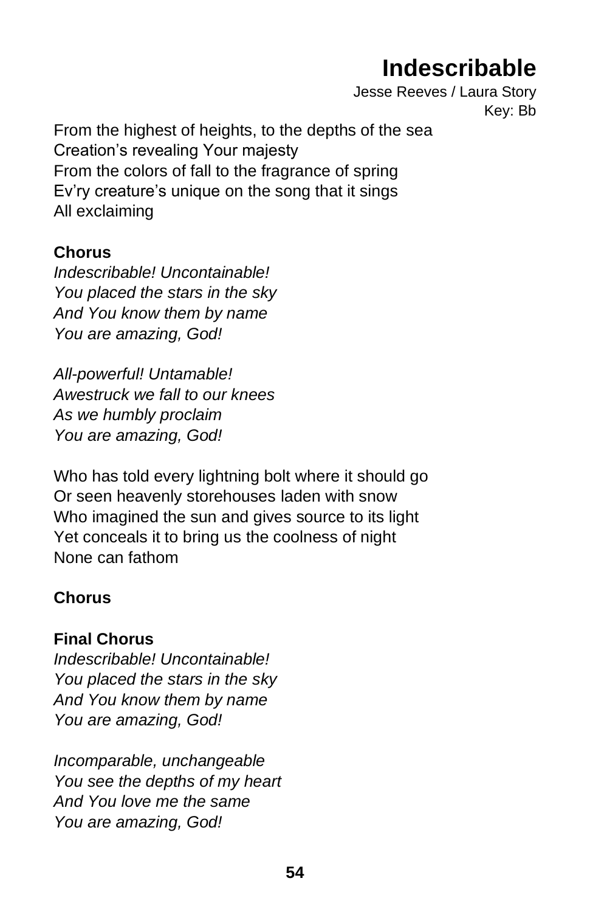# Indescribable

Jesse Reeves / Laura Story
Key: Bb

From the highest of heights, to the depths of the sea
Creation's revealing Your majesty
From the colors of fall to the fragrance of spring
Ev'ry creature's unique on the song that it sings
All exclaiming

**Chorus**

*Indescribable! Uncontainable!*
*You placed the stars in the sky*
*And You know them by name*
*You are amazing, God!*

*All-powerful! Untamable!*
*Awestruck we fall to our knees*
*As we humbly proclaim*
*You are amazing, God!*

Who has told every lightning bolt where it should go
Or seen heavenly storehouses laden with snow
Who imagined the sun and gives source to its light
Yet conceals it to bring us the coolness of night
None can fathom

**Chorus**

**Final Chorus**

*Indescribable! Uncontainable!*
*You placed the stars in the sky*
*And You know them by name*
*You are amazing, God!*

*Incomparable, unchangeable*
*You see the depths of my heart*
*And You love me the same*
*You are amazing, God!*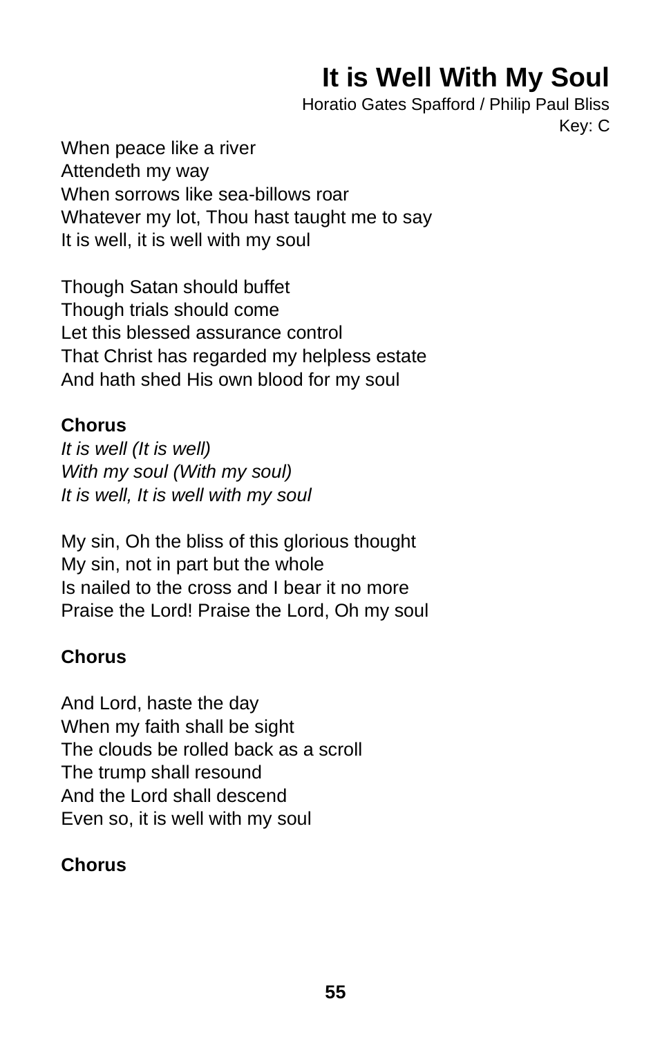# It is Well With My Soul

Horatio Gates Spafford / Philip Paul Bliss
Key: C

When peace like a river
Attendeth my way
When sorrows like sea-billows roar
Whatever my lot, Thou hast taught me to say
It is well, it is well with my soul

Though Satan should buffet
Though trials should come
Let this blessed assurance control
That Christ has regarded my helpless estate
And hath shed His own blood for my soul

**Chorus**
*It is well (It is well)*
*With my soul (With my soul)*
*It is well, It is well with my soul*

My sin, Oh the bliss of this glorious thought
My sin, not in part but the whole
Is nailed to the cross and I bear it no more
Praise the Lord! Praise the Lord, Oh my soul

**Chorus**

And Lord, haste the day
When my faith shall be sight
The clouds be rolled back as a scroll
The trump shall resound
And the Lord shall descend
Even so, it is well with my soul

**Chorus**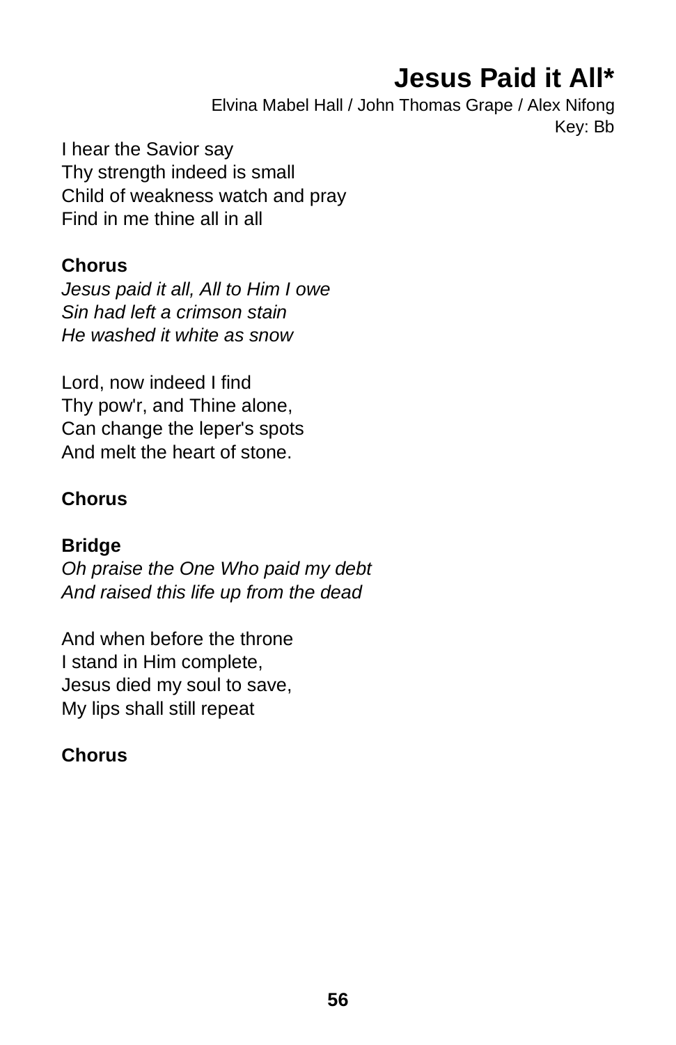# Jesus Paid it All*

Elvina Mabel Hall / John Thomas Grape / Alex Nifong
Key: Bb

I hear the Savior say
Thy strength indeed is small
Child of weakness watch and pray
Find in me thine all in all

**Chorus**
*Jesus paid it all, All to Him I owe*
*Sin had left a crimson stain*
*He washed it white as snow*

Lord, now indeed I find
Thy pow'r, and Thine alone,
Can change the leper's spots
And melt the heart of stone.

**Chorus**

**Bridge**
*Oh praise the One Who paid my debt*
*And raised this life up from the dead*

And when before the throne
I stand in Him complete,
Jesus died my soul to save,
My lips shall still repeat

**Chorus**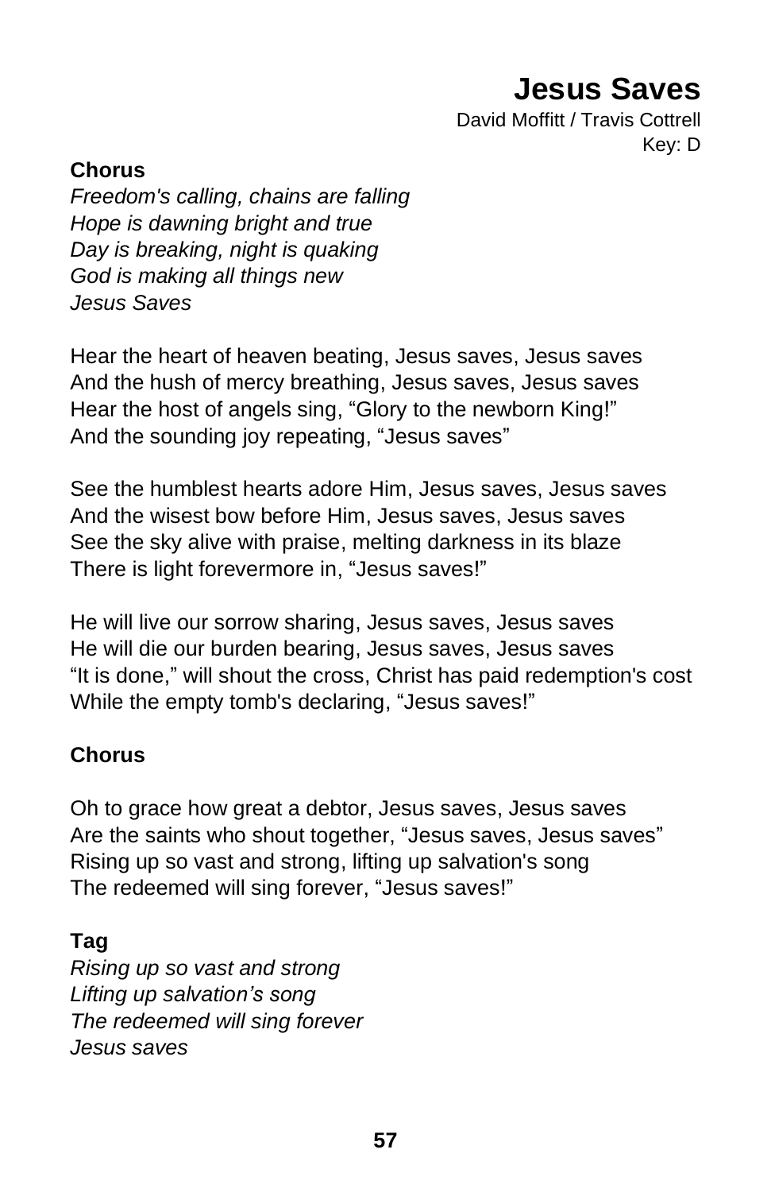# Jesus Saves

David Moffitt / Travis Cottrell
Key: D

**Chorus**

*Freedom's calling, chains are falling*
*Hope is dawning bright and true*
*Day is breaking, night is quaking*
*God is making all things new*
*Jesus Saves*

Hear the heart of heaven beating, Jesus saves, Jesus saves
And the hush of mercy breathing, Jesus saves, Jesus saves
Hear the host of angels sing, “Glory to the newborn King!”
And the sounding joy repeating, “Jesus saves”

See the humblest hearts adore Him, Jesus saves, Jesus saves
And the wisest bow before Him, Jesus saves, Jesus saves
See the sky alive with praise, melting darkness in its blaze
There is light forevermore in, “Jesus saves!”

He will live our sorrow sharing, Jesus saves, Jesus saves
He will die our burden bearing, Jesus saves, Jesus saves
“It is done,” will shout the cross, Christ has paid redemption's cost
While the empty tomb's declaring, “Jesus saves!”

**Chorus**

Oh to grace how great a debtor, Jesus saves, Jesus saves
Are the saints who shout together, “Jesus saves, Jesus saves”
Rising up so vast and strong, lifting up salvation's song
The redeemed will sing forever, “Jesus saves!”

**Tag**

*Rising up so vast and strong*
*Lifting up salvation’s song*
*The redeemed will sing forever*
*Jesus saves*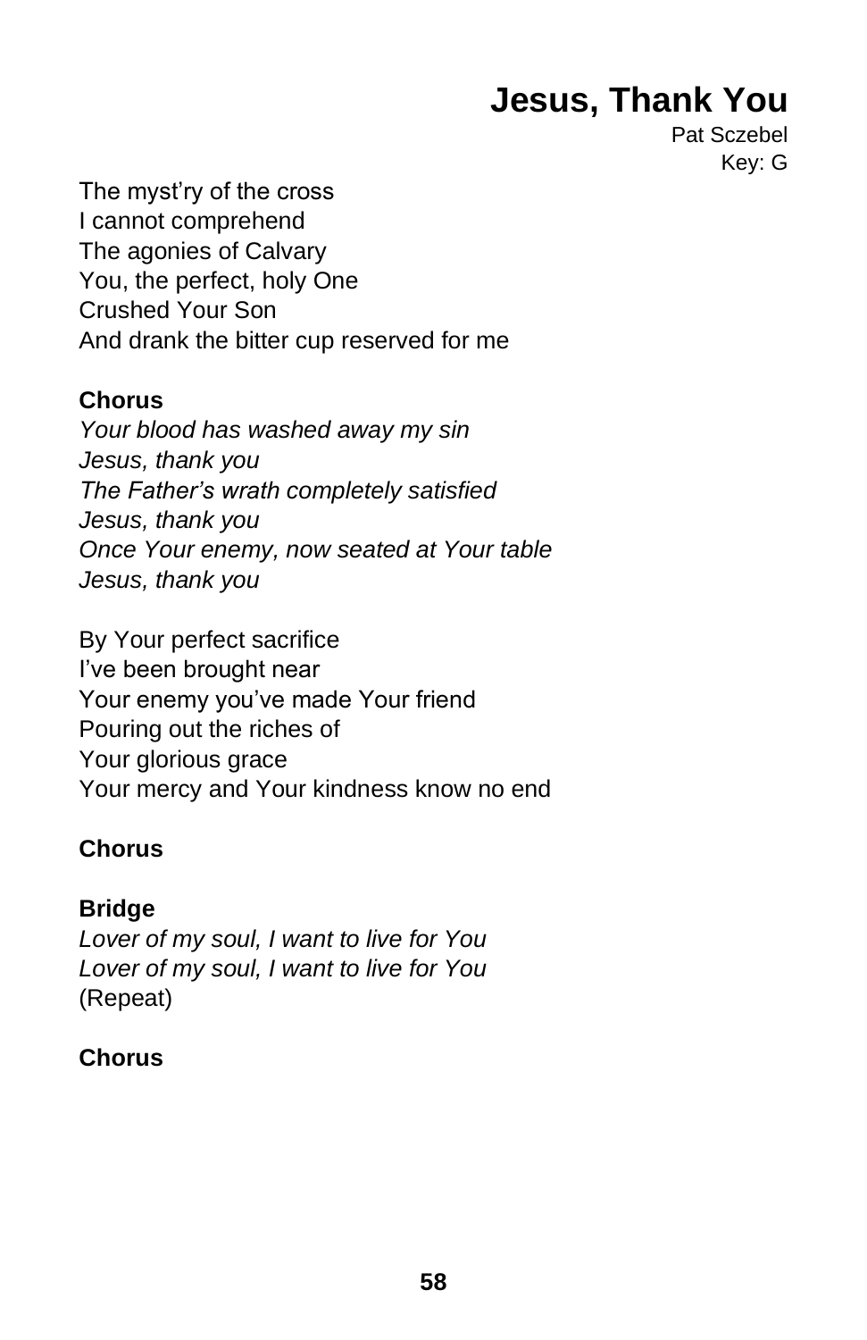# Jesus, Thank You

Pat Sczebel
Key: G

The myst'ry of the cross
I cannot comprehend
The agonies of Calvary
You, the perfect, holy One
Crushed Your Son
And drank the bitter cup reserved for me

**Chorus**
*Your blood has washed away my sin*
*Jesus, thank you*
*The Father's wrath completely satisfied*
*Jesus, thank you*
*Once Your enemy, now seated at Your table*
*Jesus, thank you*

By Your perfect sacrifice
I've been brought near
Your enemy you've made Your friend
Pouring out the riches of
Your glorious grace
Your mercy and Your kindness know no end

**Chorus**

**Bridge**
*Lover of my soul, I want to live for You*
*Lover of my soul, I want to live for You*
(Repeat)

**Chorus**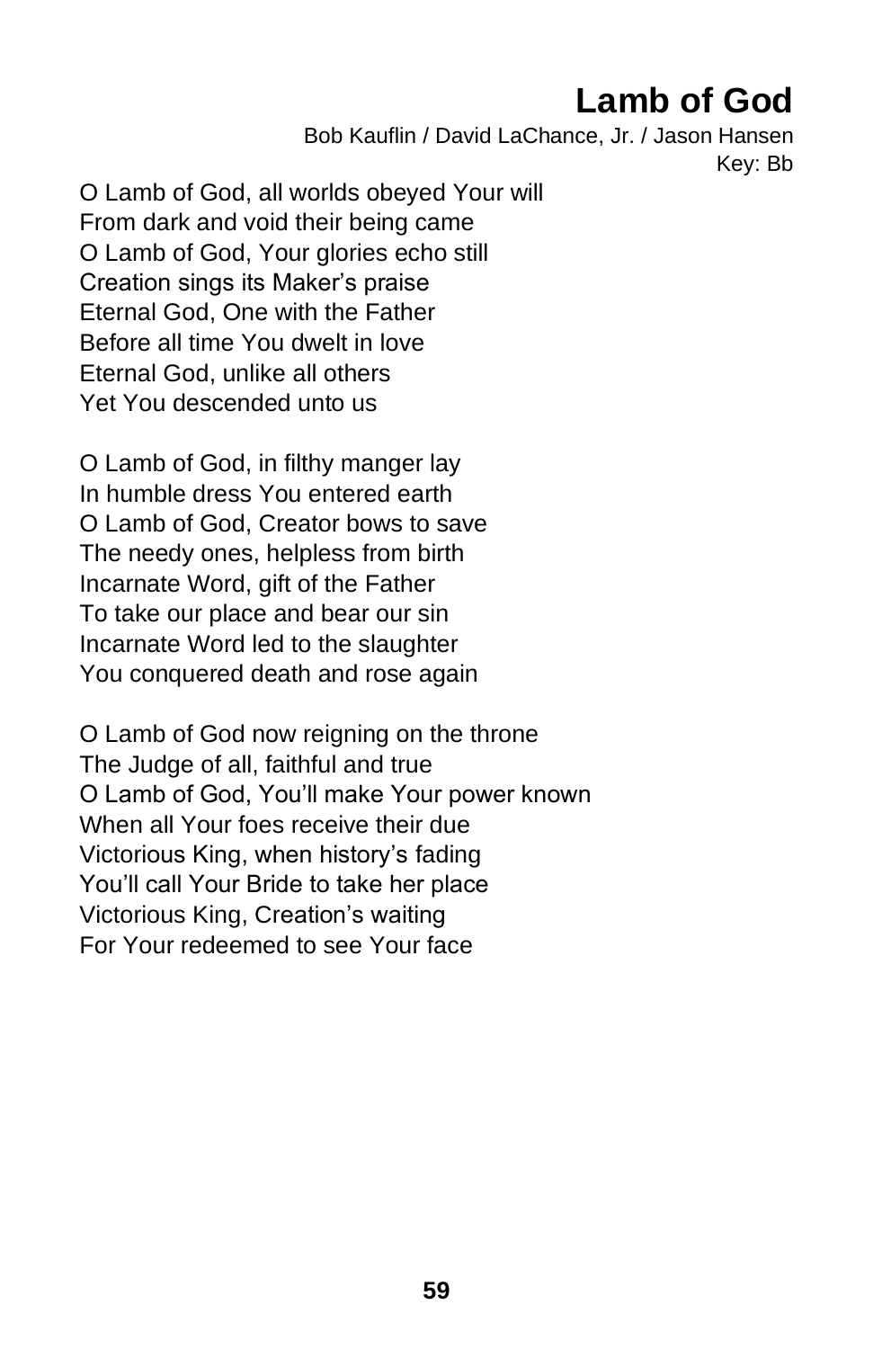# Lamb of God

Bob Kauflin / David LaChance, Jr. / Jason Hansen
Key: Bb

O Lamb of God, all worlds obeyed Your will
From dark and void their being came
O Lamb of God, Your glories echo still
Creation sings its Maker's praise
Eternal God, One with the Father
Before all time You dwelt in love
Eternal God, unlike all others
Yet You descended unto us

O Lamb of God, in filthy manger lay
In humble dress You entered earth
O Lamb of God, Creator bows to save
The needy ones, helpless from birth
Incarnate Word, gift of the Father
To take our place and bear our sin
Incarnate Word led to the slaughter
You conquered death and rose again

O Lamb of God now reigning on the throne
The Judge of all, faithful and true
O Lamb of God, You'll make Your power known
When all Your foes receive their due
Victorious King, when history's fading
You'll call Your Bride to take her place
Victorious King, Creation's waiting
For Your redeemed to see Your face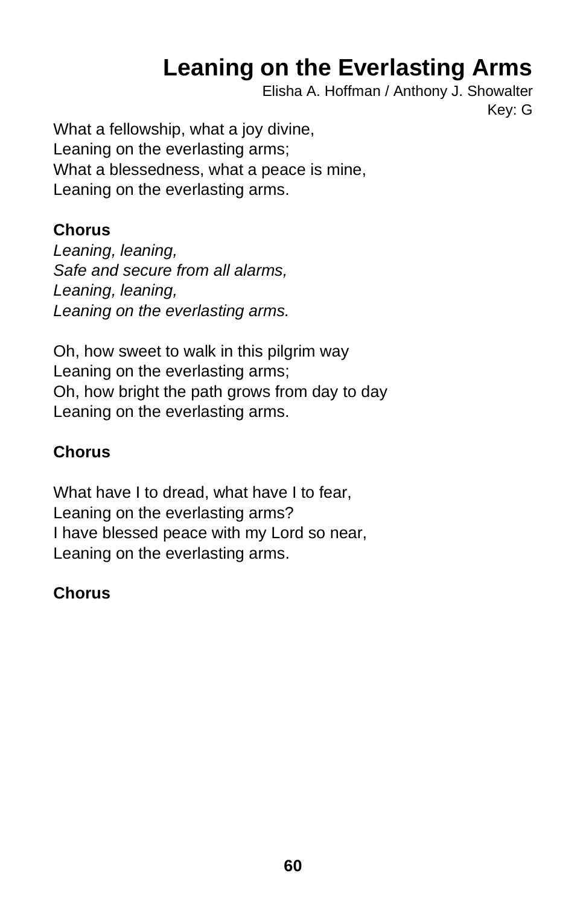# Leaning on the Everlasting Arms

Elisha A. Hoffman / Anthony J. Showalter

Key: G

What a fellowship, what a joy divine,
Leaning on the everlasting arms;
What a blessedness, what a peace is mine,
Leaning on the everlasting arms.

**Chorus**

*Leaning, leaning,*
*Safe and secure from all alarms,*
*Leaning, leaning,*
*Leaning on the everlasting arms.*

Oh, how sweet to walk in this pilgrim way
Leaning on the everlasting arms;
Oh, how bright the path grows from day to day
Leaning on the everlasting arms.

**Chorus**

What have I to dread, what have I to fear,
Leaning on the everlasting arms?
I have blessed peace with my Lord so near,
Leaning on the everlasting arms.

**Chorus**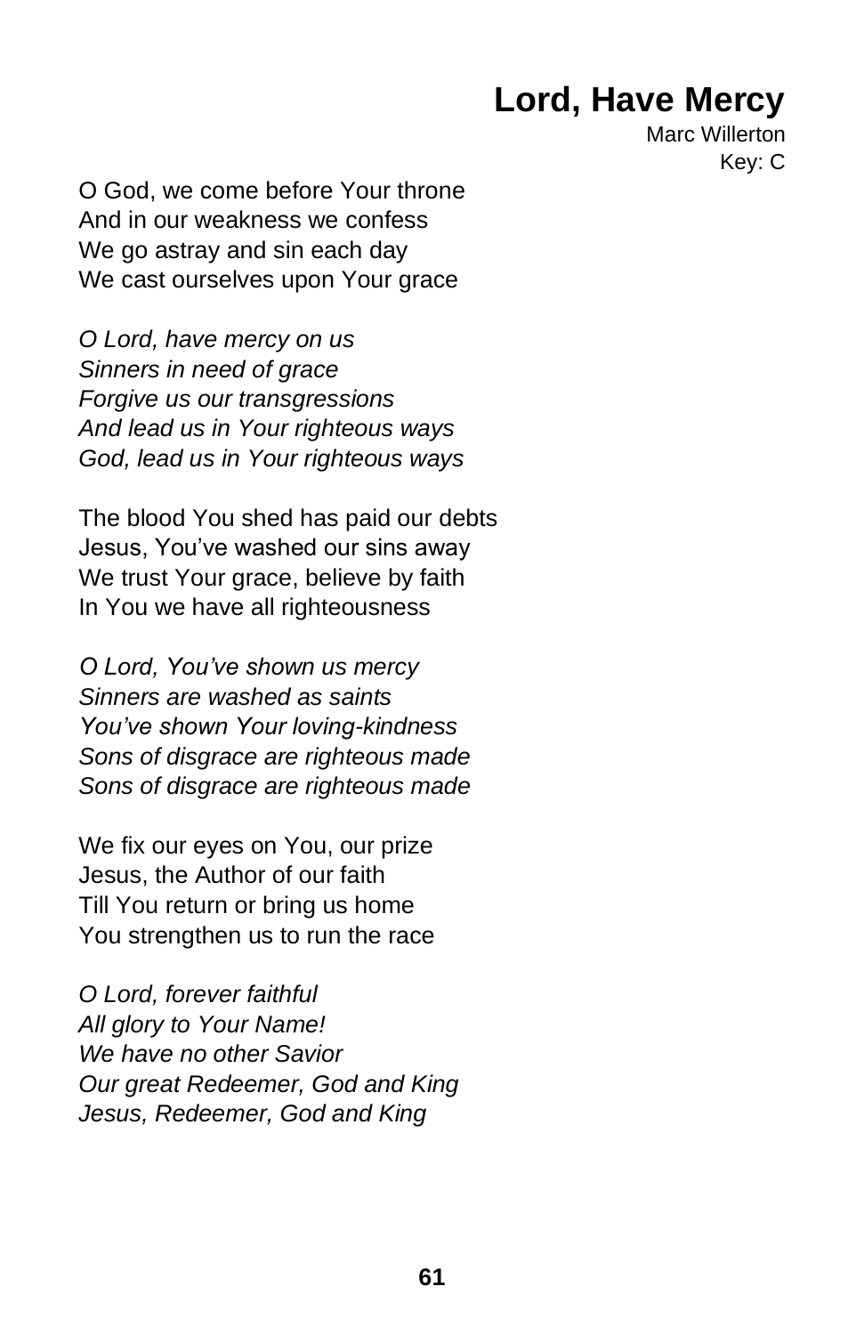# Lord, Have Mercy

Marc Willerton
Key: C

O God, we come before Your throne
And in our weakness we confess
We go astray and sin each day
We cast ourselves upon Your grace

*O Lord, have mercy on us*
*Sinners in need of grace*
*Forgive us our transgressions*
*And lead us in Your righteous ways*
*God, lead us in Your righteous ways*

The blood You shed has paid our debts
Jesus, You've washed our sins away
We trust Your grace, believe by faith
In You we have all righteousness

*O Lord, You've shown us mercy*
*Sinners are washed as saints*
*You've shown Your loving-kindness*
*Sons of disgrace are righteous made*
*Sons of disgrace are righteous made*

We fix our eyes on You, our prize
Jesus, the Author of our faith
Till You return or bring us home
You strengthen us to run the race

*O Lord, forever faithful*
*All glory to Your Name!*
*We have no other Savior*
*Our great Redeemer, God and King*
*Jesus, Redeemer, God and King*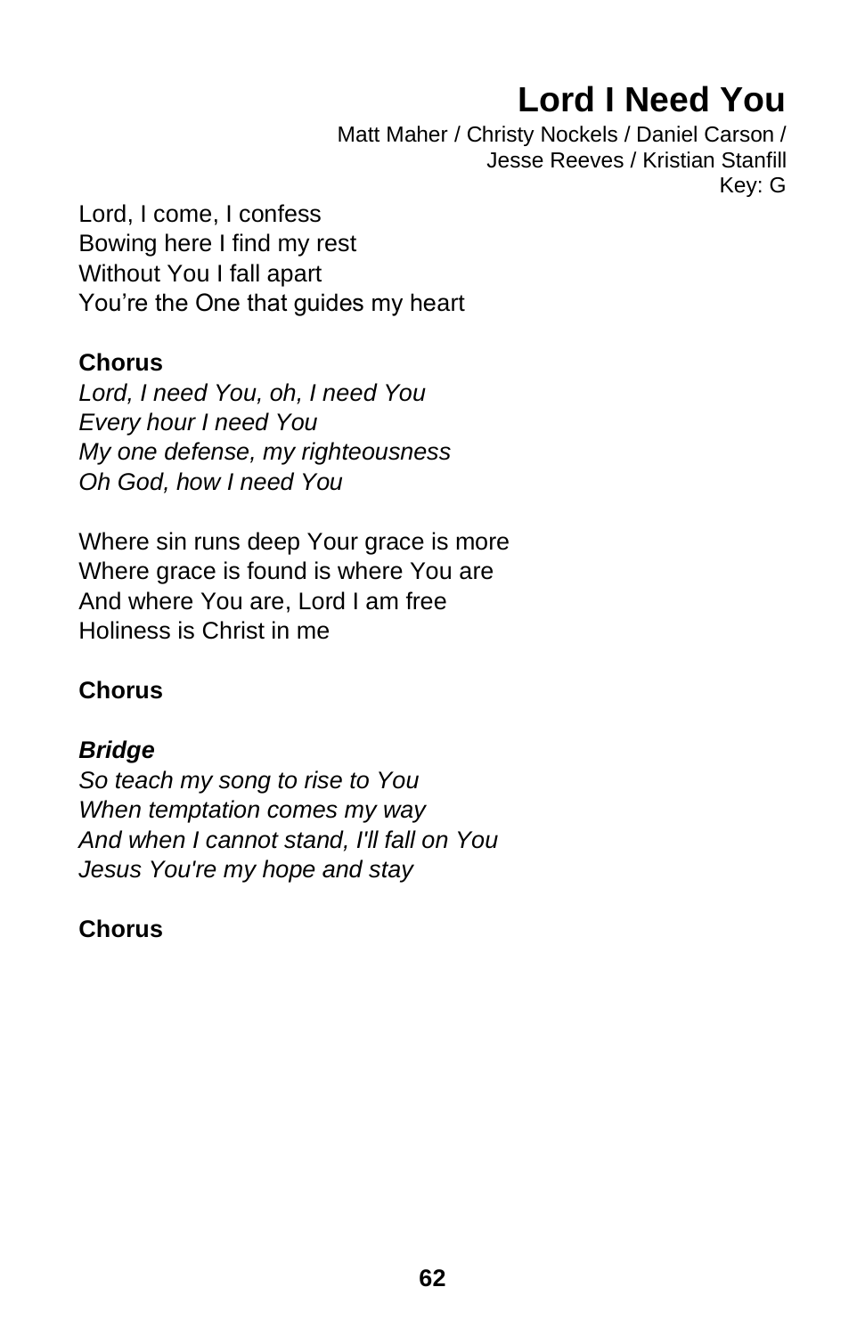# Lord I Need You

Matt Maher / Christy Nockels / Daniel Carson /
Jesse Reeves / Kristian Stanfill
Key: G

Lord, I come, I confess
Bowing here I find my rest
Without You I fall apart
You're the One that guides my heart

**Chorus**
*Lord, I need You, oh, I need You*
*Every hour I need You*
*My one defense, my righteousness*
*Oh God, how I need You*

Where sin runs deep Your grace is more
Where grace is found is where You are
And where You are, Lord I am free
Holiness is Christ in me

**Chorus**

***Bridge***
*So teach my song to rise to You*
*When temptation comes my way*
*And when I cannot stand, I'll fall on You*
*Jesus You're my hope and stay*

**Chorus**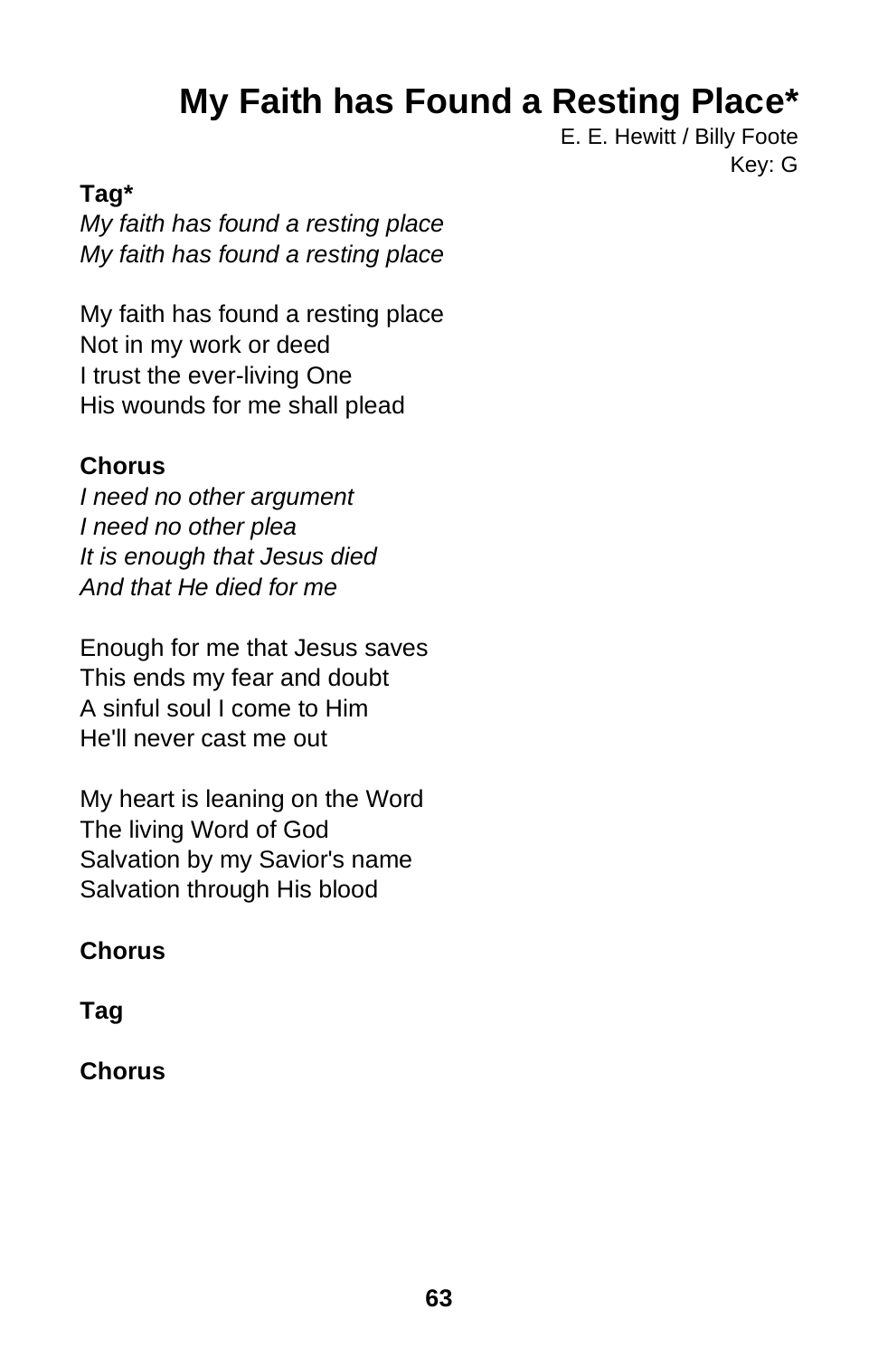# My Faith has Found a Resting Place*

E. E. Hewitt / Billy Foote
Key: G

**Tag***

*My faith has found a resting place*
*My faith has found a resting place*

My faith has found a resting place
Not in my work or deed
I trust the ever-living One
His wounds for me shall plead

**Chorus**

*I need no other argument*
*I need no other plea*
*It is enough that Jesus died*
*And that He died for me*

Enough for me that Jesus saves
This ends my fear and doubt
A sinful soul I come to Him
He'll never cast me out

My heart is leaning on the Word
The living Word of God
Salvation by my Savior's name
Salvation through His blood

**Chorus**

**Tag**

**Chorus**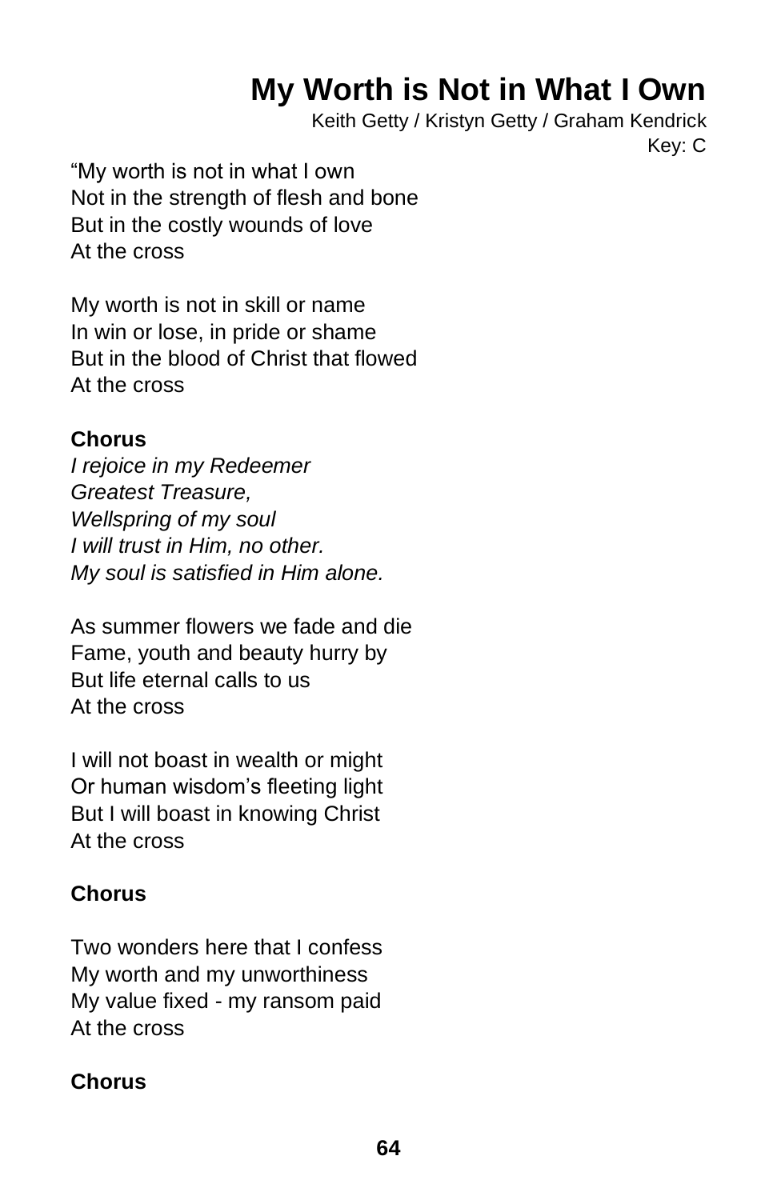# My Worth is Not in What I Own

Keith Getty / Kristyn Getty / Graham Kendrick
Key: C

"My worth is not in what I own
Not in the strength of flesh and bone
But in the costly wounds of love
At the cross

My worth is not in skill or name
In win or lose, in pride or shame
But in the blood of Christ that flowed
At the cross

**Chorus**
*I rejoice in my Redeemer*
*Greatest Treasure,*
*Wellspring of my soul*
*I will trust in Him, no other.*
*My soul is satisfied in Him alone.*

As summer flowers we fade and die
Fame, youth and beauty hurry by
But life eternal calls to us
At the cross

I will not boast in wealth or might
Or human wisdom's fleeting light
But I will boast in knowing Christ
At the cross

**Chorus**

Two wonders here that I confess
My worth and my unworthiness
My value fixed - my ransom paid
At the cross

**Chorus**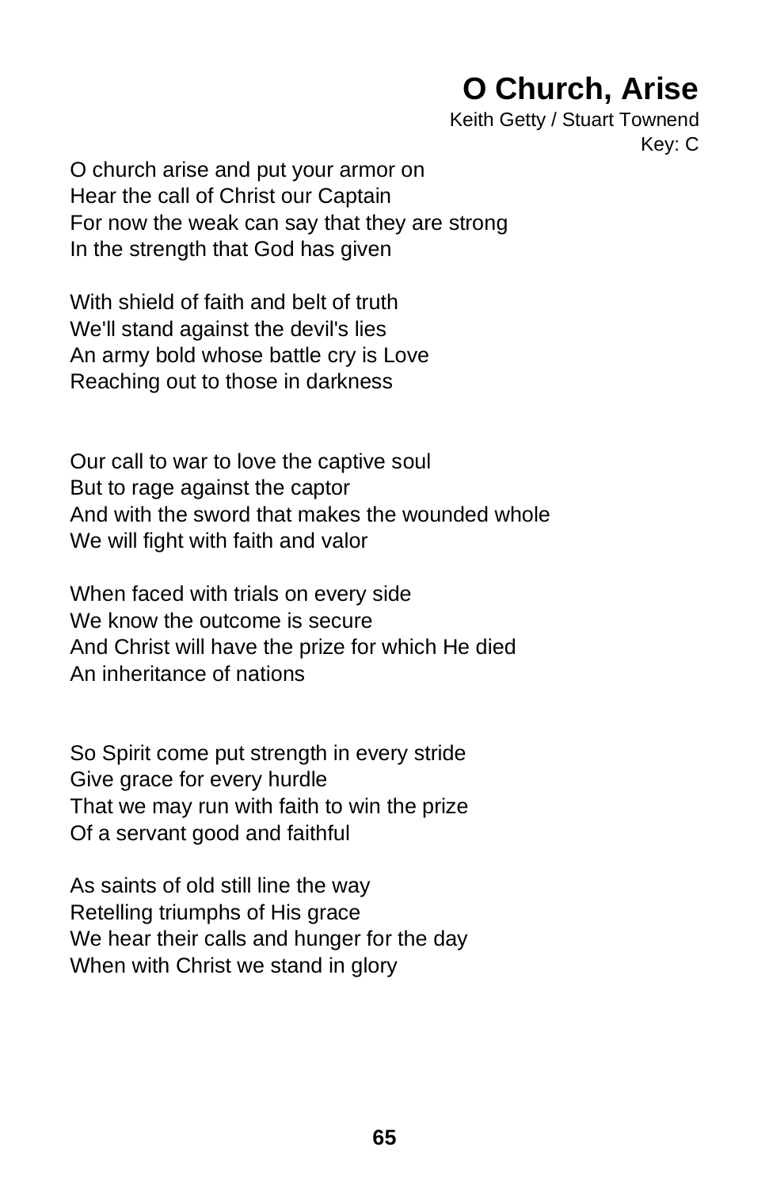# O Church, Arise

Keith Getty / Stuart Townend
Key: C

O church arise and put your armor on
Hear the call of Christ our Captain
For now the weak can say that they are strong
In the strength that God has given

With shield of faith and belt of truth
We'll stand against the devil's lies
An army bold whose battle cry is Love
Reaching out to those in darkness

Our call to war to love the captive soul
But to rage against the captor
And with the sword that makes the wounded whole
We will fight with faith and valor

When faced with trials on every side
We know the outcome is secure
And Christ will have the prize for which He died
An inheritance of nations

So Spirit come put strength in every stride
Give grace for every hurdle
That we may run with faith to win the prize
Of a servant good and faithful

As saints of old still line the way
Retelling triumphs of His grace
We hear their calls and hunger for the day
When with Christ we stand in glory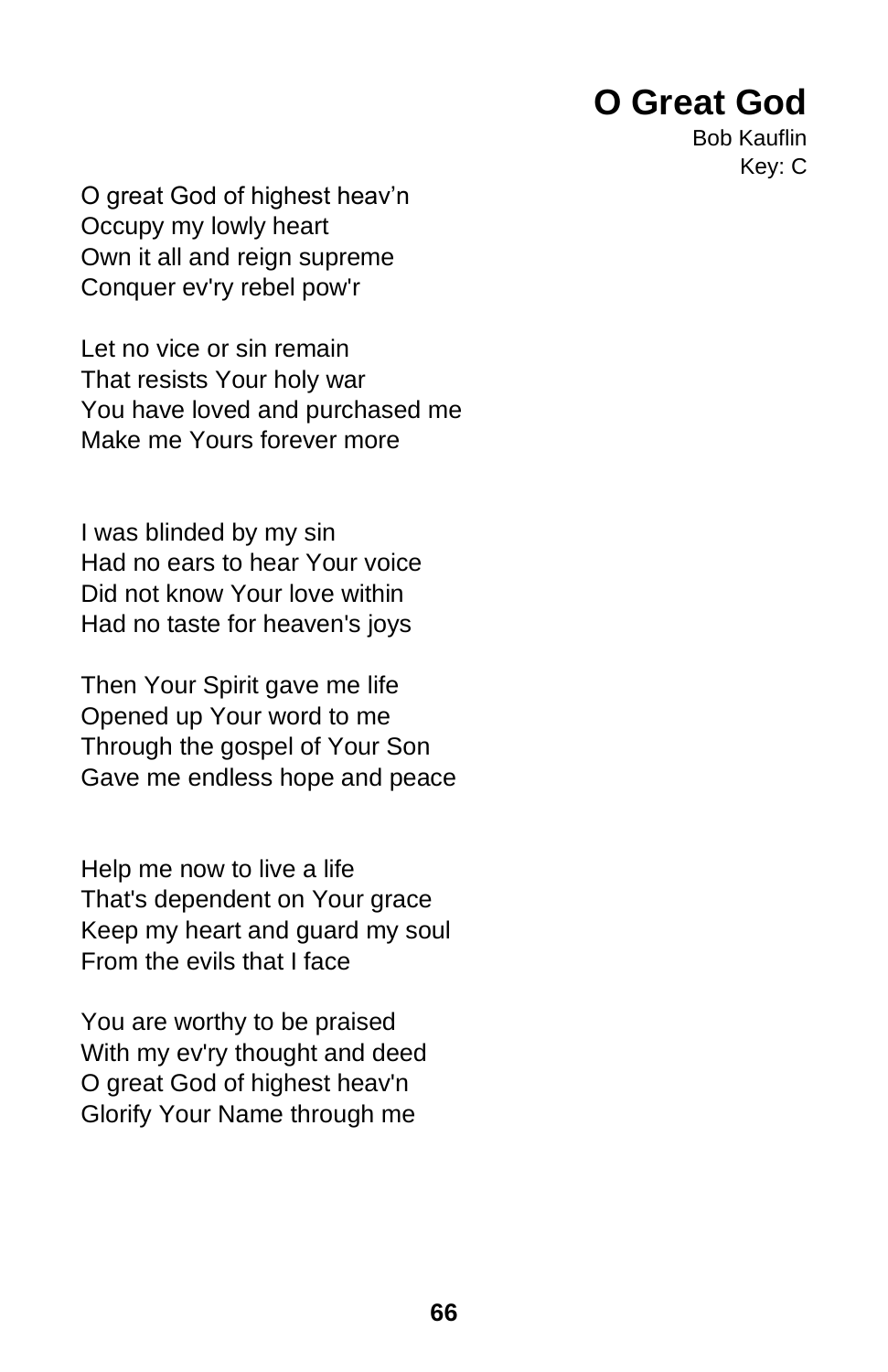# O Great God

Bob Kauflin
Key: C

O great God of highest heav'n
Occupy my lowly heart
Own it all and reign supreme
Conquer ev'ry rebel pow'r

Let no vice or sin remain
That resists Your holy war
You have loved and purchased me
Make me Yours forever more

I was blinded by my sin
Had no ears to hear Your voice
Did not know Your love within
Had no taste for heaven's joys

Then Your Spirit gave me life
Opened up Your word to me
Through the gospel of Your Son
Gave me endless hope and peace

Help me now to live a life
That's dependent on Your grace
Keep my heart and guard my soul
From the evils that I face

You are worthy to be praised
With my ev'ry thought and deed
O great God of highest heav'n
Glorify Your Name through me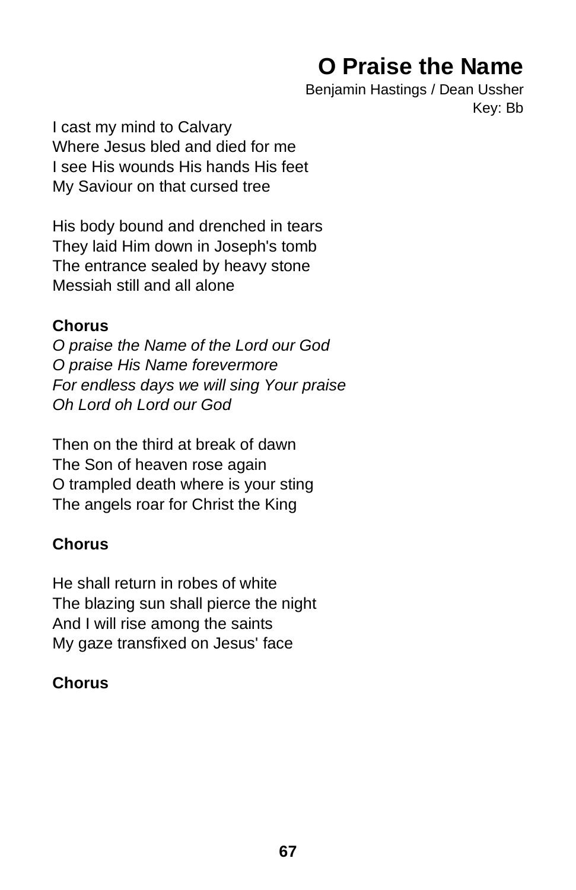# O Praise the Name

Benjamin Hastings / Dean Ussher
Key: Bb

I cast my mind to Calvary
Where Jesus bled and died for me
I see His wounds His hands His feet
My Saviour on that cursed tree

His body bound and drenched in tears
They laid Him down in Joseph's tomb
The entrance sealed by heavy stone
Messiah still and all alone

**Chorus**
*O praise the Name of the Lord our God*
*O praise His Name forevermore*
*For endless days we will sing Your praise*
*Oh Lord oh Lord our God*

Then on the third at break of dawn
The Son of heaven rose again
O trampled death where is your sting
The angels roar for Christ the King

**Chorus**

He shall return in robes of white
The blazing sun shall pierce the night
And I will rise among the saints
My gaze transfixed on Jesus' face

**Chorus**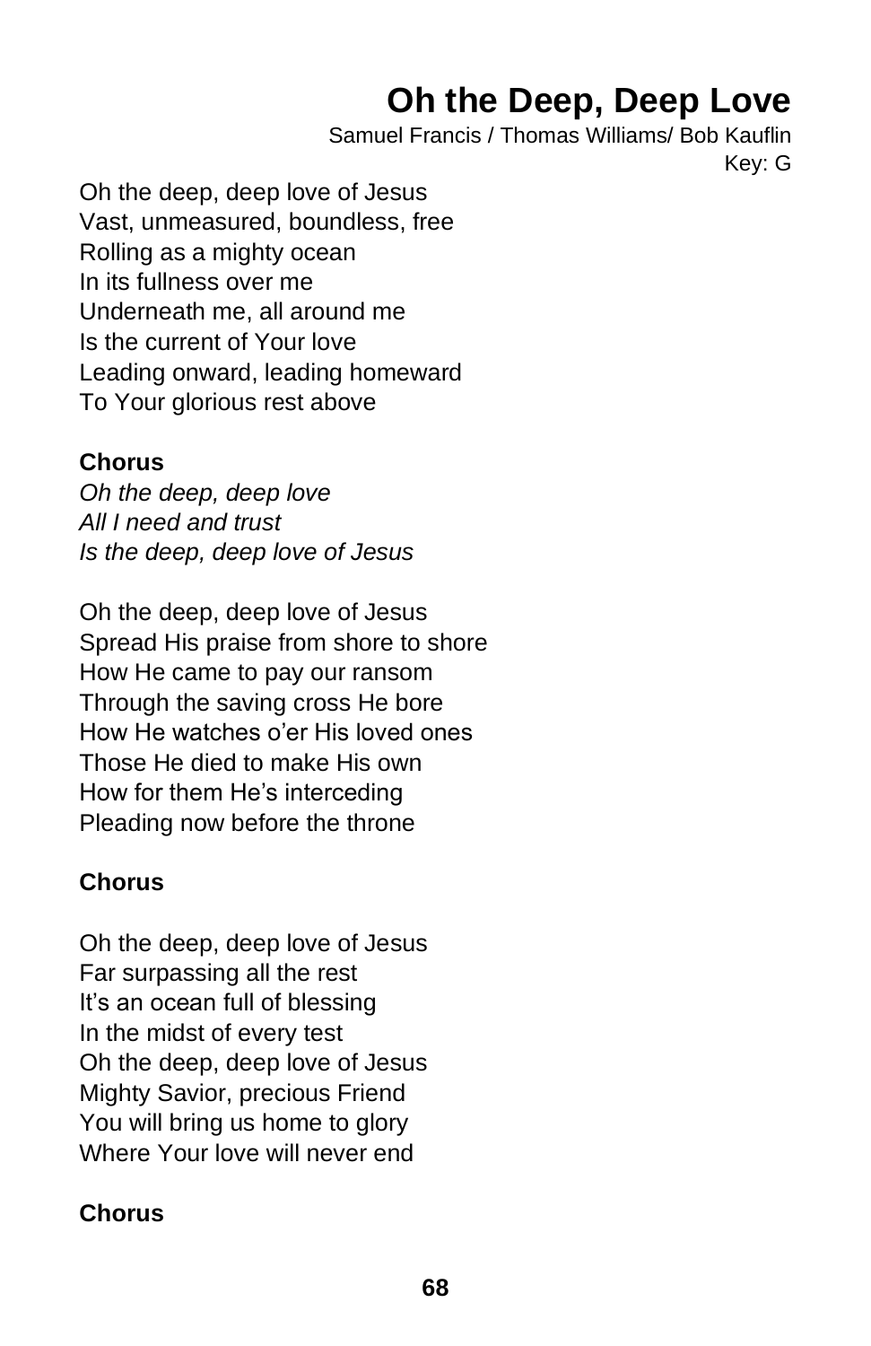# Oh the Deep, Deep Love

Samuel Francis / Thomas Williams/ Bob Kauflin
Key: G

Oh the deep, deep love of Jesus
Vast, unmeasured, boundless, free
Rolling as a mighty ocean
In its fullness over me
Underneath me, all around me
Is the current of Your love
Leading onward, leading homeward
To Your glorious rest above

**Chorus**
*Oh the deep, deep love*
*All I need and trust*
*Is the deep, deep love of Jesus*

Oh the deep, deep love of Jesus
Spread His praise from shore to shore
How He came to pay our ransom
Through the saving cross He bore
How He watches o'er His loved ones
Those He died to make His own
How for them He's interceding
Pleading now before the throne

**Chorus**

Oh the deep, deep love of Jesus
Far surpassing all the rest
It's an ocean full of blessing
In the midst of every test
Oh the deep, deep love of Jesus
Mighty Savior, precious Friend
You will bring us home to glory
Where Your love will never end

**Chorus**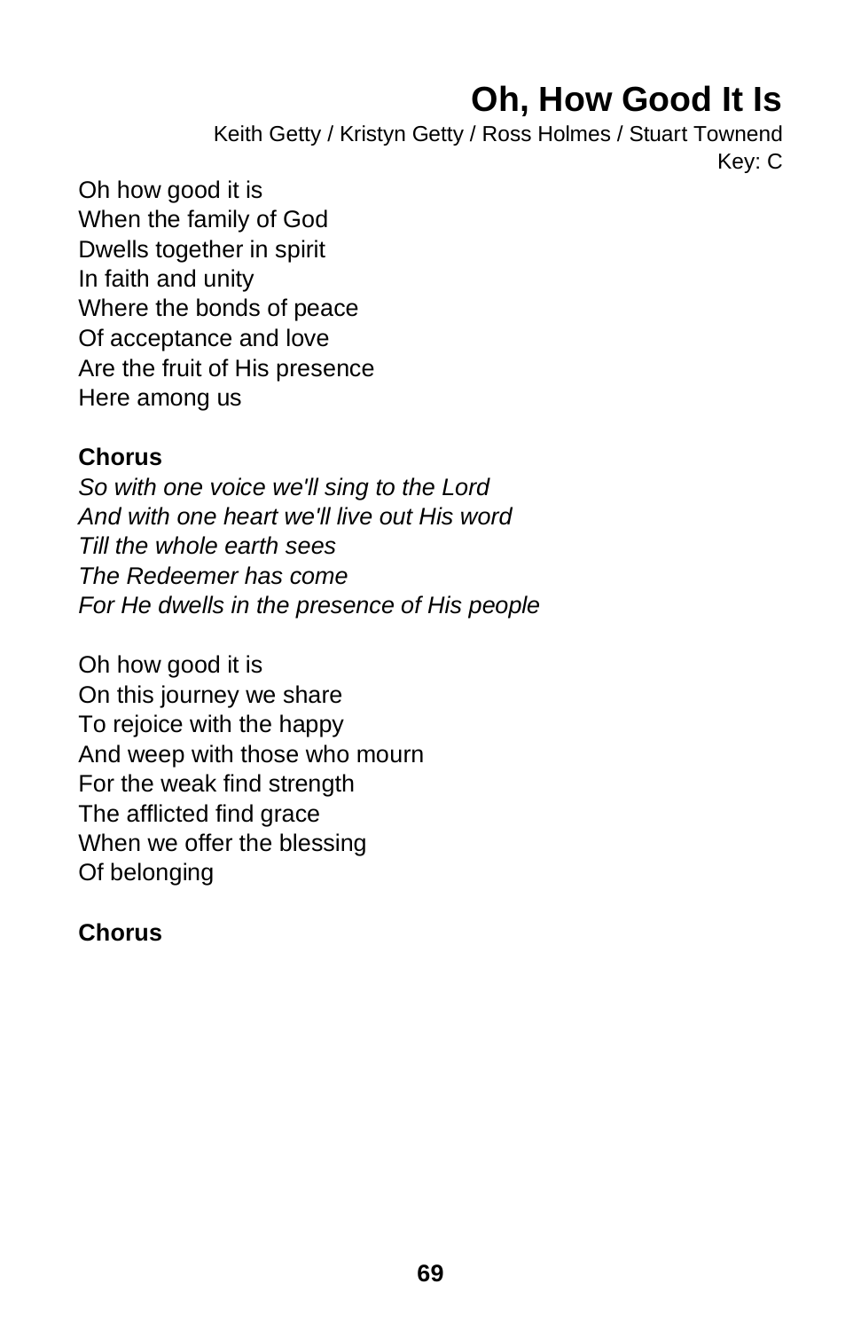# Oh, How Good It Is

Keith Getty / Kristyn Getty / Ross Holmes / Stuart Townend

Key: C

Oh how good it is
When the family of God
Dwells together in spirit
In faith and unity
Where the bonds of peace
Of acceptance and love
Are the fruit of His presence
Here among us

**Chorus**

*So with one voice we'll sing to the Lord*
*And with one heart we'll live out His word*
*Till the whole earth sees*
*The Redeemer has come*
*For He dwells in the presence of His people*

Oh how good it is
On this journey we share
To rejoice with the happy
And weep with those who mourn
For the weak find strength
The afflicted find grace
When we offer the blessing
Of belonging

**Chorus**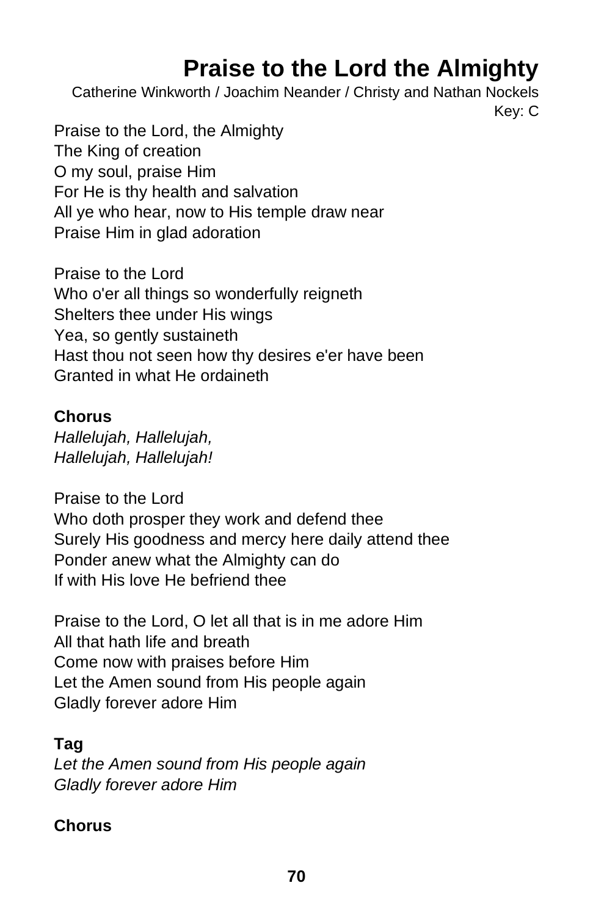# Praise to the Lord the Almighty

Catherine Winkworth / Joachim Neander / Christy and Nathan Nockels

Key: C

Praise to the Lord, the Almighty
The King of creation
O my soul, praise Him
For He is thy health and salvation
All ye who hear, now to His temple draw near
Praise Him in glad adoration

Praise to the Lord
Who o'er all things so wonderfully reigneth
Shelters thee under His wings
Yea, so gently sustaineth
Hast thou not seen how thy desires e'er have been
Granted in what He ordaineth

**Chorus**

*Hallelujah, Hallelujah,*
*Hallelujah, Hallelujah!*

Praise to the Lord
Who doth prosper they work and defend thee
Surely His goodness and mercy here daily attend thee
Ponder anew what the Almighty can do
If with His love He befriend thee

Praise to the Lord, O let all that is in me adore Him
All that hath life and breath
Come now with praises before Him
Let the Amen sound from His people again
Gladly forever adore Him

**Tag**

*Let the Amen sound from His people again*
*Gladly forever adore Him*

**Chorus**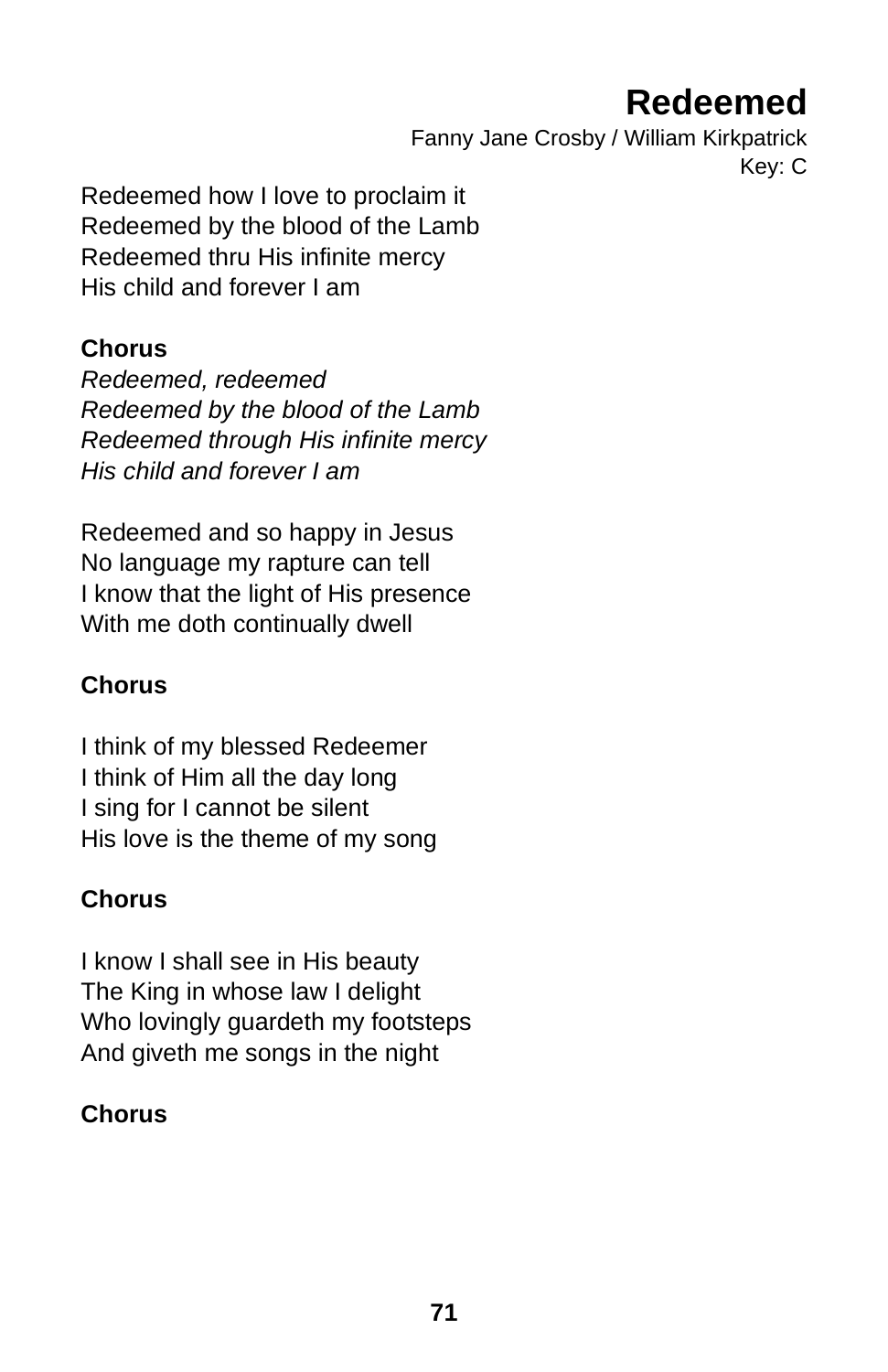# Redeemed

Fanny Jane Crosby / William Kirkpatrick
Key: C

Redeemed how I love to proclaim it
Redeemed by the blood of the Lamb
Redeemed thru His infinite mercy
His child and forever I am

**Chorus**
*Redeemed, redeemed*
*Redeemed by the blood of the Lamb*
*Redeemed through His infinite mercy*
*His child and forever I am*

Redeemed and so happy in Jesus
No language my rapture can tell
I know that the light of His presence
With me doth continually dwell

**Chorus**

I think of my blessed Redeemer
I think of Him all the day long
I sing for I cannot be silent
His love is the theme of my song

**Chorus**

I know I shall see in His beauty
The King in whose law I delight
Who lovingly guardeth my footsteps
And giveth me songs in the night

**Chorus**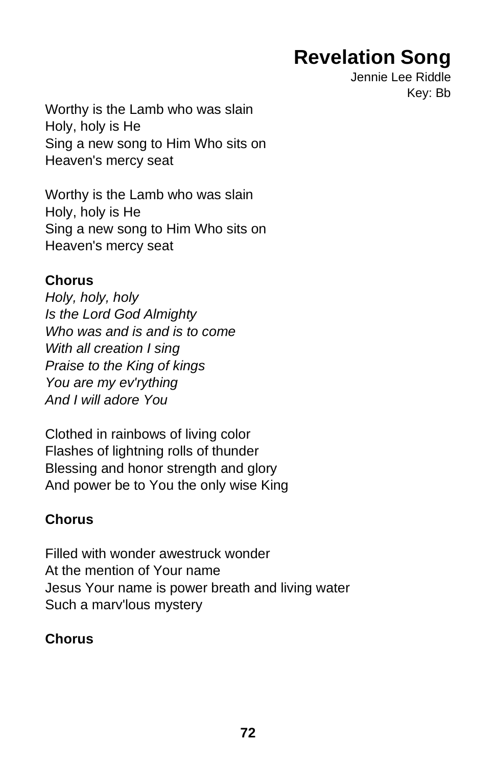# Revelation Song

Jennie Lee Riddle
Key: Bb

Worthy is the Lamb who was slain
Holy, holy is He
Sing a new song to Him Who sits on
Heaven's mercy seat

Worthy is the Lamb who was slain
Holy, holy is He
Sing a new song to Him Who sits on
Heaven's mercy seat

**Chorus**
*Holy, holy, holy*
*Is the Lord God Almighty*
*Who was and is and is to come*
*With all creation I sing*
*Praise to the King of kings*
*You are my ev'rything*
*And I will adore You*

Clothed in rainbows of living color
Flashes of lightning rolls of thunder
Blessing and honor strength and glory
And power be to You the only wise King

**Chorus**

Filled with wonder awestruck wonder
At the mention of Your name
Jesus Your name is power breath and living water
Such a marv'lous mystery

**Chorus**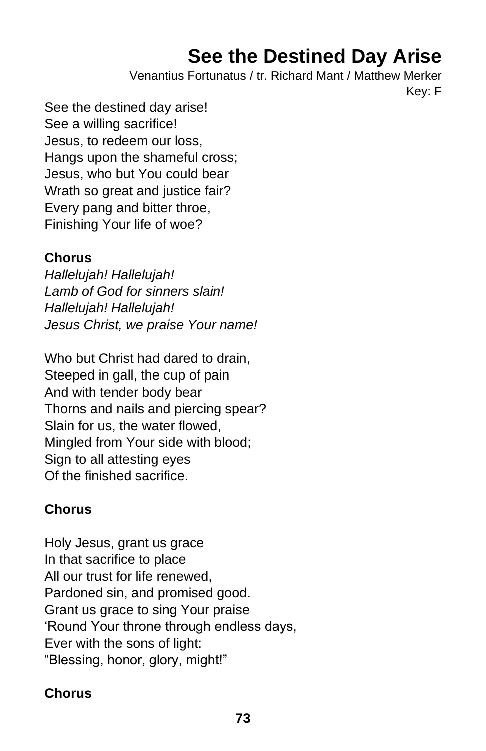# See the Destined Day Arise

Venantius Fortunatus / tr. Richard Mant / Matthew Merker
Key: F

See the destined day arise!
See a willing sacrifice!
Jesus, to redeem our loss,
Hangs upon the shameful cross;
Jesus, who but You could bear
Wrath so great and justice fair?
Every pang and bitter throe,
Finishing Your life of woe?

**Chorus**
*Hallelujah! Hallelujah!*
*Lamb of God for sinners slain!*
*Hallelujah! Hallelujah!*
*Jesus Christ, we praise Your name!*

Who but Christ had dared to drain,
Steeped in gall, the cup of pain
And with tender body bear
Thorns and nails and piercing spear?
Slain for us, the water flowed,
Mingled from Your side with blood;
Sign to all attesting eyes
Of the finished sacrifice.

**Chorus**

Holy Jesus, grant us grace
In that sacrifice to place
All our trust for life renewed,
Pardoned sin, and promised good.
Grant us grace to sing Your praise
'Round Your throne through endless days,
Ever with the sons of light:
"Blessing, honor, glory, might!"

**Chorus**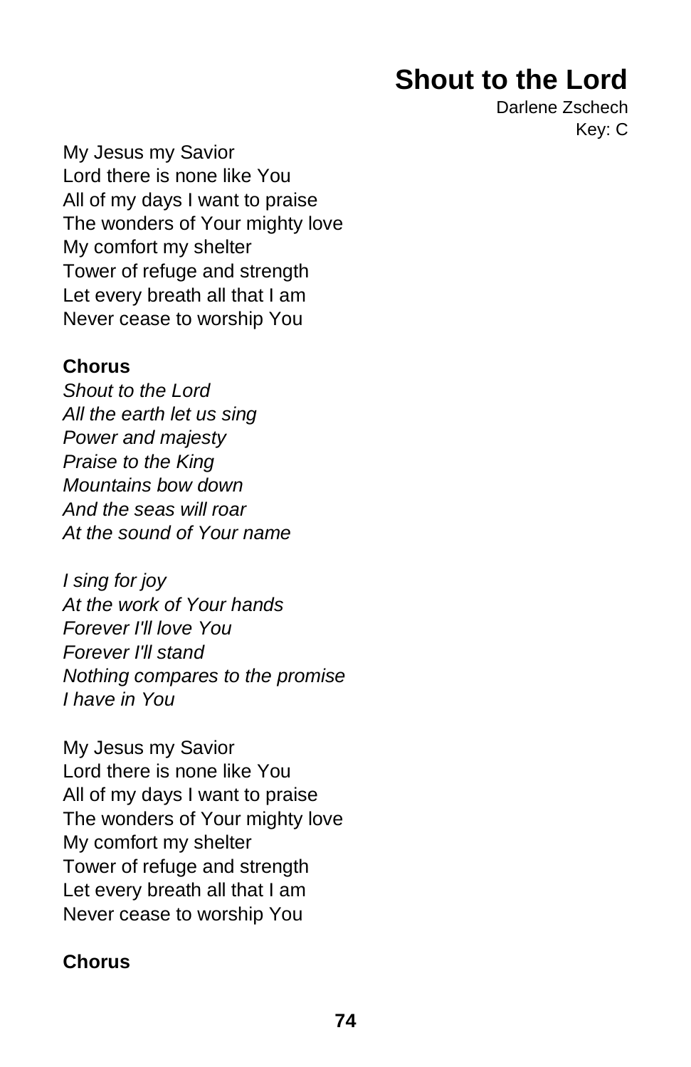# Shout to the Lord

Darlene Zschech
Key: C

My Jesus my Savior
Lord there is none like You
All of my days I want to praise
The wonders of Your mighty love
My comfort my shelter
Tower of refuge and strength
Let every breath all that I am
Never cease to worship You

**Chorus**
*Shout to the Lord*
*All the earth let us sing*
*Power and majesty*
*Praise to the King*
*Mountains bow down*
*And the seas will roar*
*At the sound of Your name*

*I sing for joy*
*At the work of Your hands*
*Forever I'll love You*
*Forever I'll stand*
*Nothing compares to the promise*
*I have in You*

My Jesus my Savior
Lord there is none like You
All of my days I want to praise
The wonders of Your mighty love
My comfort my shelter
Tower of refuge and strength
Let every breath all that I am
Never cease to worship You

**Chorus**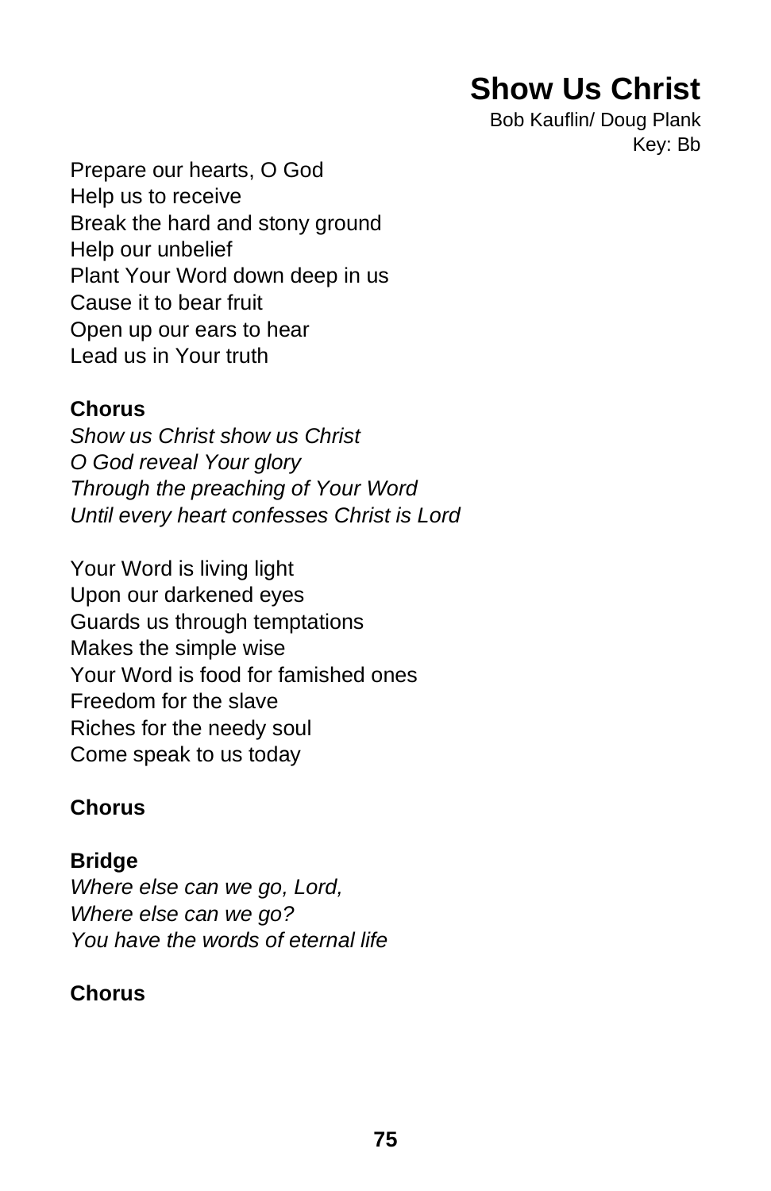# Show Us Christ

Bob Kauflin/ Doug Plank
Key: Bb

Prepare our hearts, O God
Help us to receive
Break the hard and stony ground
Help our unbelief
Plant Your Word down deep in us
Cause it to bear fruit
Open up our ears to hear
Lead us in Your truth

**Chorus**
*Show us Christ show us Christ*
*O God reveal Your glory*
*Through the preaching of Your Word*
*Until every heart confesses Christ is Lord*

Your Word is living light
Upon our darkened eyes
Guards us through temptations
Makes the simple wise
Your Word is food for famished ones
Freedom for the slave
Riches for the needy soul
Come speak to us today

**Chorus**

**Bridge**
*Where else can we go, Lord,*
*Where else can we go?*
*You have the words of eternal life*

**Chorus**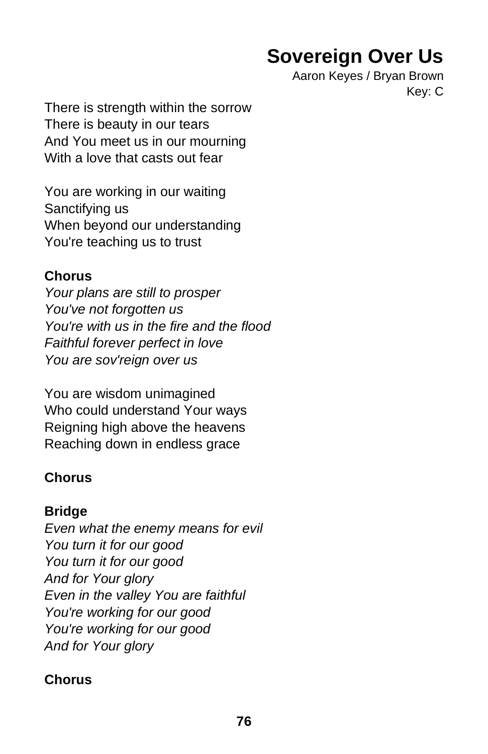# Sovereign Over Us

Aaron Keyes / Bryan Brown
Key: C

There is strength within the sorrow
There is beauty in our tears
And You meet us in our mourning
With a love that casts out fear

You are working in our waiting
Sanctifying us
When beyond our understanding
You're teaching us to trust

**Chorus**
*Your plans are still to prosper*
*You've not forgotten us*
*You're with us in the fire and the flood*
*Faithful forever perfect in love*
*You are sov'reign over us*

You are wisdom unimagined
Who could understand Your ways
Reigning high above the heavens
Reaching down in endless grace

**Chorus**

**Bridge**
*Even what the enemy means for evil*
*You turn it for our good*
*You turn it for our good*
*And for Your glory*
*Even in the valley You are faithful*
*You're working for our good*
*You're working for our good*
*And for Your glory*

**Chorus**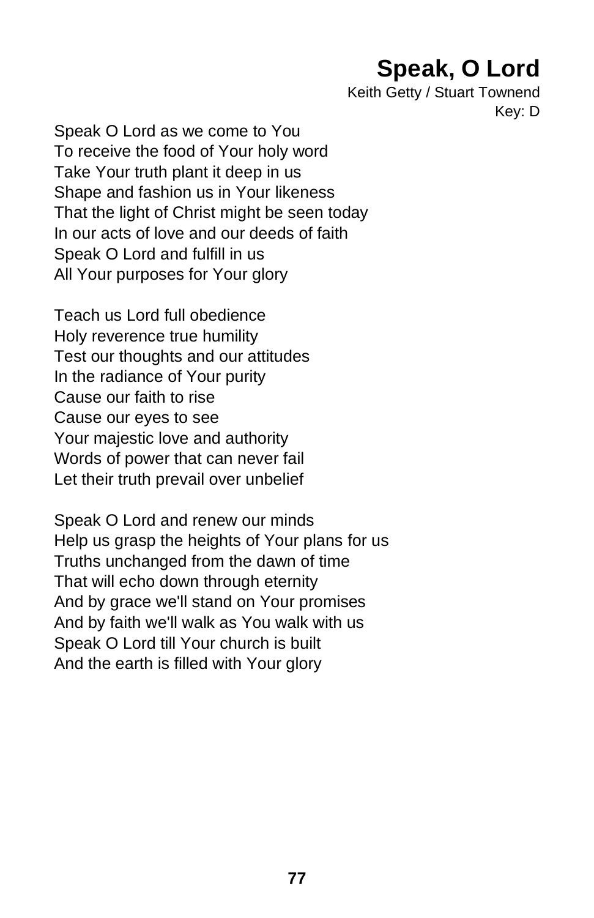# Speak, O Lord

Keith Getty / Stuart Townend
Key: D

Speak O Lord as we come to You
To receive the food of Your holy word
Take Your truth plant it deep in us
Shape and fashion us in Your likeness
That the light of Christ might be seen today
In our acts of love and our deeds of faith
Speak O Lord and fulfill in us
All Your purposes for Your glory

Teach us Lord full obedience
Holy reverence true humility
Test our thoughts and our attitudes
In the radiance of Your purity
Cause our faith to rise
Cause our eyes to see
Your majestic love and authority
Words of power that can never fail
Let their truth prevail over unbelief

Speak O Lord and renew our minds
Help us grasp the heights of Your plans for us
Truths unchanged from the dawn of time
That will echo down through eternity
And by grace we'll stand on Your promises
And by faith we'll walk as You walk with us
Speak O Lord till Your church is built
And the earth is filled with Your glory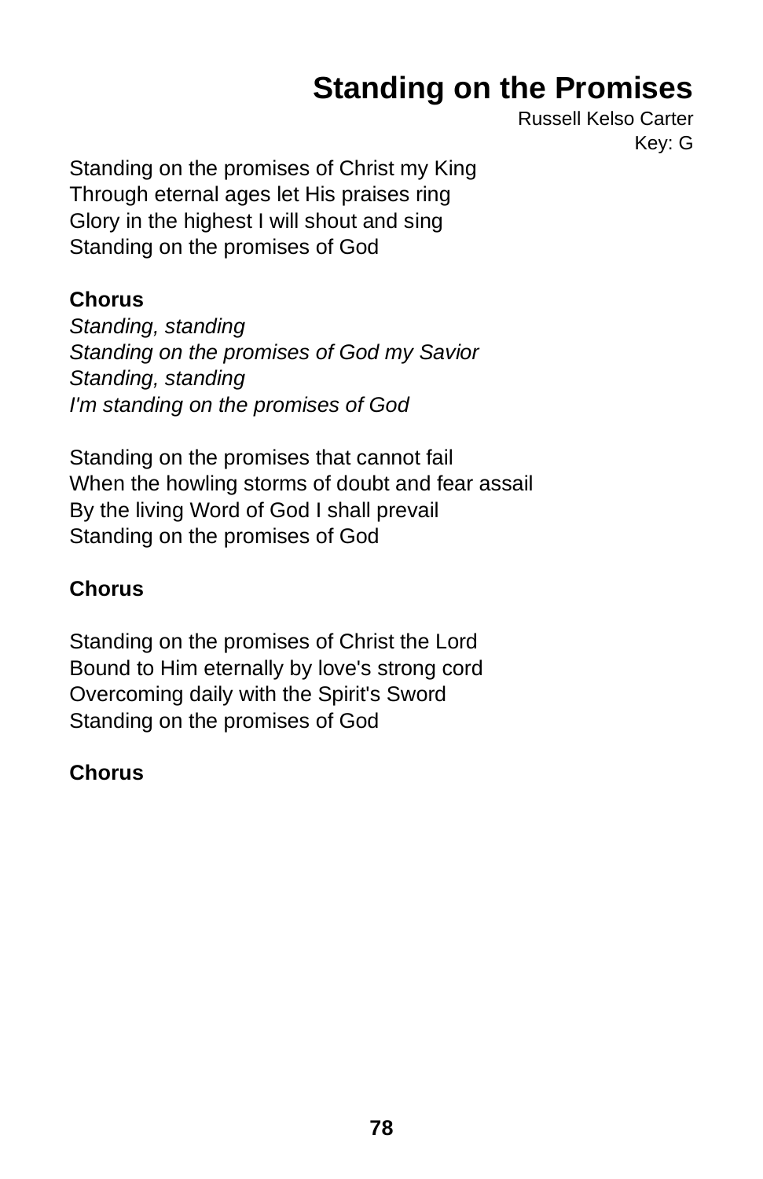# Standing on the Promises

Russell Kelso Carter
Key: G

Standing on the promises of Christ my King
Through eternal ages let His praises ring
Glory in the highest I will shout and sing
Standing on the promises of God

**Chorus**
*Standing, standing*
*Standing on the promises of God my Savior*
*Standing, standing*
*I'm standing on the promises of God*

Standing on the promises that cannot fail
When the howling storms of doubt and fear assail
By the living Word of God I shall prevail
Standing on the promises of God

**Chorus**

Standing on the promises of Christ the Lord
Bound to Him eternally by love's strong cord
Overcoming daily with the Spirit's Sword
Standing on the promises of God

**Chorus**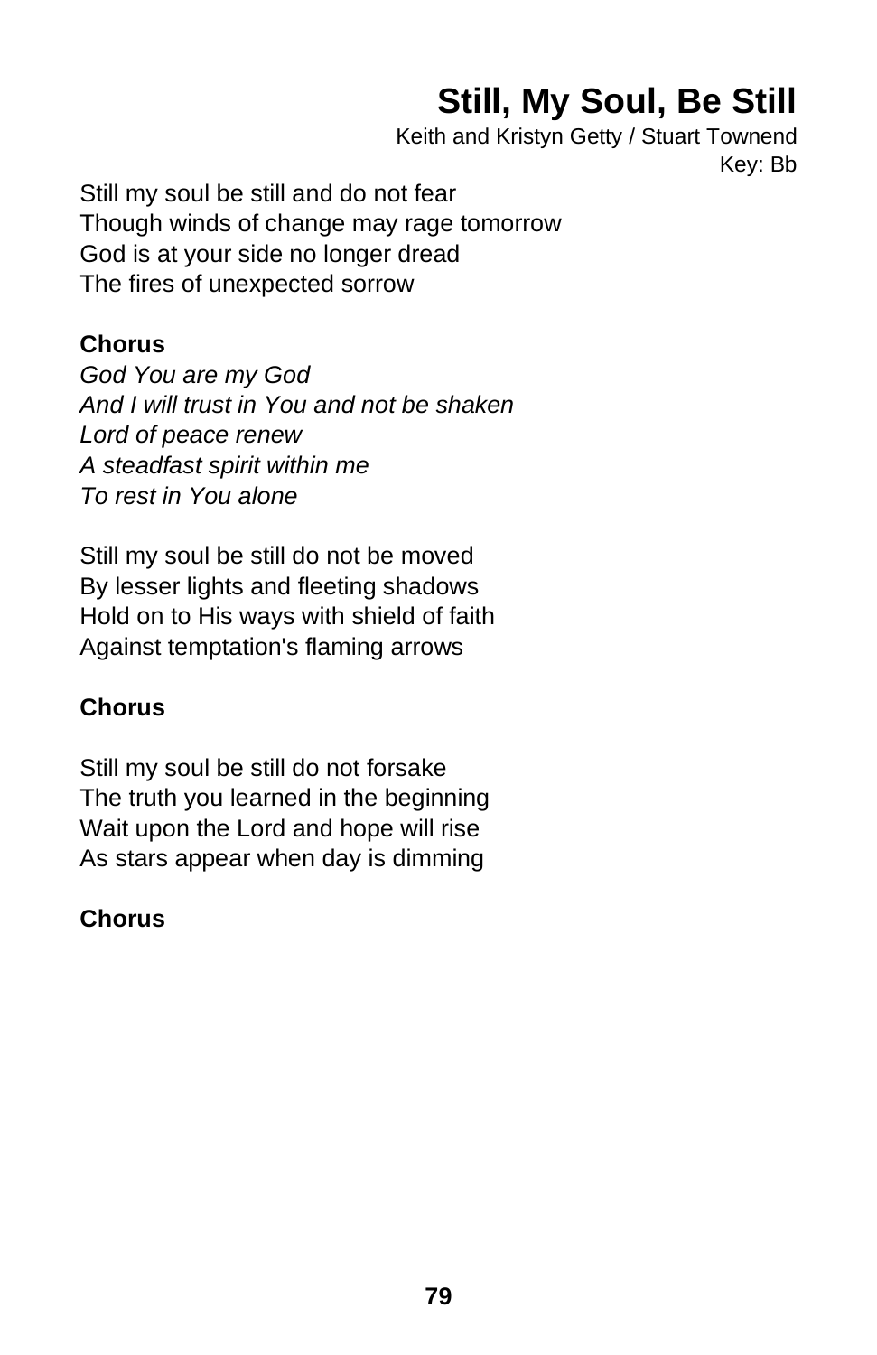# Still, My Soul, Be Still

Keith and Kristyn Getty / Stuart Townend
Key: Bb

Still my soul be still and do not fear
Though winds of change may rage tomorrow
God is at your side no longer dread
The fires of unexpected sorrow

**Chorus**
*God You are my God*
*And I will trust in You and not be shaken*
*Lord of peace renew*
*A steadfast spirit within me*
*To rest in You alone*

Still my soul be still do not be moved
By lesser lights and fleeting shadows
Hold on to His ways with shield of faith
Against temptation's flaming arrows

**Chorus**

Still my soul be still do not forsake
The truth you learned in the beginning
Wait upon the Lord and hope will rise
As stars appear when day is dimming

**Chorus**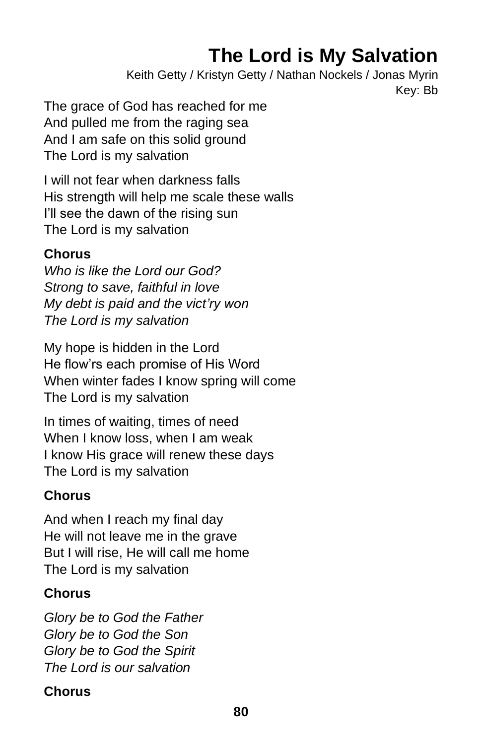# The Lord is My Salvation

Keith Getty / Kristyn Getty / Nathan Nockels / Jonas Myrin
Key: Bb

The grace of God has reached for me
And pulled me from the raging sea
And I am safe on this solid ground
The Lord is my salvation

I will not fear when darkness falls
His strength will help me scale these walls
I'll see the dawn of the rising sun
The Lord is my salvation

**Chorus**
*Who is like the Lord our God?*
*Strong to save, faithful in love*
*My debt is paid and the vict'ry won*
*The Lord is my salvation*

My hope is hidden in the Lord
He flow'rs each promise of His Word
When winter fades I know spring will come
The Lord is my salvation

In times of waiting, times of need
When I know loss, when I am weak
I know His grace will renew these days
The Lord is my salvation

**Chorus**

And when I reach my final day
He will not leave me in the grave
But I will rise, He will call me home
The Lord is my salvation

**Chorus**

*Glory be to God the Father*
*Glory be to God the Son*
*Glory be to God the Spirit*
*The Lord is our salvation*

**Chorus**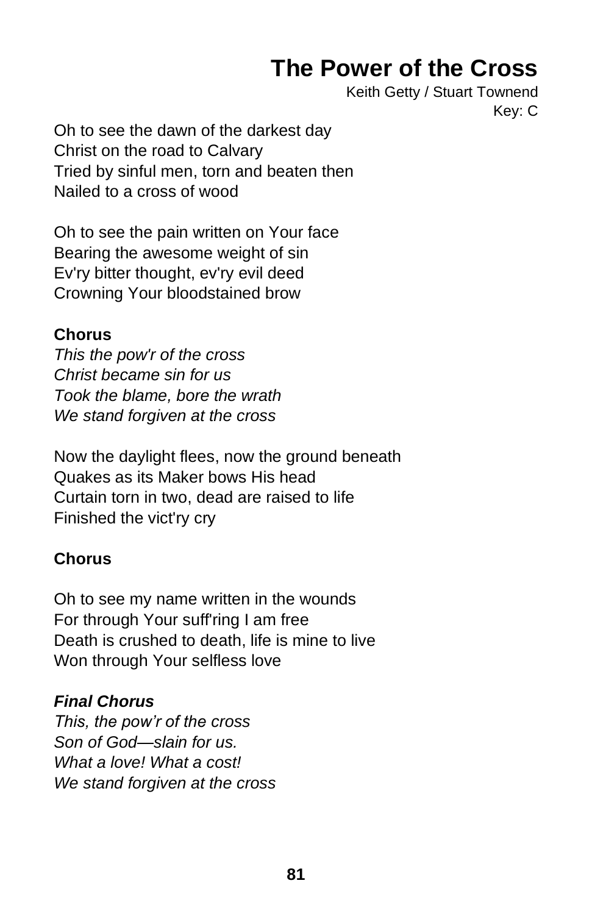# The Power of the Cross

Keith Getty / Stuart Townend
Key: C

Oh to see the dawn of the darkest day
Christ on the road to Calvary
Tried by sinful men, torn and beaten then
Nailed to a cross of wood

Oh to see the pain written on Your face
Bearing the awesome weight of sin
Ev'ry bitter thought, ev'ry evil deed
Crowning Your bloodstained brow

**Chorus**
*This the pow'r of the cross*
*Christ became sin for us*
*Took the blame, bore the wrath*
*We stand forgiven at the cross*

Now the daylight flees, now the ground beneath
Quakes as its Maker bows His head
Curtain torn in two, dead are raised to life
Finished the vict'ry cry

**Chorus**

Oh to see my name written in the wounds
For through Your suff'ring I am free
Death is crushed to death, life is mine to live
Won through Your selfless love

***Final Chorus***
*This, the pow'r of the cross*
*Son of God—slain for us.*
*What a love! What a cost!*
*We stand forgiven at the cross*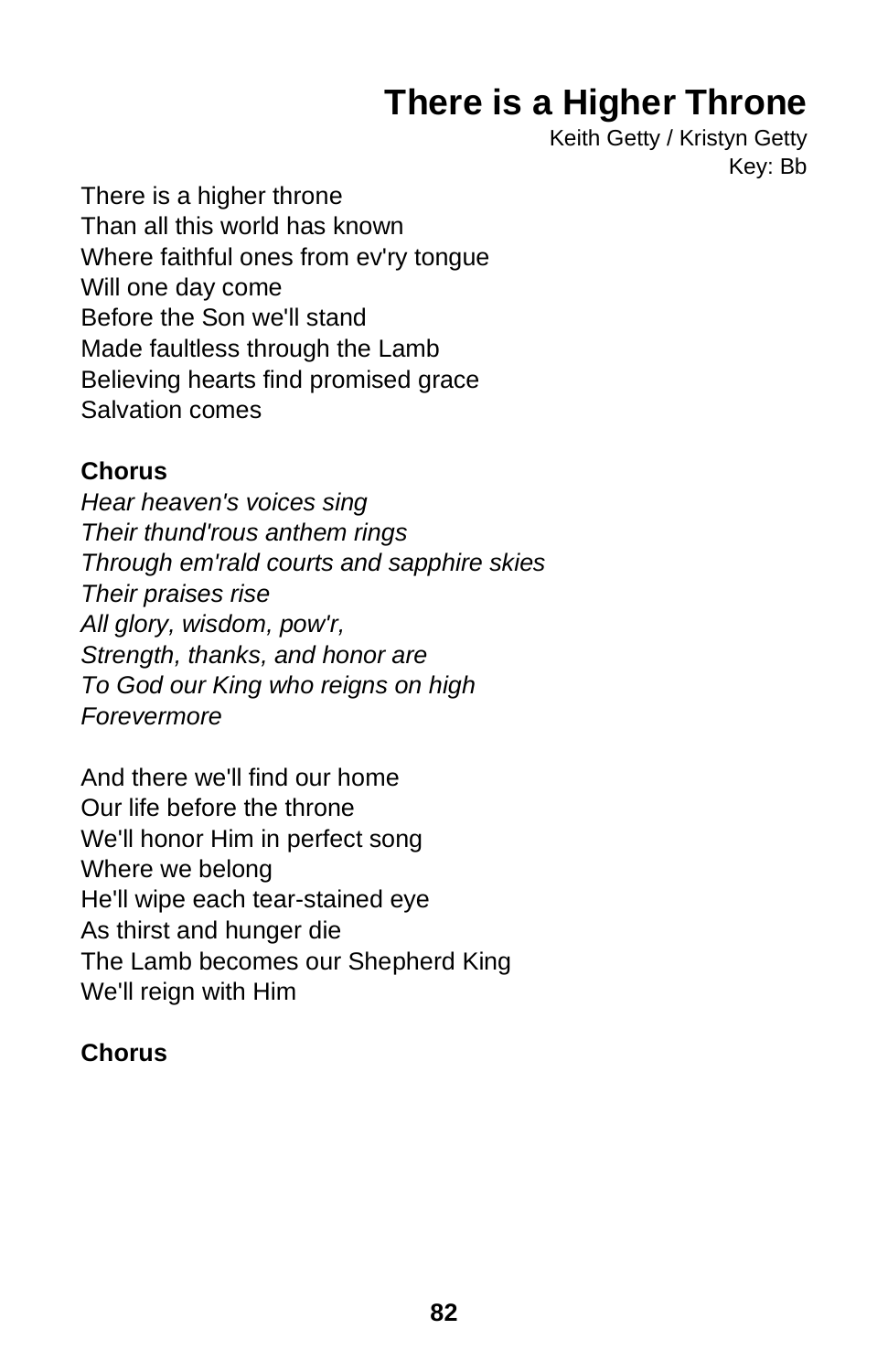# There is a Higher Throne

Keith Getty / Kristyn Getty
Key: Bb

There is a higher throne
Than all this world has known
Where faithful ones from ev'ry tongue
Will one day come
Before the Son we'll stand
Made faultless through the Lamb
Believing hearts find promised grace
Salvation comes

**Chorus**
*Hear heaven's voices sing*
*Their thund'rous anthem rings*
*Through em'rald courts and sapphire skies*
*Their praises rise*
*All glory, wisdom, pow'r,*
*Strength, thanks, and honor are*
*To God our King who reigns on high*
*Forevermore*

And there we'll find our home
Our life before the throne
We'll honor Him in perfect song
Where we belong
He'll wipe each tear-stained eye
As thirst and hunger die
The Lamb becomes our Shepherd King
We'll reign with Him

**Chorus**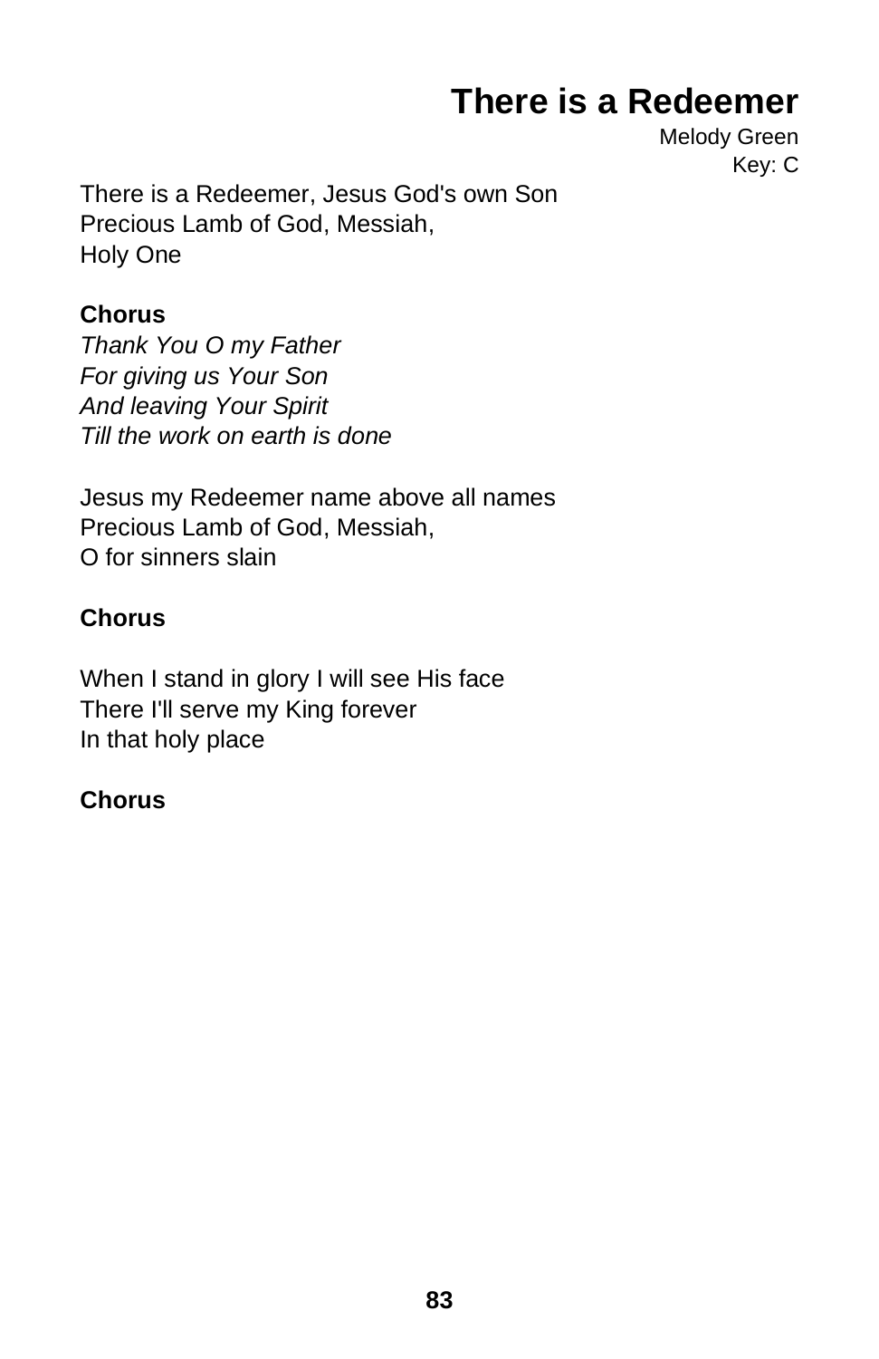# There is a Redeemer

Melody Green
Key: C

There is a Redeemer, Jesus God's own Son
Precious Lamb of God, Messiah,
Holy One

**Chorus**
*Thank You O my Father*
*For giving us Your Son*
*And leaving Your Spirit*
*Till the work on earth is done*

Jesus my Redeemer name above all names
Precious Lamb of God, Messiah,
O for sinners slain

**Chorus**

When I stand in glory I will see His face
There I'll serve my King forever
In that holy place

**Chorus**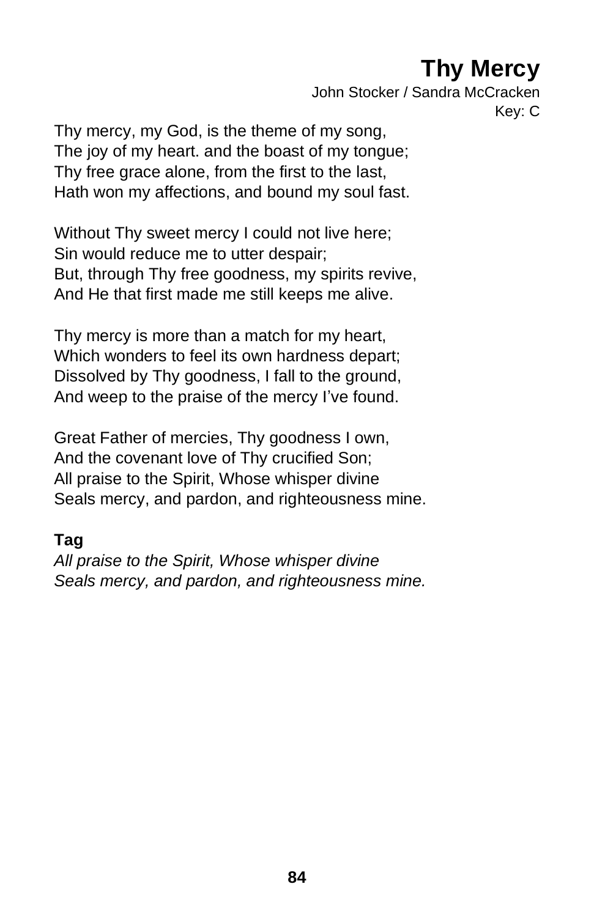# Thy Mercy

John Stocker / Sandra McCracken
Key: C

Thy mercy, my God, is the theme of my song,
The joy of my heart. and the boast of my tongue;
Thy free grace alone, from the first to the last,
Hath won my affections, and bound my soul fast.

Without Thy sweet mercy I could not live here;
Sin would reduce me to utter despair;
But, through Thy free goodness, my spirits revive,
And He that first made me still keeps me alive.

Thy mercy is more than a match for my heart,
Which wonders to feel its own hardness depart;
Dissolved by Thy goodness, I fall to the ground,
And weep to the praise of the mercy I've found.

Great Father of mercies, Thy goodness I own,
And the covenant love of Thy crucified Son;
All praise to the Spirit, Whose whisper divine
Seals mercy, and pardon, and righteousness mine.

**Tag**
*All praise to the Spirit, Whose whisper divine*
*Seals mercy, and pardon, and righteousness mine.*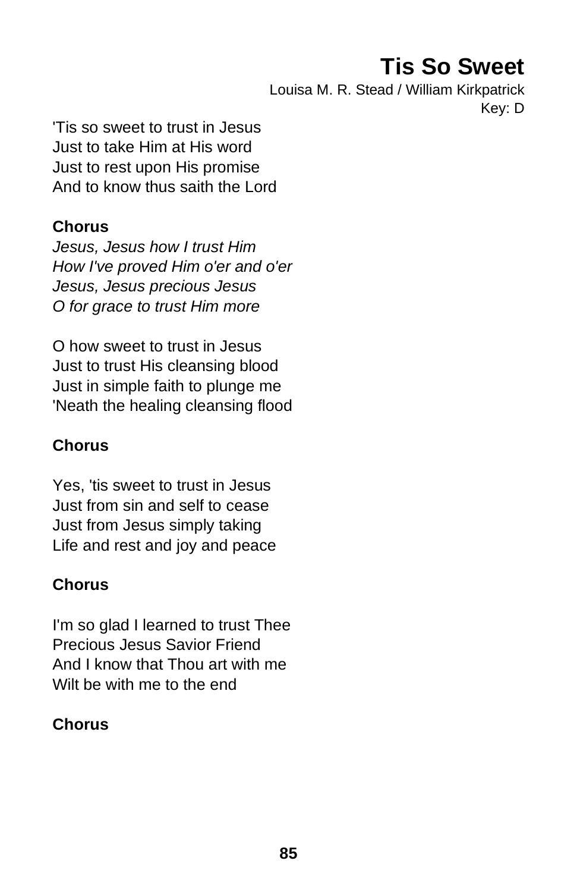# Tis So Sweet

Louisa M. R. Stead / William Kirkpatrick
Key: D

'Tis so sweet to trust in Jesus
Just to take Him at His word
Just to rest upon His promise
And to know thus saith the Lord

**Chorus**
*Jesus, Jesus how I trust Him*
*How I've proved Him o'er and o'er*
*Jesus, Jesus precious Jesus*
*O for grace to trust Him more*

O how sweet to trust in Jesus
Just to trust His cleansing blood
Just in simple faith to plunge me
'Neath the healing cleansing flood

**Chorus**

Yes, 'tis sweet to trust in Jesus
Just from sin and self to cease
Just from Jesus simply taking
Life and rest and joy and peace

**Chorus**

I'm so glad I learned to trust Thee
Precious Jesus Savior Friend
And I know that Thou art with me
Wilt be with me to the end

**Chorus**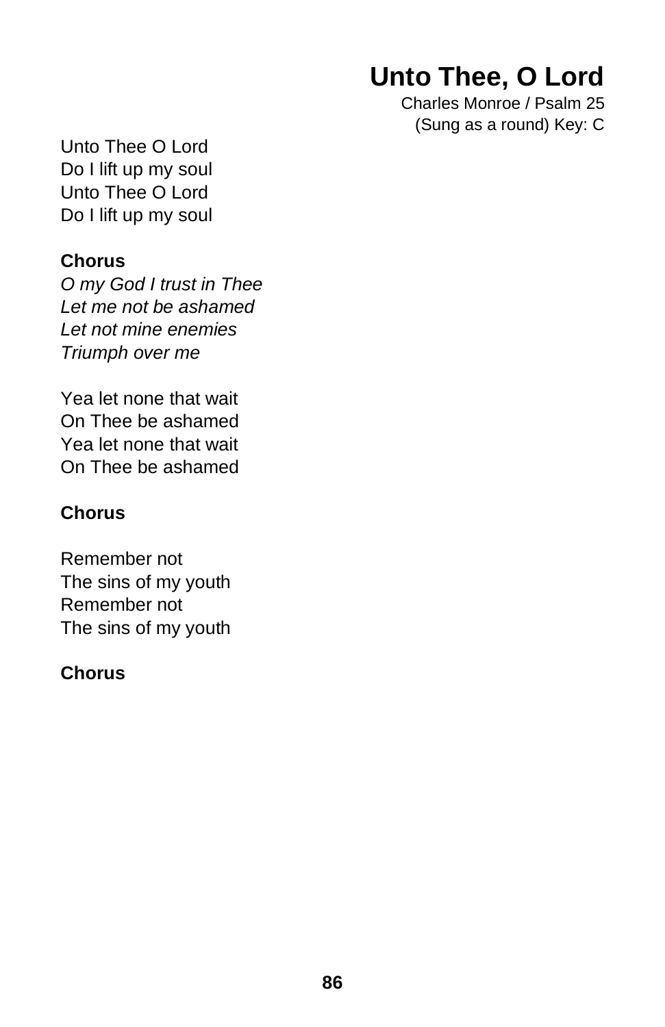# Unto Thee, O Lord

Charles Monroe / Psalm 25
(Sung as a round) Key: C

Unto Thee O Lord
Do I lift up my soul
Unto Thee O Lord
Do I lift up my soul

**Chorus**
*O my God I trust in Thee*
*Let me not be ashamed*
*Let not mine enemies*
*Triumph over me*

Yea let none that wait
On Thee be ashamed
Yea let none that wait
On Thee be ashamed

**Chorus**

Remember not
The sins of my youth
Remember not
The sins of my youth

**Chorus**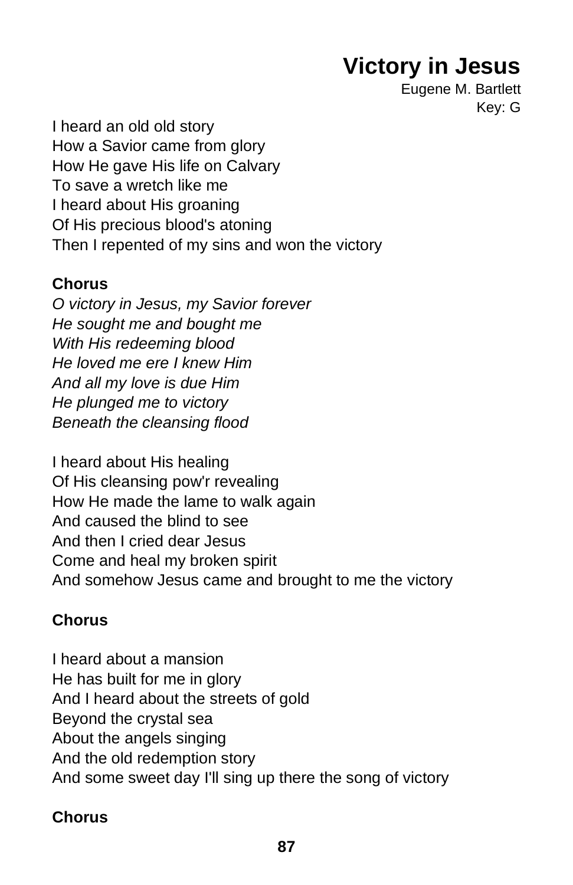# Victory in Jesus

Eugene M. Bartlett
Key: G

I heard an old old story
How a Savior came from glory
How He gave His life on Calvary
To save a wretch like me
I heard about His groaning
Of His precious blood's atoning
Then I repented of my sins and won the victory

**Chorus**
*O victory in Jesus, my Savior forever*
*He sought me and bought me*
*With His redeeming blood*
*He loved me ere I knew Him*
*And all my love is due Him*
*He plunged me to victory*
*Beneath the cleansing flood*

I heard about His healing
Of His cleansing pow'r revealing
How He made the lame to walk again
And caused the blind to see
And then I cried dear Jesus
Come and heal my broken spirit
And somehow Jesus came and brought to me the victory

**Chorus**

I heard about a mansion
He has built for me in glory
And I heard about the streets of gold
Beyond the crystal sea
About the angels singing
And the old redemption story
And some sweet day I'll sing up there the song of victory

**Chorus**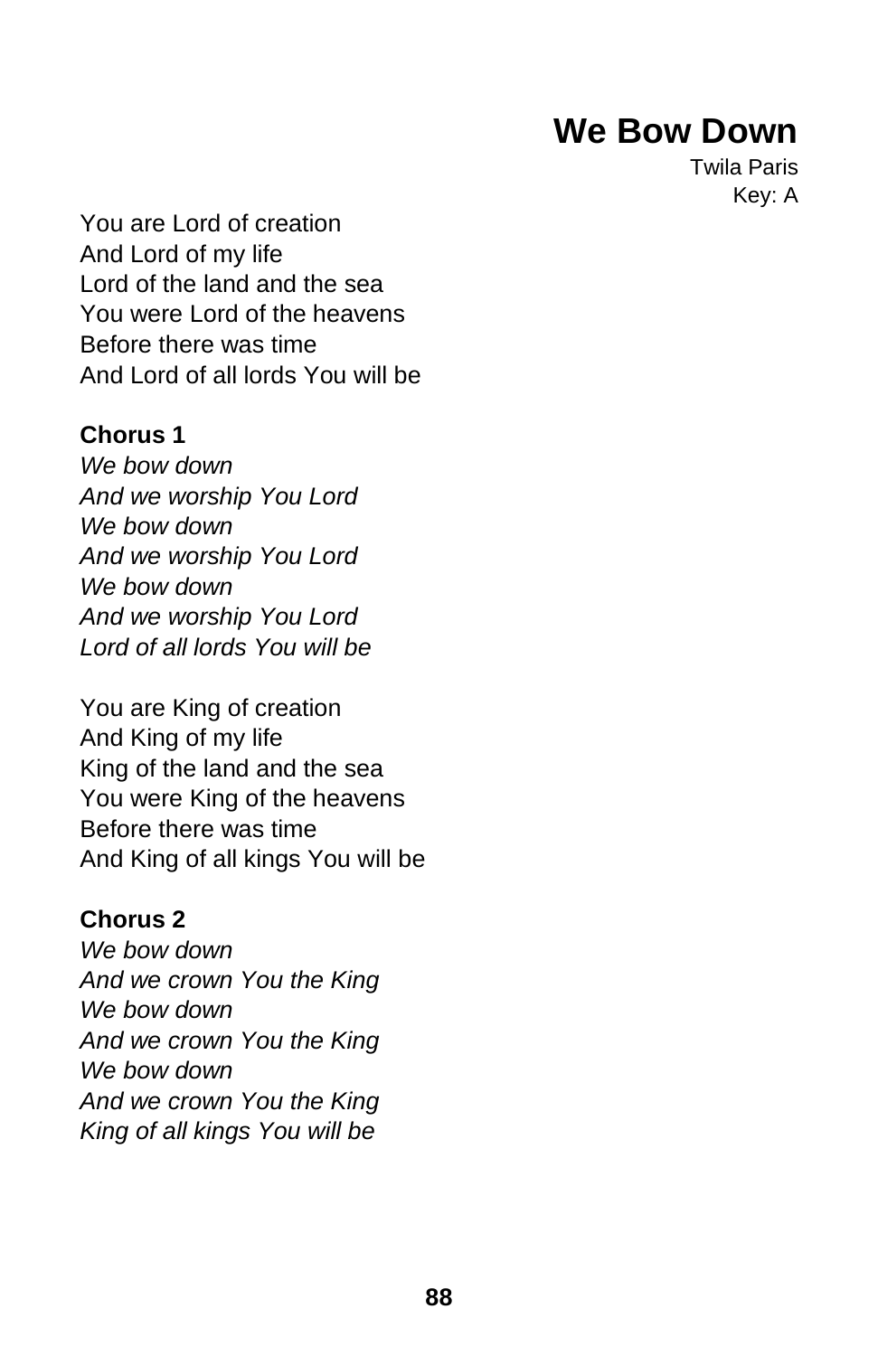# We Bow Down

Twila Paris
Key: A

You are Lord of creation
And Lord of my life
Lord of the land and the sea
You were Lord of the heavens
Before there was time
And Lord of all lords You will be

**Chorus 1**

*We bow down*
*And we worship You Lord*
*We bow down*
*And we worship You Lord*
*We bow down*
*And we worship You Lord*
*Lord of all lords You will be*

You are King of creation
And King of my life
King of the land and the sea
You were King of the heavens
Before there was time
And King of all kings You will be

**Chorus 2**

*We bow down*
*And we crown You the King*
*We bow down*
*And we crown You the King*
*We bow down*
*And we crown You the King*
*King of all kings You will be*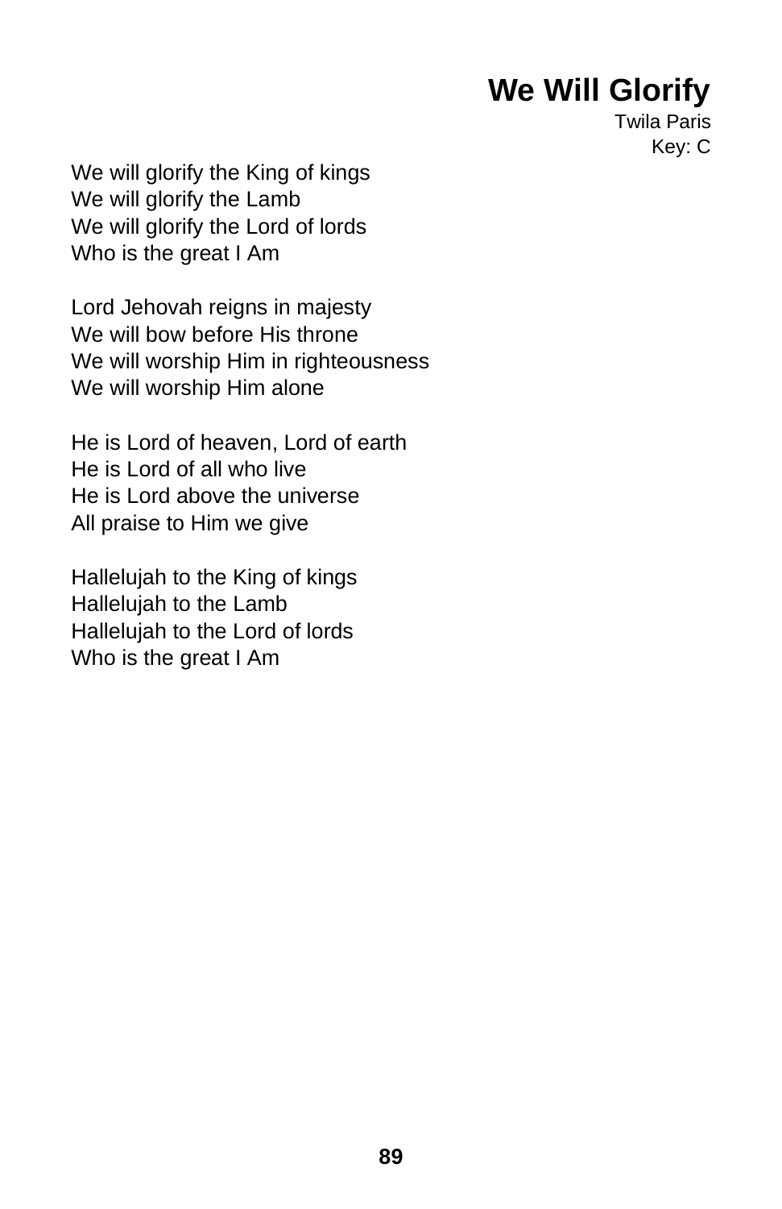# We Will Glorify

Twila Paris
Key: C

We will glorify the King of kings
We will glorify the Lamb
We will glorify the Lord of lords
Who is the great I Am

Lord Jehovah reigns in majesty
We will bow before His throne
We will worship Him in righteousness
We will worship Him alone

He is Lord of heaven, Lord of earth
He is Lord of all who live
He is Lord above the universe
All praise to Him we give

Hallelujah to the King of kings
Hallelujah to the Lamb
Hallelujah to the Lord of lords
Who is the great I Am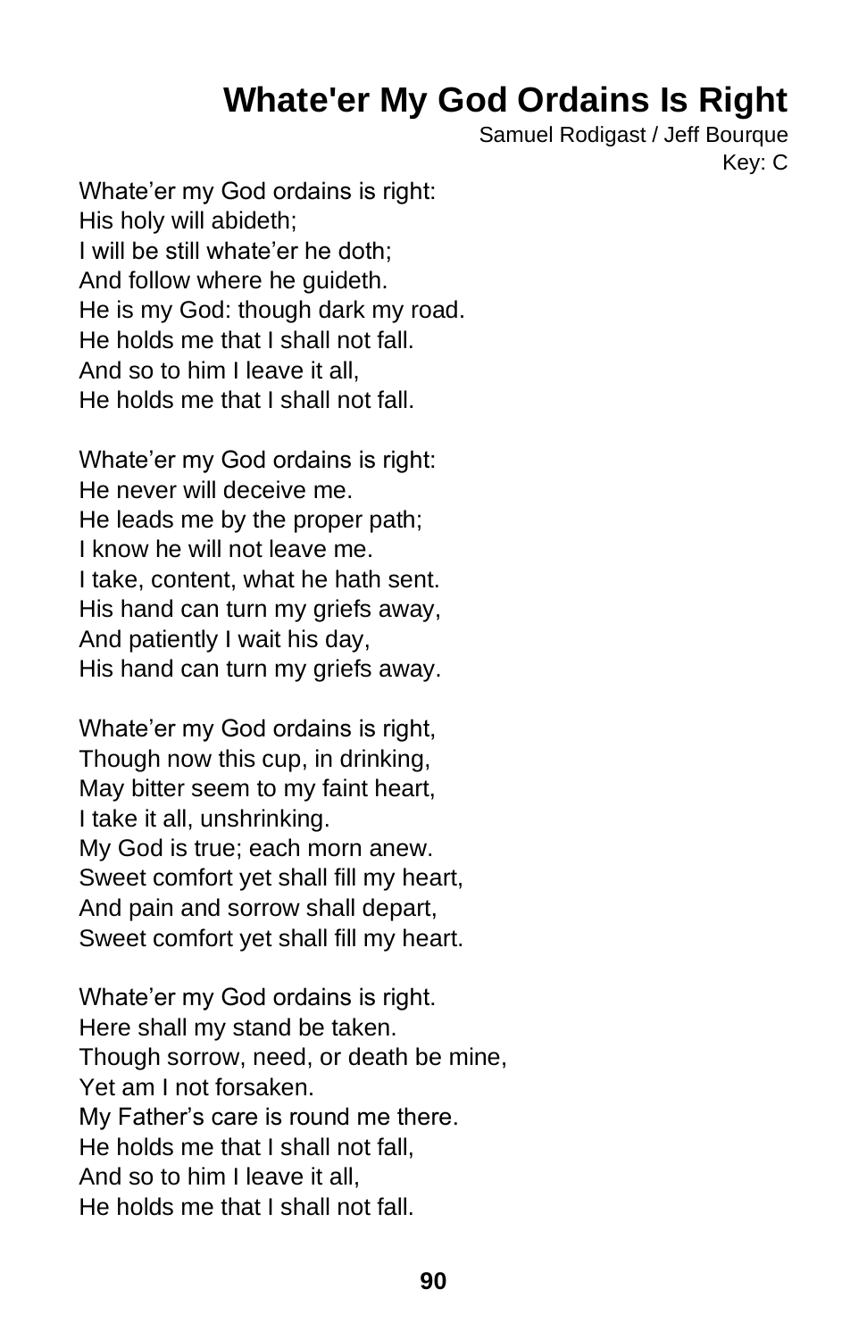# Whate'er My God Ordains Is Right

Samuel Rodigast / Jeff Bourque
Key: C

Whate'er my God ordains is right:
His holy will abideth;
I will be still whate'er he doth;
And follow where he guideth.
He is my God: though dark my road.
He holds me that I shall not fall.
And so to him I leave it all,
He holds me that I shall not fall.

Whate'er my God ordains is right:
He never will deceive me.
He leads me by the proper path;
I know he will not leave me.
I take, content, what he hath sent.
His hand can turn my griefs away,
And patiently I wait his day,
His hand can turn my griefs away.

Whate'er my God ordains is right,
Though now this cup, in drinking,
May bitter seem to my faint heart,
I take it all, unshrinking.
My God is true; each morn anew.
Sweet comfort yet shall fill my heart,
And pain and sorrow shall depart,
Sweet comfort yet shall fill my heart.

Whate'er my God ordains is right.
Here shall my stand be taken.
Though sorrow, need, or death be mine,
Yet am I not forsaken.
My Father's care is round me there.
He holds me that I shall not fall,
And so to him I leave it all,
He holds me that I shall not fall.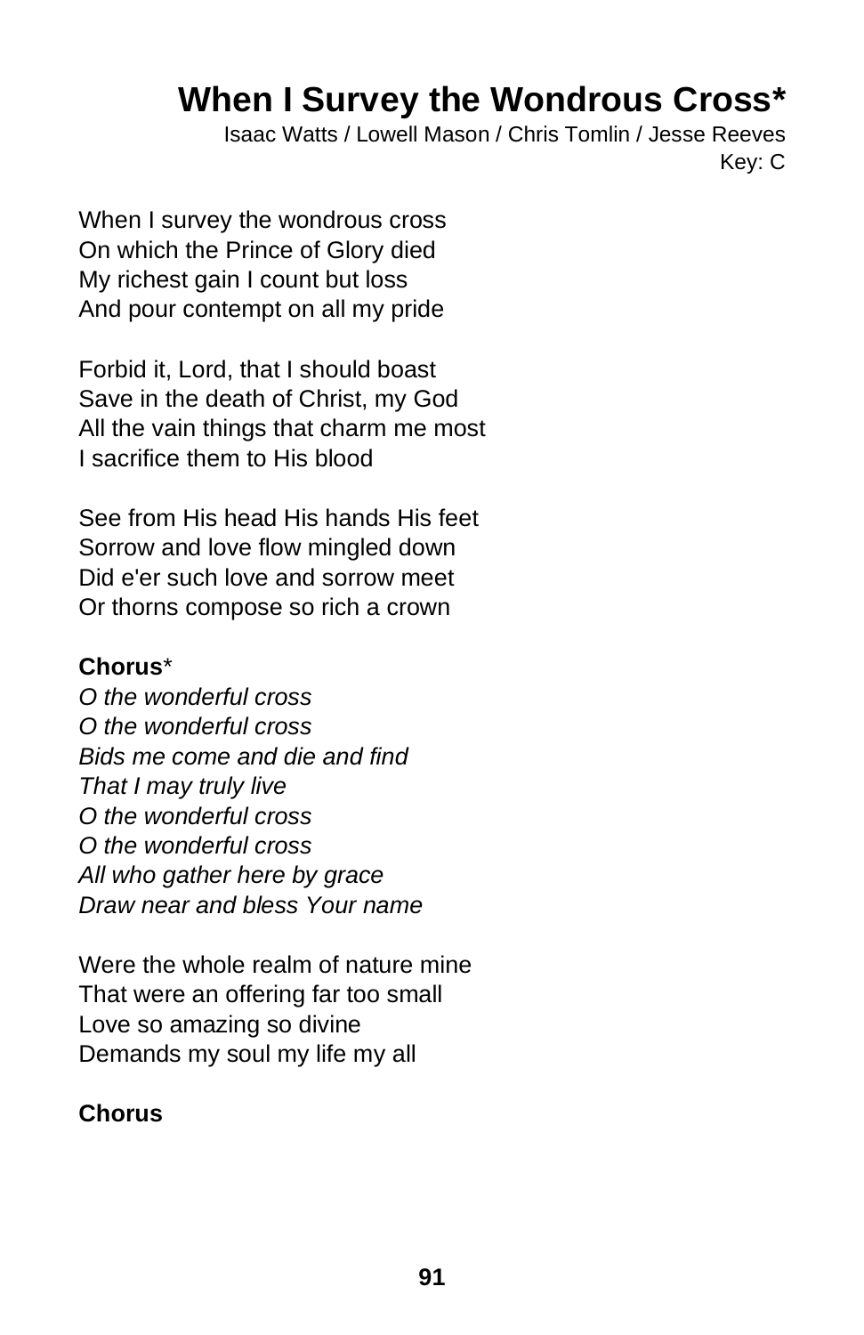# When I Survey the Wondrous Cross*

Isaac Watts / Lowell Mason / Chris Tomlin / Jesse Reeves
Key: C

When I survey the wondrous cross
On which the Prince of Glory died
My richest gain I count but loss
And pour contempt on all my pride

Forbid it, Lord, that I should boast
Save in the death of Christ, my God
All the vain things that charm me most
I sacrifice them to His blood

See from His head His hands His feet
Sorrow and love flow mingled down
Did e'er such love and sorrow meet
Or thorns compose so rich a crown

**Chorus***
*O the wonderful cross*
*O the wonderful cross*
*Bids me come and die and find*
*That I may truly live*
*O the wonderful cross*
*O the wonderful cross*
*All who gather here by grace*
*Draw near and bless Your name*

Were the whole realm of nature mine
That were an offering far too small
Love so amazing so divine
Demands my soul my life my all

**Chorus**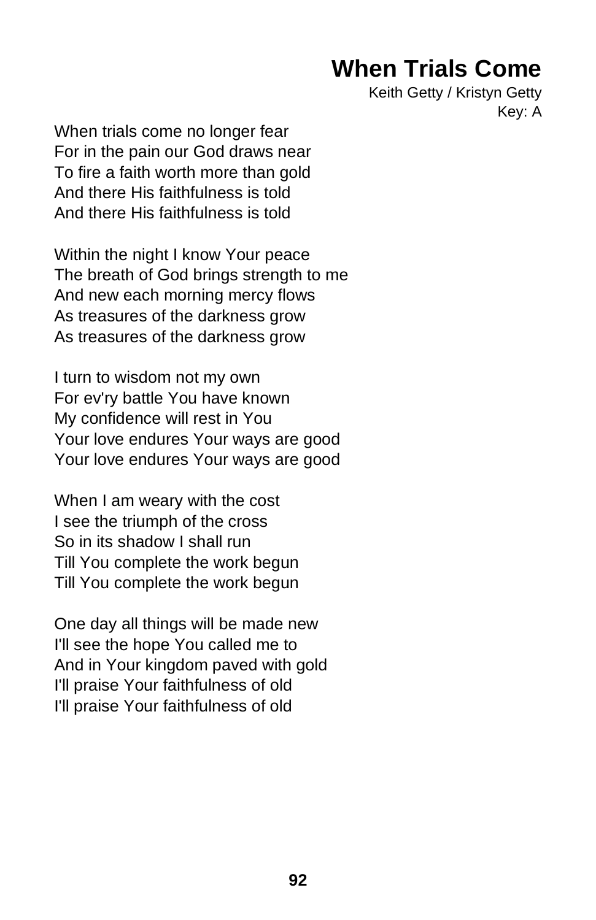# When Trials Come

Keith Getty / Kristyn Getty
Key: A

When trials come no longer fear
For in the pain our God draws near
To fire a faith worth more than gold
And there His faithfulness is told
And there His faithfulness is told

Within the night I know Your peace
The breath of God brings strength to me
And new each morning mercy flows
As treasures of the darkness grow
As treasures of the darkness grow

I turn to wisdom not my own
For ev'ry battle You have known
My confidence will rest in You
Your love endures Your ways are good
Your love endures Your ways are good

When I am weary with the cost
I see the triumph of the cross
So in its shadow I shall run
Till You complete the work begun
Till You complete the work begun

One day all things will be made new
I'll see the hope You called me to
And in Your kingdom paved with gold
I'll praise Your faithfulness of old
I'll praise Your faithfulness of old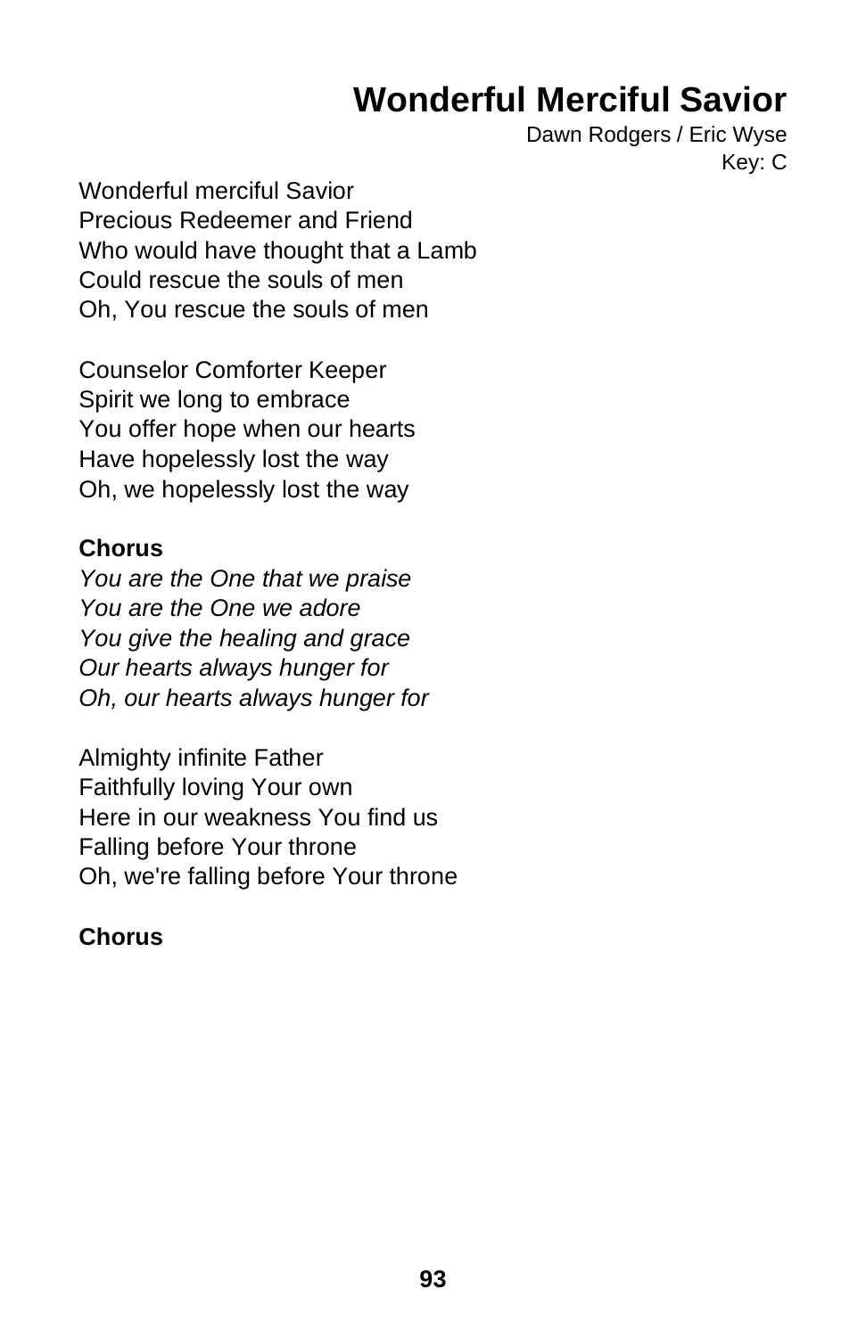# Wonderful Merciful Savior

Dawn Rodgers / Eric Wyse
Key: C

Wonderful merciful Savior
Precious Redeemer and Friend
Who would have thought that a Lamb
Could rescue the souls of men
Oh, You rescue the souls of men

Counselor Comforter Keeper
Spirit we long to embrace
You offer hope when our hearts
Have hopelessly lost the way
Oh, we hopelessly lost the way

**Chorus**
*You are the One that we praise*
*You are the One we adore*
*You give the healing and grace*
*Our hearts always hunger for*
*Oh, our hearts always hunger for*

Almighty infinite Father
Faithfully loving Your own
Here in our weakness You find us
Falling before Your throne
Oh, we're falling before Your throne

**Chorus**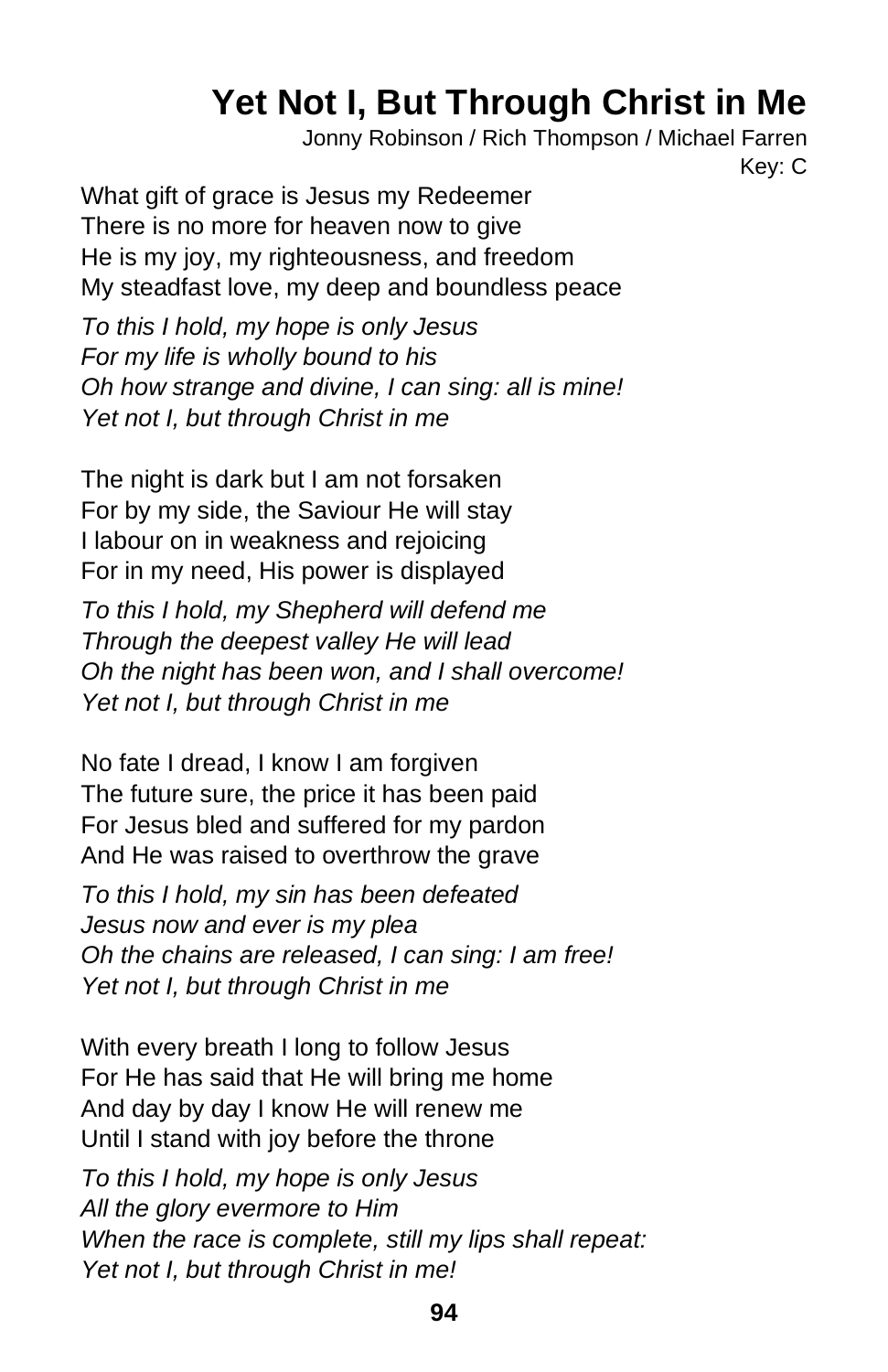# Yet Not I, But Through Christ in Me

Jonny Robinson / Rich Thompson / Michael Farren
Key: C

What gift of grace is Jesus my Redeemer
There is no more for heaven now to give
He is my joy, my righteousness, and freedom
My steadfast love, my deep and boundless peace

*To this I hold, my hope is only Jesus*
*For my life is wholly bound to his*
*Oh how strange and divine, I can sing: all is mine!*
*Yet not I, but through Christ in me*

The night is dark but I am not forsaken
For by my side, the Saviour He will stay
I labour on in weakness and rejoicing
For in my need, His power is displayed

*To this I hold, my Shepherd will defend me*
*Through the deepest valley He will lead*
*Oh the night has been won, and I shall overcome!*
*Yet not I, but through Christ in me*

No fate I dread, I know I am forgiven
The future sure, the price it has been paid
For Jesus bled and suffered for my pardon
And He was raised to overthrow the grave

*To this I hold, my sin has been defeated*
*Jesus now and ever is my plea*
*Oh the chains are released, I can sing: I am free!*
*Yet not I, but through Christ in me*

With every breath I long to follow Jesus
For He has said that He will bring me home
And day by day I know He will renew me
Until I stand with joy before the throne

*To this I hold, my hope is only Jesus*
*All the glory evermore to Him*
*When the race is complete, still my lips shall repeat:*
*Yet not I, but through Christ in me!*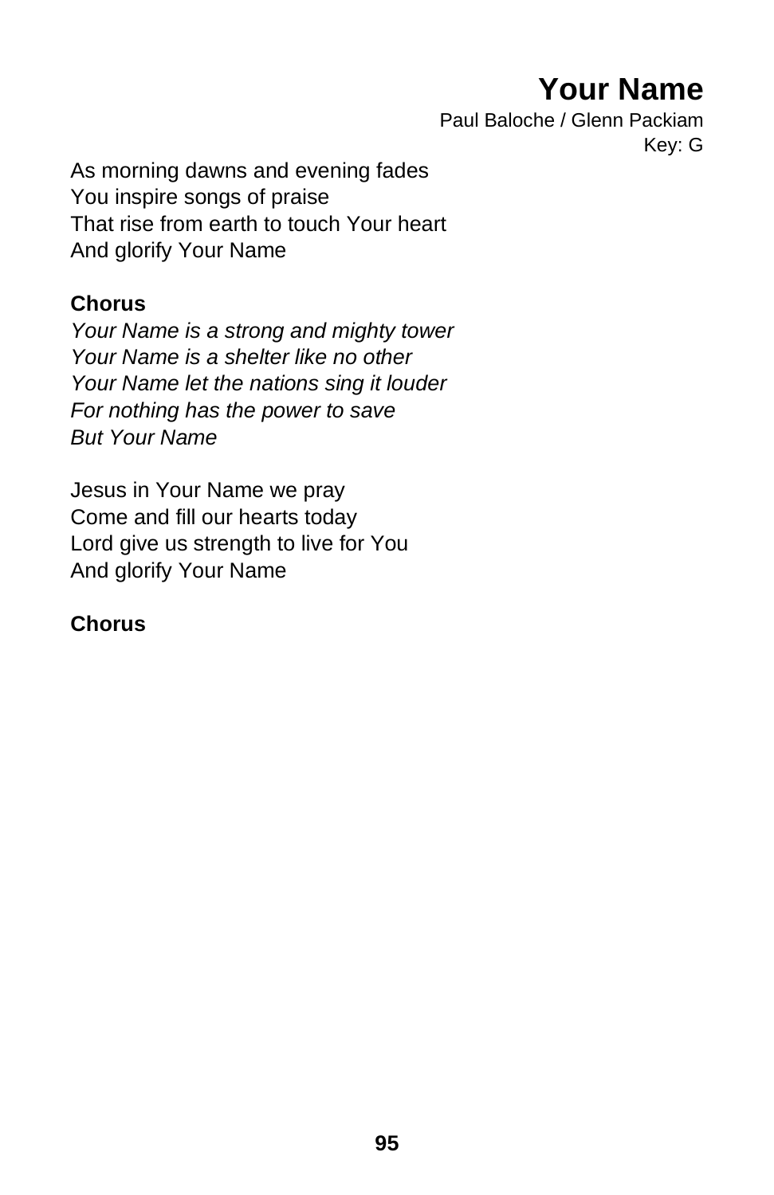# Your Name

Paul Baloche / Glenn Packiam
Key: G

As morning dawns and evening fades
You inspire songs of praise
That rise from earth to touch Your heart
And glorify Your Name

**Chorus**

*Your Name is a strong and mighty tower*
*Your Name is a shelter like no other*
*Your Name let the nations sing it louder*
*For nothing has the power to save*
*But Your Name*

Jesus in Your Name we pray
Come and fill our hearts today
Lord give us strength to live for You
And glorify Your Name

**Chorus**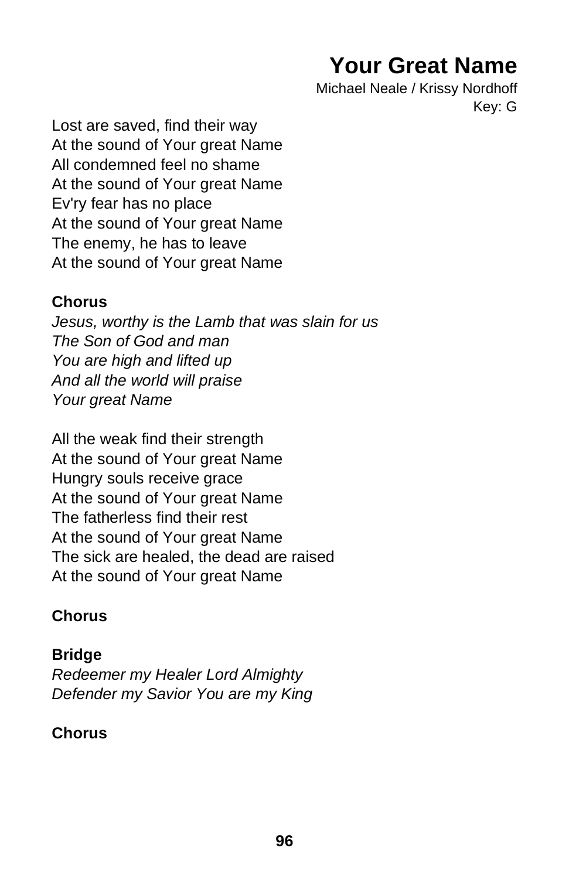# Your Great Name

Michael Neale / Krissy Nordhoff
Key: G

Lost are saved, find their way
At the sound of Your great Name
All condemned feel no shame
At the sound of Your great Name
Ev'ry fear has no place
At the sound of Your great Name
The enemy, he has to leave
At the sound of Your great Name

**Chorus**
*Jesus, worthy is the Lamb that was slain for us*
*The Son of God and man*
*You are high and lifted up*
*And all the world will praise*
*Your great Name*

All the weak find their strength
At the sound of Your great Name
Hungry souls receive grace
At the sound of Your great Name
The fatherless find their rest
At the sound of Your great Name
The sick are healed, the dead are raised
At the sound of Your great Name

**Chorus**

**Bridge**
*Redeemer my Healer Lord Almighty*
*Defender my Savior You are my King*

**Chorus**